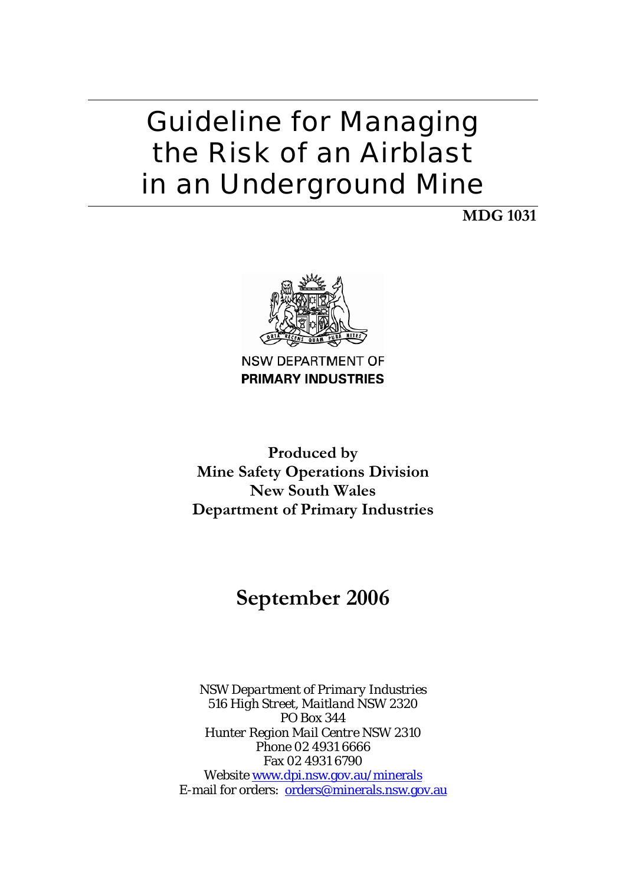# Guideline for Managing the Risk of an Airblast in an Underground Mine

**MDG 1031**

NSW DEPARTMENT OF
**PRIMARY INDUSTRIES**

**Produced by**
**Mine Safety Operations Division**
**New South Wales**
**Department of Primary Industries**

## September 2006

*NSW Department of Primary Industries*
*516 High Street, Maitland NSW 2320*
*PO Box 344*
*Hunter Region Mail Centre NSW 2310*
*Phone 02 4931 6666*
*Fax 02 4931 6790*
*Website www.dpi.nsw.gov.au/minerals*
*E-mail for orders: orders@minerals.nsw.gov.au*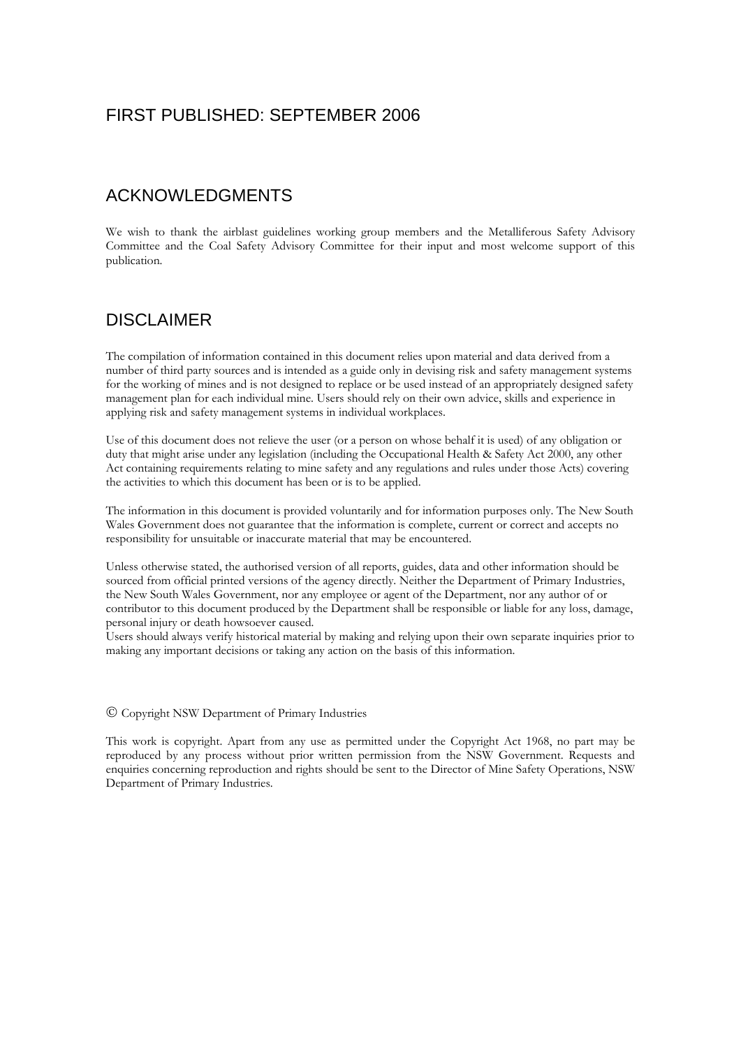## FIRST PUBLISHED: SEPTEMBER 2006

## ACKNOWLEDGMENTS

We wish to thank the airblast guidelines working group members and the Metalliferous Safety Advisory Committee and the Coal Safety Advisory Committee for their input and most welcome support of this publication.

## DISCLAIMER

The compilation of information contained in this document relies upon material and data derived from a number of third party sources and is intended as a guide only in devising risk and safety management systems for the working of mines and is not designed to replace or be used instead of an appropriately designed safety management plan for each individual mine. Users should rely on their own advice, skills and experience in applying risk and safety management systems in individual workplaces.

Use of this document does not relieve the user (or a person on whose behalf it is used) of any obligation or duty that might arise under any legislation (including the Occupational Health & Safety Act 2000, any other Act containing requirements relating to mine safety and any regulations and rules under those Acts) covering the activities to which this document has been or is to be applied.

The information in this document is provided voluntarily and for information purposes only. The New South Wales Government does not guarantee that the information is complete, current or correct and accepts no responsibility for unsuitable or inaccurate material that may be encountered.

Unless otherwise stated, the authorised version of all reports, guides, data and other information should be sourced from official printed versions of the agency directly. Neither the Department of Primary Industries, the New South Wales Government, nor any employee or agent of the Department, nor any author of or contributor to this document produced by the Department shall be responsible or liable for any loss, damage, personal injury or death howsoever caused.
Users should always verify historical material by making and relying upon their own separate inquiries prior to making any important decisions or taking any action on the basis of this information.

© Copyright NSW Department of Primary Industries

This work is copyright. Apart from any use as permitted under the Copyright Act 1968, no part may be reproduced by any process without prior written permission from the NSW Government. Requests and enquiries concerning reproduction and rights should be sent to the Director of Mine Safety Operations, NSW Department of Primary Industries.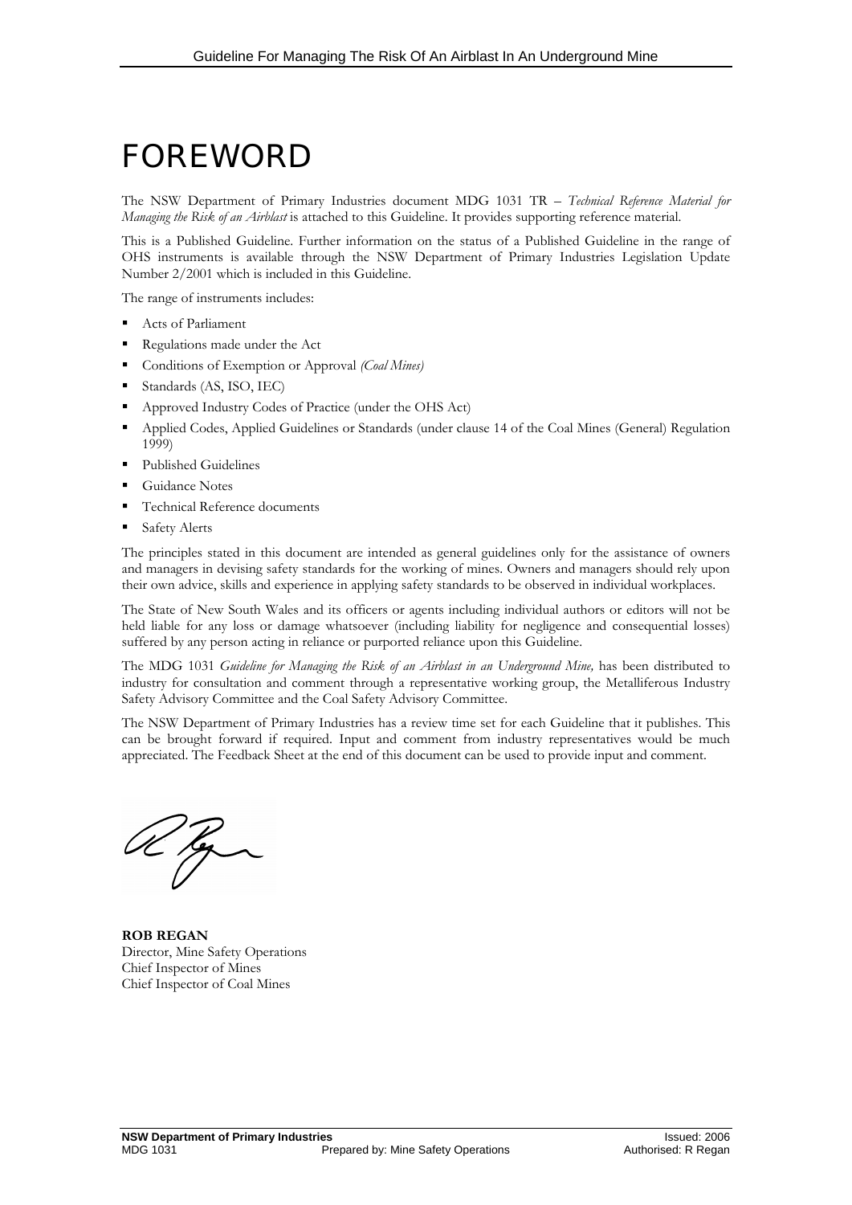# FOREWORD

The NSW Department of Primary Industries document MDG 1031 TR – *Technical Reference Material for Managing the Risk of an Airblast* is attached to this Guideline. It provides supporting reference material.

This is a Published Guideline. Further information on the status of a Published Guideline in the range of OHS instruments is available through the NSW Department of Primary Industries Legislation Update Number 2/2001 which is included in this Guideline.

The range of instruments includes:

- Acts of Parliament
- Regulations made under the Act
- Conditions of Exemption or Approval *(Coal Mines)*
- Standards (AS, ISO, IEC)
- Approved Industry Codes of Practice (under the OHS Act)
- Applied Codes, Applied Guidelines or Standards (under clause 14 of the Coal Mines (General) Regulation 1999)
- Published Guidelines
- Guidance Notes
- Technical Reference documents
- Safety Alerts

The principles stated in this document are intended as general guidelines only for the assistance of owners and managers in devising safety standards for the working of mines. Owners and managers should rely upon their own advice, skills and experience in applying safety standards to be observed in individual workplaces.

The State of New South Wales and its officers or agents including individual authors or editors will not be held liable for any loss or damage whatsoever (including liability for negligence and consequential losses) suffered by any person acting in reliance or purported reliance upon this Guideline.

The MDG 1031 *Guideline for Managing the Risk of an Airblast in an Underground Mine,* has been distributed to industry for consultation and comment through a representative working group, the Metalliferous Industry Safety Advisory Committee and the Coal Safety Advisory Committee.

The NSW Department of Primary Industries has a review time set for each Guideline that it publishes. This can be brought forward if required. Input and comment from industry representatives would be much appreciated. The Feedback Sheet at the end of this document can be used to provide input and comment.

**ROB REGAN**
Director, Mine Safety Operations
Chief Inspector of Mines
Chief Inspector of Coal Mines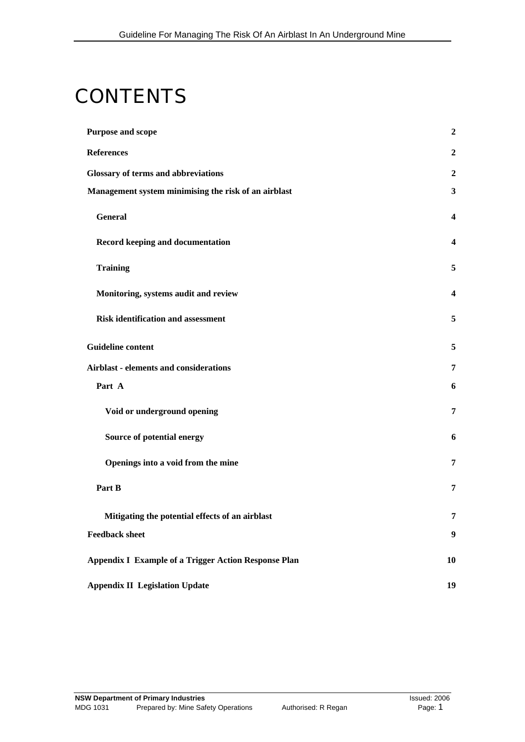# CONTENTS

| | |
|---|---|
| **Purpose and scope** | **2** |
| **References** | **2** |
| **Glossary of terms and abbreviations** | **2** |
| **Management system minimising the risk of an airblast** | **3** |
| &nbsp;&nbsp;&nbsp;&nbsp;**General** | **4** |
| &nbsp;&nbsp;&nbsp;&nbsp;**Record keeping and documentation** | **4** |
| &nbsp;&nbsp;&nbsp;&nbsp;**Training** | **5** |
| &nbsp;&nbsp;&nbsp;&nbsp;**Monitoring, systems audit and review** | **4** |
| &nbsp;&nbsp;&nbsp;&nbsp;**Risk identification and assessment** | **5** |
| **Guideline content** | **5** |
| **Airblast - elements and considerations** | **7** |
| &nbsp;&nbsp;&nbsp;&nbsp;**Part A** | **6** |
| &nbsp;&nbsp;&nbsp;&nbsp;&nbsp;&nbsp;&nbsp;&nbsp;**Void or underground opening** | **7** |
| &nbsp;&nbsp;&nbsp;&nbsp;&nbsp;&nbsp;&nbsp;&nbsp;**Source of potential energy** | **6** |
| &nbsp;&nbsp;&nbsp;&nbsp;&nbsp;&nbsp;&nbsp;&nbsp;**Openings into a void from the mine** | **7** |
| &nbsp;&nbsp;&nbsp;&nbsp;**Part B** | **7** |
| &nbsp;&nbsp;&nbsp;&nbsp;&nbsp;&nbsp;&nbsp;&nbsp;**Mitigating the potential effects of an airblast** | **7** |
| **Feedback sheet** | **9** |
| **Appendix I Example of a Trigger Action Response Plan** | **10** |
| **Appendix II Legislation Update** | **19** |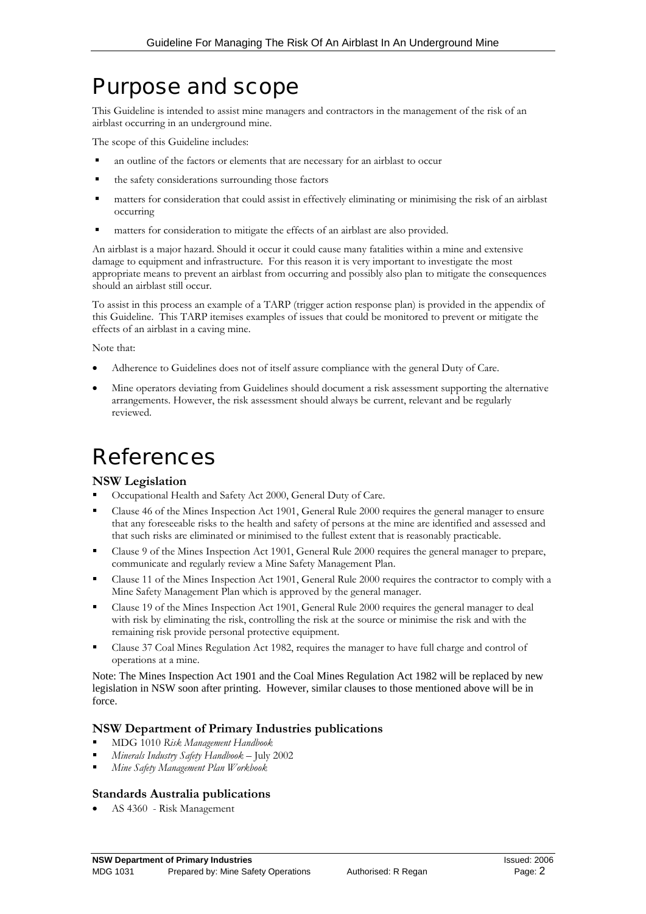# Purpose and scope

This Guideline is intended to assist mine managers and contractors in the management of the risk of an airblast occurring in an underground mine.

The scope of this Guideline includes:

- an outline of the factors or elements that are necessary for an airblast to occur
- the safety considerations surrounding those factors
- matters for consideration that could assist in effectively eliminating or minimising the risk of an airblast occurring
- matters for consideration to mitigate the effects of an airblast are also provided.

An airblast is a major hazard. Should it occur it could cause many fatalities within a mine and extensive damage to equipment and infrastructure. For this reason it is very important to investigate the most appropriate means to prevent an airblast from occurring and possibly also plan to mitigate the consequences should an airblast still occur.

To assist in this process an example of a TARP (trigger action response plan) is provided in the appendix of this Guideline. This TARP itemises examples of issues that could be monitored to prevent or mitigate the effects of an airblast in a caving mine.

Note that:

- Adherence to Guidelines does not of itself assure compliance with the general Duty of Care.
- Mine operators deviating from Guidelines should document a risk assessment supporting the alternative arrangements. However, the risk assessment should always be current, relevant and be regularly reviewed.

# References

### NSW Legislation

- Occupational Health and Safety Act 2000, General Duty of Care.
- Clause 46 of the Mines Inspection Act 1901, General Rule 2000 requires the general manager to ensure that any foreseeable risks to the health and safety of persons at the mine are identified and assessed and that such risks are eliminated or minimised to the fullest extent that is reasonably practicable.
- Clause 9 of the Mines Inspection Act 1901, General Rule 2000 requires the general manager to prepare, communicate and regularly review a Mine Safety Management Plan.
- Clause 11 of the Mines Inspection Act 1901, General Rule 2000 requires the contractor to comply with a Mine Safety Management Plan which is approved by the general manager.
- Clause 19 of the Mines Inspection Act 1901, General Rule 2000 requires the general manager to deal with risk by eliminating the risk, controlling the risk at the source or minimise the risk and with the remaining risk provide personal protective equipment.
- Clause 37 Coal Mines Regulation Act 1982, requires the manager to have full charge and control of operations at a mine.

Note: The Mines Inspection Act 1901 and the Coal Mines Regulation Act 1982 will be replaced by new legislation in NSW soon after printing. However, similar clauses to those mentioned above will be in force.

### NSW Department of Primary Industries publications

- MDG 1010 *Risk Management Handbook*
- *Minerals Industry Safety Handbook* – July 2002
- *Mine Safety Management Plan Workbook*

### Standards Australia publications

- AS 4360 - Risk Management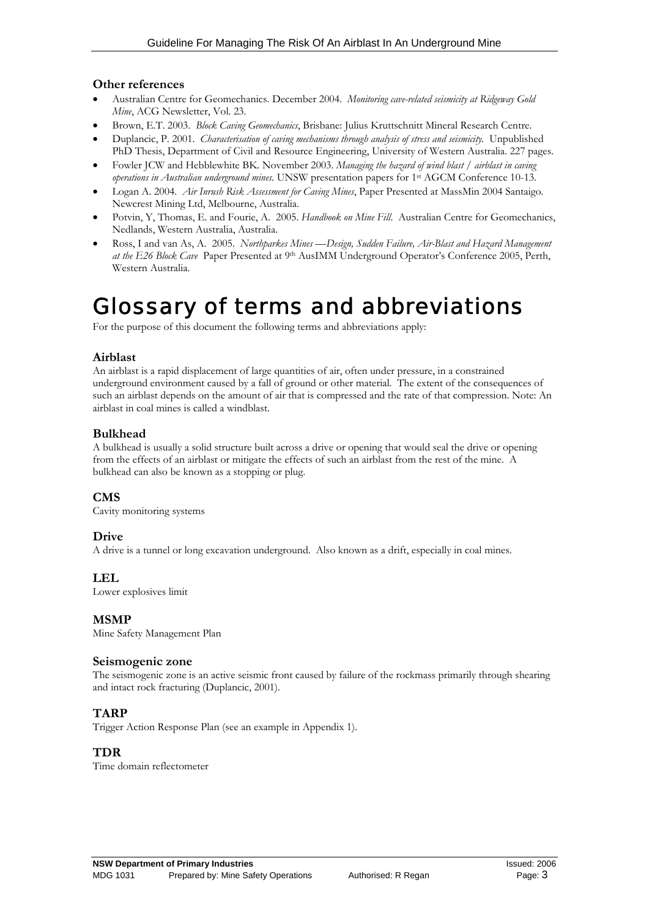### Other references

- Australian Centre for Geomechanics. December 2004. *Monitoring cave-related seismicity at Ridgeway Gold Mine*, ACG Newsletter, Vol. 23.
- Brown, E.T. 2003. *Block Caving Geomechanics*, Brisbane: Julius Kruttschnitt Mineral Research Centre.
- Duplancic, P. 2001. *Characterisation of caving mechanisms through analysis of stress and seismicity.* Unpublished PhD Thesis, Department of Civil and Resource Engineering, University of Western Australia. 227 pages.
- Fowler JCW and Hebblewhite BK. November 2003. *Managing the hazard of wind blast / airblast in caving operations in Australian underground mines.* UNSW presentation papers for 1st AGCM Conference 10-13.
- Logan A. 2004. *Air Inrush Risk Assessment for Caving Mines*, Paper Presented at MassMin 2004 Santaigo. Newcrest Mining Ltd, Melbourne, Australia.
- Potvin, Y, Thomas, E. and Fourie, A. 2005. *Handbook on Mine Fill.* Australian Centre for Geomechanics, Nedlands, Western Australia, Australia.
- Ross, I and van As, A. 2005. *Northparkes Mines —Design, Sudden Failure, Air-Blast and Hazard Management at the E26 Block Cave* Paper Presented at 9th AusIMM Underground Operator's Conference 2005, Perth, Western Australia.

# Glossary of terms and abbreviations

For the purpose of this document the following terms and abbreviations apply:

### Airblast

An airblast is a rapid displacement of large quantities of air, often under pressure, in a constrained underground environment caused by a fall of ground or other material. The extent of the consequences of such an airblast depends on the amount of air that is compressed and the rate of that compression. Note: An airblast in coal mines is called a windblast.

### Bulkhead

A bulkhead is usually a solid structure built across a drive or opening that would seal the drive or opening from the effects of an airblast or mitigate the effects of such an airblast from the rest of the mine. A bulkhead can also be known as a stopping or plug.

### CMS

Cavity monitoring systems

### Drive

A drive is a tunnel or long excavation underground. Also known as a drift, especially in coal mines.

### LEL

Lower explosives limit

### MSMP

Mine Safety Management Plan

### Seismogenic zone

The seismogenic zone is an active seismic front caused by failure of the rockmass primarily through shearing and intact rock fracturing (Duplancic, 2001).

### TARP

Trigger Action Response Plan (see an example in Appendix 1).

### TDR

Time domain reflectometer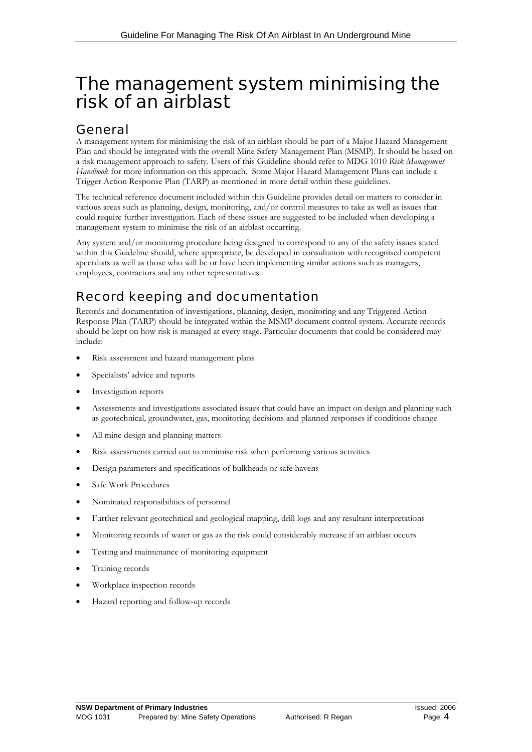# The management system minimising the risk of an airblast

## General

A management system for minimising the risk of an airblast should be part of a Major Hazard Management Plan and should be integrated with the overall Mine Safety Management Plan (MSMP). It should be based on a risk management approach to safety. Users of this Guideline should refer to MDG 1010 *Risk Management Handbook* for more information on this approach. Some Major Hazard Management Plans can include a Trigger Action Response Plan (TARP) as mentioned in more detail within these guidelines.

The technical reference document included within this Guideline provides detail on matters to consider in various areas such as planning, design, monitoring, and/or control measures to take as well as issues that could require further investigation. Each of these issues are suggested to be included when developing a management system to minimise the risk of an airblast occurring.

Any system and/or monitoring procedure being designed to correspond to any of the safety issues stated within this Guideline should, where appropriate, be developed in consultation with recognised competent specialists as well as those who will be or have been implementing similar actions such as managers, employees, contractors and any other representatives.

## Record keeping and documentation

Records and documentation of investigations, planning, design, monitoring and any Triggered Action Response Plan (TARP) should be integrated within the MSMP document control system. Accurate records should be kept on how risk is managed at every stage. Particular documents that could be considered may include:

- Risk assessment and hazard management plans
- Specialists' advice and reports
- Investigation reports
- Assessments and investigations associated issues that could have an impact on design and planning such as geotechnical, groundwater, gas, monitoring decisions and planned responses if conditions change
- All mine design and planning matters
- Risk assessments carried out to minimise risk when performing various activities
- Design parameters and specifications of bulkheads or safe havens
- Safe Work Procedures
- Nominated responsibilities of personnel
- Further relevant geotechnical and geological mapping, drill logs and any resultant interpretations
- Monitoring records of water or gas as the risk could considerably increase if an airblast occurs
- Testing and maintenance of monitoring equipment
- Training records
- Workplace inspection records
- Hazard reporting and follow-up records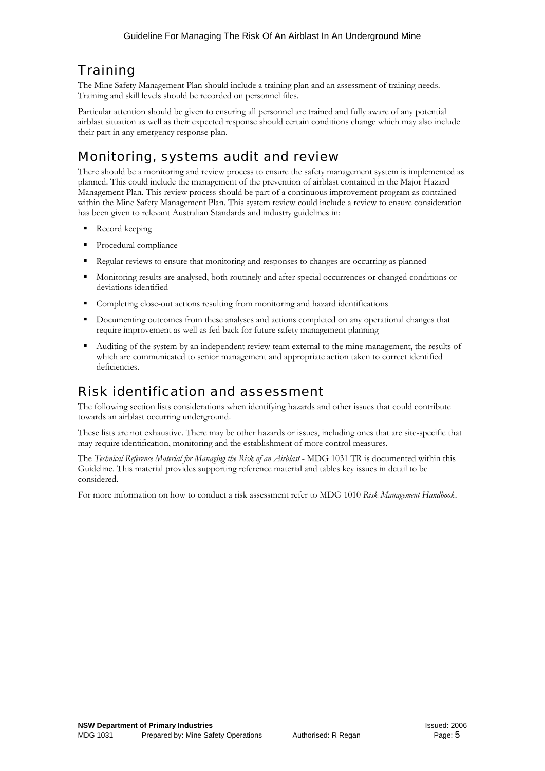## Training

The Mine Safety Management Plan should include a training plan and an assessment of training needs. Training and skill levels should be recorded on personnel files.

Particular attention should be given to ensuring all personnel are trained and fully aware of any potential airblast situation as well as their expected response should certain conditions change which may also include their part in any emergency response plan.

## Monitoring, systems audit and review

There should be a monitoring and review process to ensure the safety management system is implemented as planned. This could include the management of the prevention of airblast contained in the Major Hazard Management Plan. This review process should be part of a continuous improvement program as contained within the Mine Safety Management Plan. This system review could include a review to ensure consideration has been given to relevant Australian Standards and industry guidelines in:

- Record keeping
- Procedural compliance
- Regular reviews to ensure that monitoring and responses to changes are occurring as planned
- Monitoring results are analysed, both routinely and after special occurrences or changed conditions or deviations identified
- Completing close-out actions resulting from monitoring and hazard identifications
- Documenting outcomes from these analyses and actions completed on any operational changes that require improvement as well as fed back for future safety management planning
- Auditing of the system by an independent review team external to the mine management, the results of which are communicated to senior management and appropriate action taken to correct identified deficiencies.

## Risk identification and assessment

The following section lists considerations when identifying hazards and other issues that could contribute towards an airblast occurring underground.

These lists are not exhaustive. There may be other hazards or issues, including ones that are site-specific that may require identification, monitoring and the establishment of more control measures.

The *Technical Reference Material for Managing the Risk of an Airblast* - MDG 1031 TR is documented within this Guideline. This material provides supporting reference material and tables key issues in detail to be considered.

For more information on how to conduct a risk assessment refer to MDG 1010 *Risk Management Handbook.*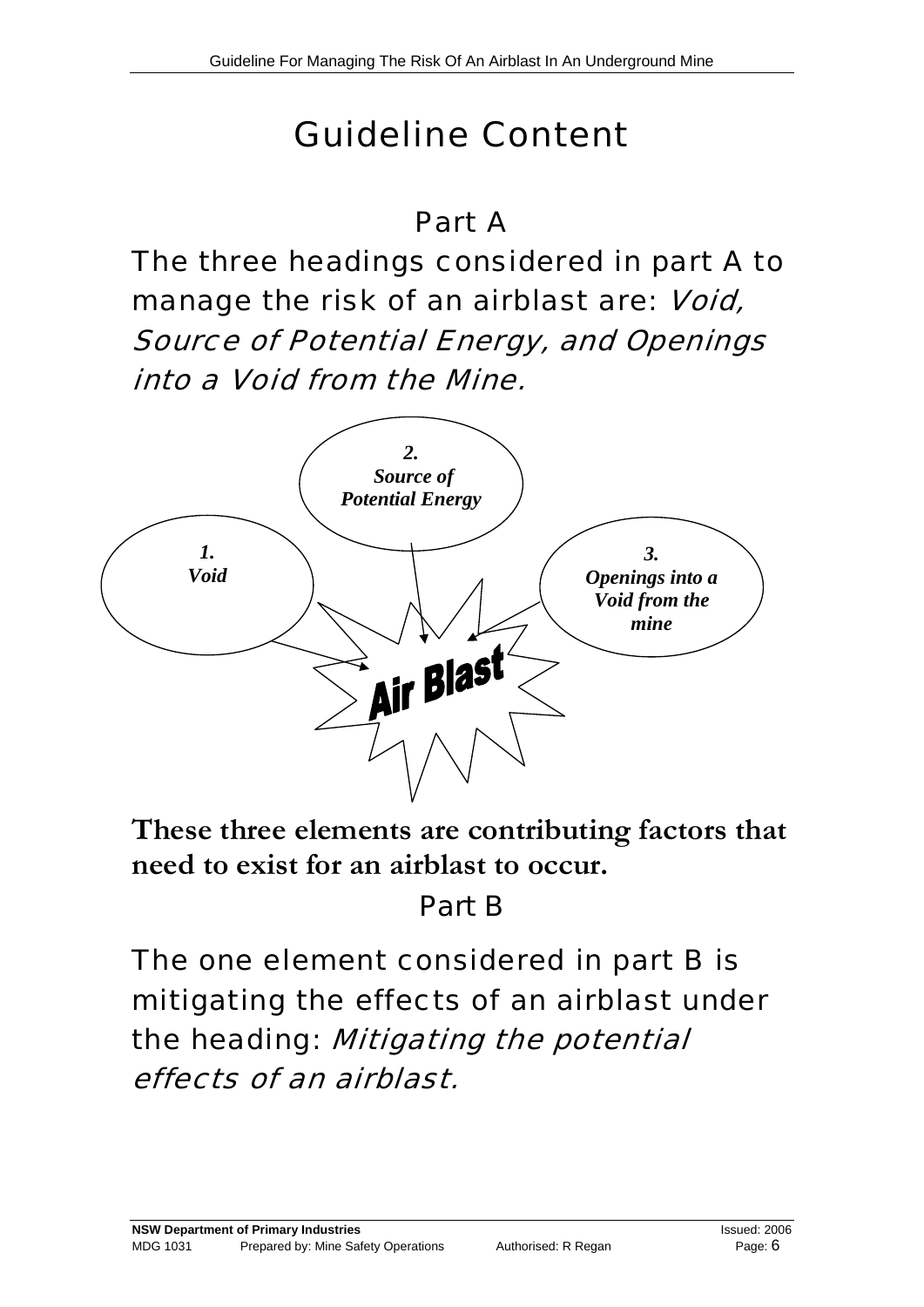# Guideline Content

## Part A

The three headings considered in part A to manage the risk of an airblast are: *Void, Source of Potential Energy, and Openings into a Void from the Mine.*

***1. Void***

***2. Source of Potential Energy***

***3. Openings into a Void from the mine***

**Air Blast**

**These three elements are contributing factors that need to exist for an airblast to occur.**

## Part B

The one element considered in part B is mitigating the effects of an airblast under the heading: *Mitigating the potential effects of an airblast.*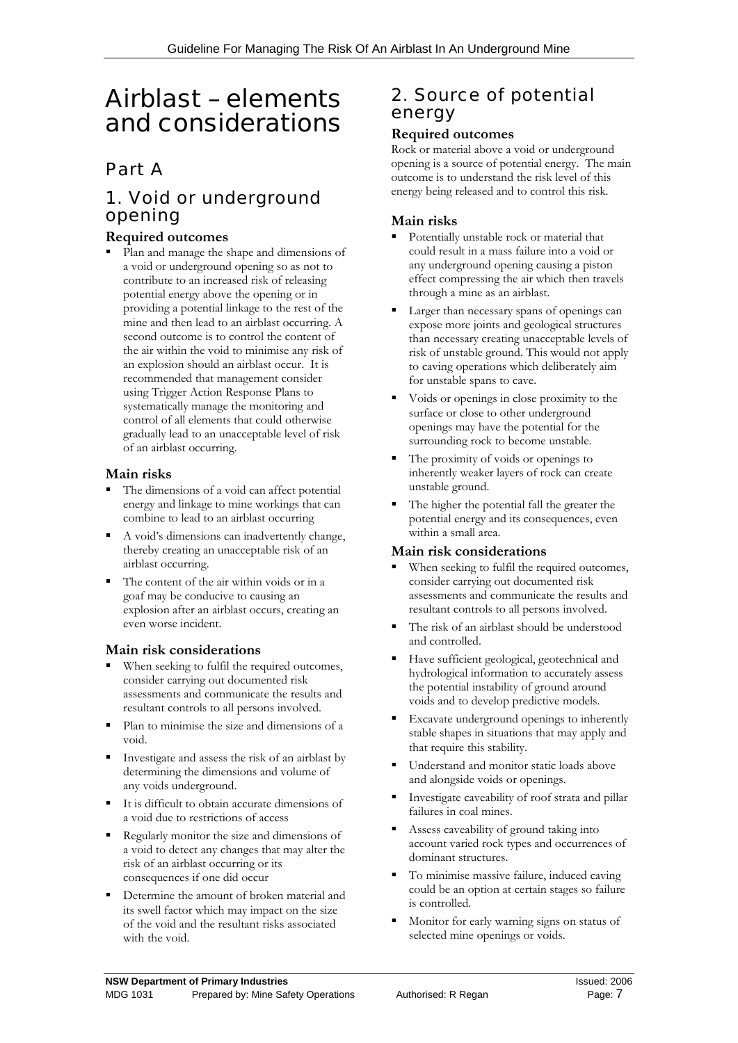# Airblast – elements and considerations

## Part A

## 1. Void or underground opening

### Required outcomes

- Plan and manage the shape and dimensions of a void or underground opening so as not to contribute to an increased risk of releasing potential energy above the opening or in providing a potential linkage to the rest of the mine and then lead to an airblast occurring. A second outcome is to control the content of the air within the void to minimise any risk of an explosion should an airblast occur. It is recommended that management consider using Trigger Action Response Plans to systematically manage the monitoring and control of all elements that could otherwise gradually lead to an unacceptable level of risk of an airblast occurring.

### Main risks

- The dimensions of a void can affect potential energy and linkage to mine workings that can combine to lead to an airblast occurring
- A void's dimensions can inadvertently change, thereby creating an unacceptable risk of an airblast occurring.
- The content of the air within voids or in a goaf may be conducive to causing an explosion after an airblast occurs, creating an even worse incident.

### Main risk considerations

- When seeking to fulfil the required outcomes, consider carrying out documented risk assessments and communicate the results and resultant controls to all persons involved.
- Plan to minimise the size and dimensions of a void.
- Investigate and assess the risk of an airblast by determining the dimensions and volume of any voids underground.
- It is difficult to obtain accurate dimensions of a void due to restrictions of access
- Regularly monitor the size and dimensions of a void to detect any changes that may alter the risk of an airblast occurring or its consequences if one did occur
- Determine the amount of broken material and its swell factor which may impact on the size of the void and the resultant risks associated with the void.

## 2. Source of potential energy

### Required outcomes

Rock or material above a void or underground opening is a source of potential energy. The main outcome is to understand the risk level of this energy being released and to control this risk.

### Main risks

- Potentially unstable rock or material that could result in a mass failure into a void or any underground opening causing a piston effect compressing the air which then travels through a mine as an airblast.
- Larger than necessary spans of openings can expose more joints and geological structures than necessary creating unacceptable levels of risk of unstable ground. This would not apply to caving operations which deliberately aim for unstable spans to cave.
- Voids or openings in close proximity to the surface or close to other underground openings may have the potential for the surrounding rock to become unstable.
- The proximity of voids or openings to inherently weaker layers of rock can create unstable ground.
- The higher the potential fall the greater the potential energy and its consequences, even within a small area.

### Main risk considerations

- When seeking to fulfil the required outcomes, consider carrying out documented risk assessments and communicate the results and resultant controls to all persons involved.
- The risk of an airblast should be understood and controlled.
- Have sufficient geological, geotechnical and hydrological information to accurately assess the potential instability of ground around voids and to develop predictive models.
- Excavate underground openings to inherently stable shapes in situations that may apply and that require this stability.
- Understand and monitor static loads above and alongside voids or openings.
- Investigate caveability of roof strata and pillar failures in coal mines.
- Assess caveability of ground taking into account varied rock types and occurrences of dominant structures.
- To minimise massive failure, induced caving could be an option at certain stages so failure is controlled.
- Monitor for early warning signs on status of selected mine openings or voids.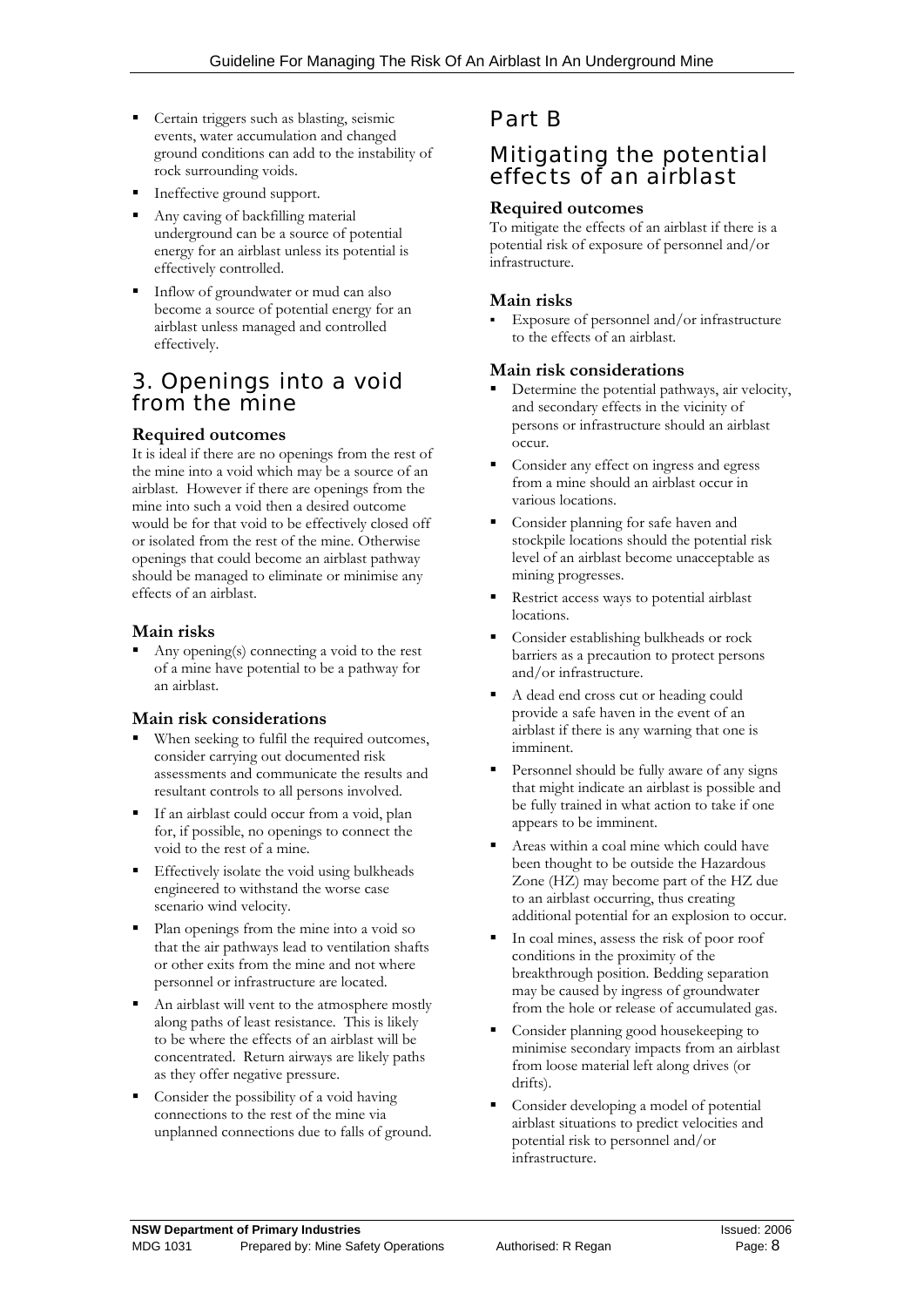- Certain triggers such as blasting, seismic events, water accumulation and changed ground conditions can add to the instability of rock surrounding voids.
- Ineffective ground support.
- Any caving of backfilling material underground can be a source of potential energy for an airblast unless its potential is effectively controlled.
- Inflow of groundwater or mud can also become a source of potential energy for an airblast unless managed and controlled effectively.

## 3. Openings into a void from the mine

### Required outcomes

It is ideal if there are no openings from the rest of the mine into a void which may be a source of an airblast. However if there are openings from the mine into such a void then a desired outcome would be for that void to be effectively closed off or isolated from the rest of the mine. Otherwise openings that could become an airblast pathway should be managed to eliminate or minimise any effects of an airblast.

### Main risks

- Any opening(s) connecting a void to the rest of a mine have potential to be a pathway for an airblast.

### Main risk considerations

- When seeking to fulfil the required outcomes, consider carrying out documented risk assessments and communicate the results and resultant controls to all persons involved.
- If an airblast could occur from a void, plan for, if possible, no openings to connect the void to the rest of a mine.
- Effectively isolate the void using bulkheads engineered to withstand the worse case scenario wind velocity.
- Plan openings from the mine into a void so that the air pathways lead to ventilation shafts or other exits from the mine and not where personnel or infrastructure are located.
- An airblast will vent to the atmosphere mostly along paths of least resistance. This is likely to be where the effects of an airblast will be concentrated. Return airways are likely paths as they offer negative pressure.
- Consider the possibility of a void having connections to the rest of the mine via unplanned connections due to falls of ground.

# Part B

## Mitigating the potential effects of an airblast

### Required outcomes

To mitigate the effects of an airblast if there is a potential risk of exposure of personnel and/or infrastructure.

### Main risks

- Exposure of personnel and/or infrastructure to the effects of an airblast.

### Main risk considerations

- Determine the potential pathways, air velocity, and secondary effects in the vicinity of persons or infrastructure should an airblast occur.
- Consider any effect on ingress and egress from a mine should an airblast occur in various locations.
- Consider planning for safe haven and stockpile locations should the potential risk level of an airblast become unacceptable as mining progresses.
- Restrict access ways to potential airblast locations.
- Consider establishing bulkheads or rock barriers as a precaution to protect persons and/or infrastructure.
- A dead end cross cut or heading could provide a safe haven in the event of an airblast if there is any warning that one is imminent.
- Personnel should be fully aware of any signs that might indicate an airblast is possible and be fully trained in what action to take if one appears to be imminent.
- Areas within a coal mine which could have been thought to be outside the Hazardous Zone (HZ) may become part of the HZ due to an airblast occurring, thus creating additional potential for an explosion to occur.
- In coal mines, assess the risk of poor roof conditions in the proximity of the breakthrough position. Bedding separation may be caused by ingress of groundwater from the hole or release of accumulated gas.
- Consider planning good housekeeping to minimise secondary impacts from an airblast from loose material left along drives (or drifts).
- Consider developing a model of potential airblast situations to predict velocities and potential risk to personnel and/or infrastructure.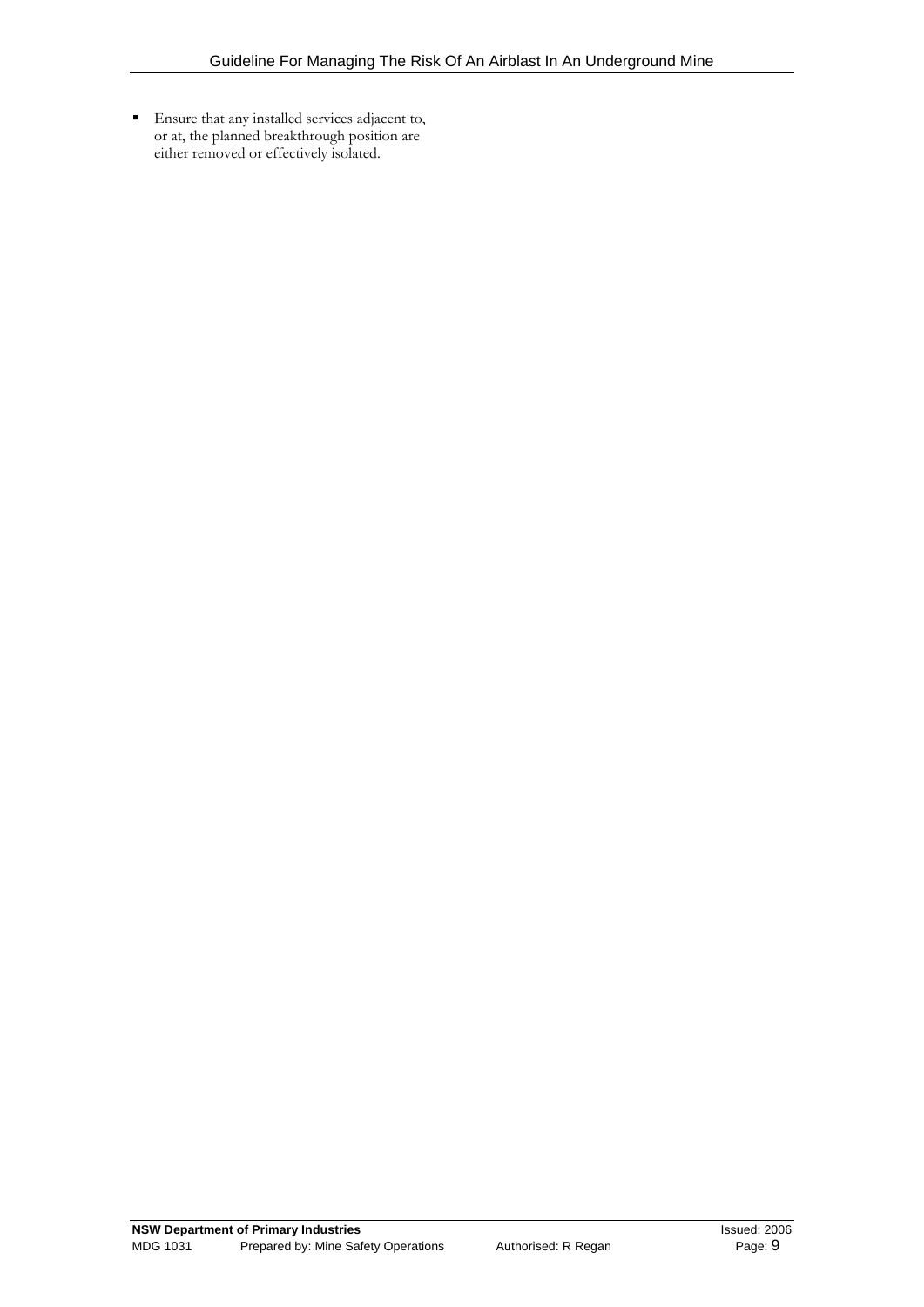- Ensure that any installed services adjacent to, or at, the planned breakthrough position are either removed or effectively isolated.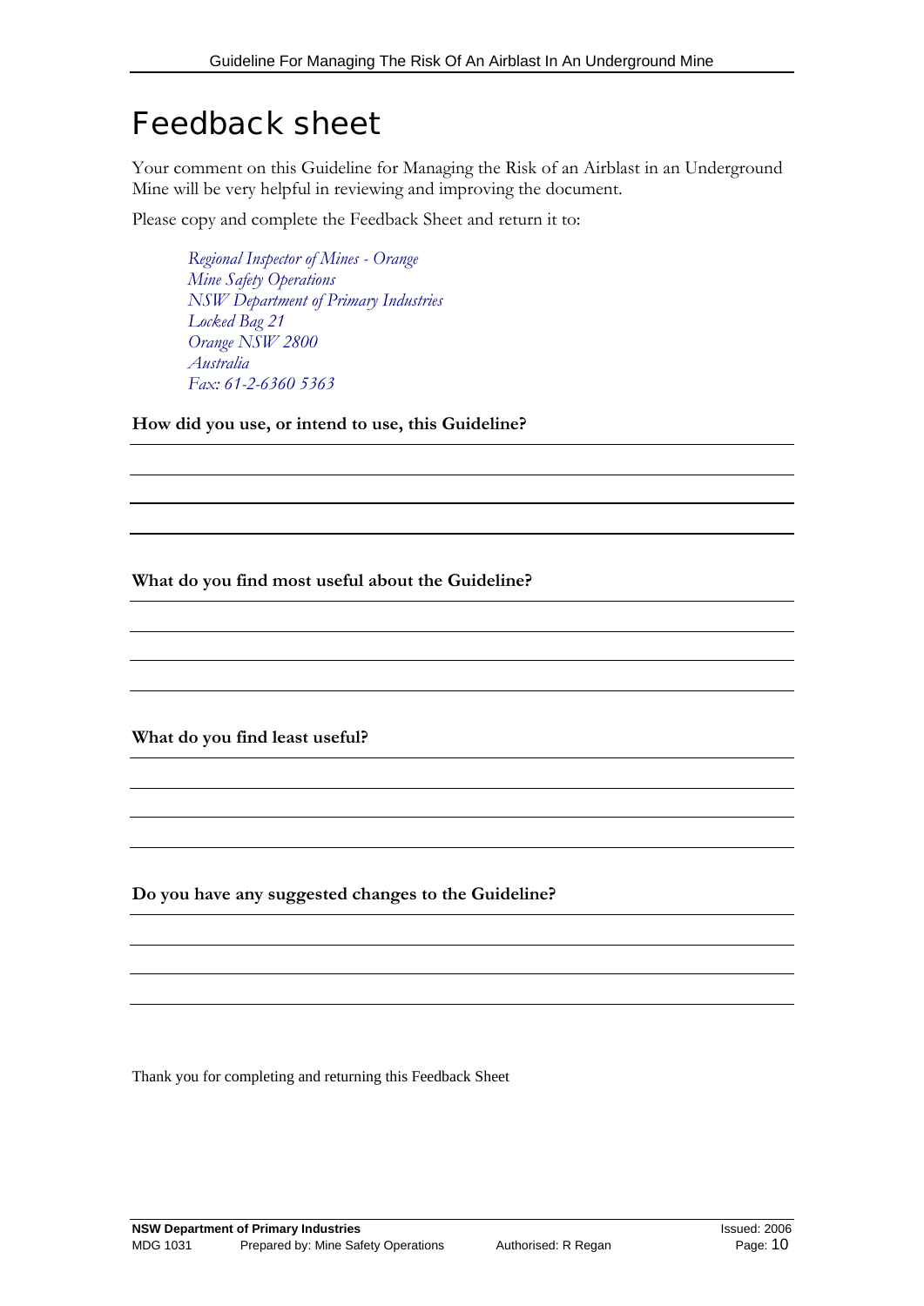# Feedback sheet

Your comment on this Guideline for Managing the Risk of an Airblast in an Underground Mine will be very helpful in reviewing and improving the document.

Please copy and complete the Feedback Sheet and return it to:

> *Regional Inspector of Mines - Orange*
> *Mine Safety Operations*
> *NSW Department of Primary Industries*
> *Locked Bag 21*
> *Orange NSW 2800*
> *Australia*
> *Fax: 61-2-6360 5363*

**How did you use, or intend to use, this Guideline?**

**What do you find most useful about the Guideline?**

**What do you find least useful?**

**Do you have any suggested changes to the Guideline?**

Thank you for completing and returning this Feedback Sheet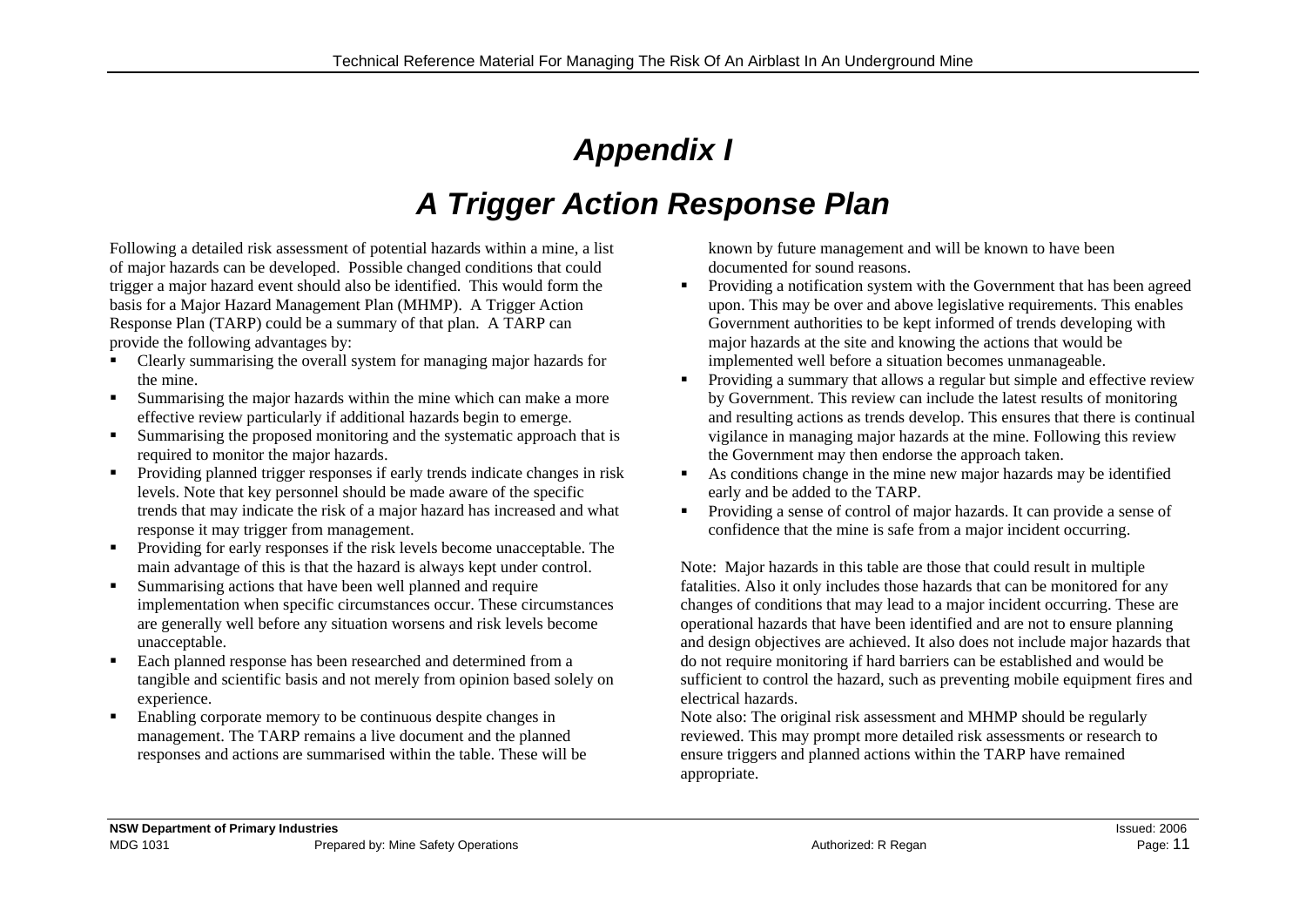# *Appendix I*

# *A Trigger Action Response Plan*

Following a detailed risk assessment of potential hazards within a mine, a list of major hazards can be developed. Possible changed conditions that could trigger a major hazard event should also be identified. This would form the basis for a Major Hazard Management Plan (MHMP). A Trigger Action Response Plan (TARP) could be a summary of that plan. A TARP can provide the following advantages by:

- Clearly summarising the overall system for managing major hazards for the mine.
- Summarising the major hazards within the mine which can make a more effective review particularly if additional hazards begin to emerge.
- Summarising the proposed monitoring and the systematic approach that is required to monitor the major hazards.
- Providing planned trigger responses if early trends indicate changes in risk levels. Note that key personnel should be made aware of the specific trends that may indicate the risk of a major hazard has increased and what response it may trigger from management.
- Providing for early responses if the risk levels become unacceptable. The main advantage of this is that the hazard is always kept under control.
- Summarising actions that have been well planned and require implementation when specific circumstances occur. These circumstances are generally well before any situation worsens and risk levels become unacceptable.
- Each planned response has been researched and determined from a tangible and scientific basis and not merely from opinion based solely on experience.
- Enabling corporate memory to be continuous despite changes in management. The TARP remains a live document and the planned responses and actions are summarised within the table. These will be known by future management and will be known to have been documented for sound reasons.
- Providing a notification system with the Government that has been agreed upon. This may be over and above legislative requirements. This enables Government authorities to be kept informed of trends developing with major hazards at the site and knowing the actions that would be implemented well before a situation becomes unmanageable.
- Providing a summary that allows a regular but simple and effective review by Government. This review can include the latest results of monitoring and resulting actions as trends develop. This ensures that there is continual vigilance in managing major hazards at the mine. Following this review the Government may then endorse the approach taken.
- As conditions change in the mine new major hazards may be identified early and be added to the TARP.
- Providing a sense of control of major hazards. It can provide a sense of confidence that the mine is safe from a major incident occurring.

Note: Major hazards in this table are those that could result in multiple fatalities. Also it only includes those hazards that can be monitored for any changes of conditions that may lead to a major incident occurring. These are operational hazards that have been identified and are not to ensure planning and design objectives are achieved. It also does not include major hazards that do not require monitoring if hard barriers can be established and would be sufficient to control the hazard, such as preventing mobile equipment fires and electrical hazards.

Note also: The original risk assessment and MHMP should be regularly reviewed. This may prompt more detailed risk assessments or research to ensure triggers and planned actions within the TARP have remained appropriate.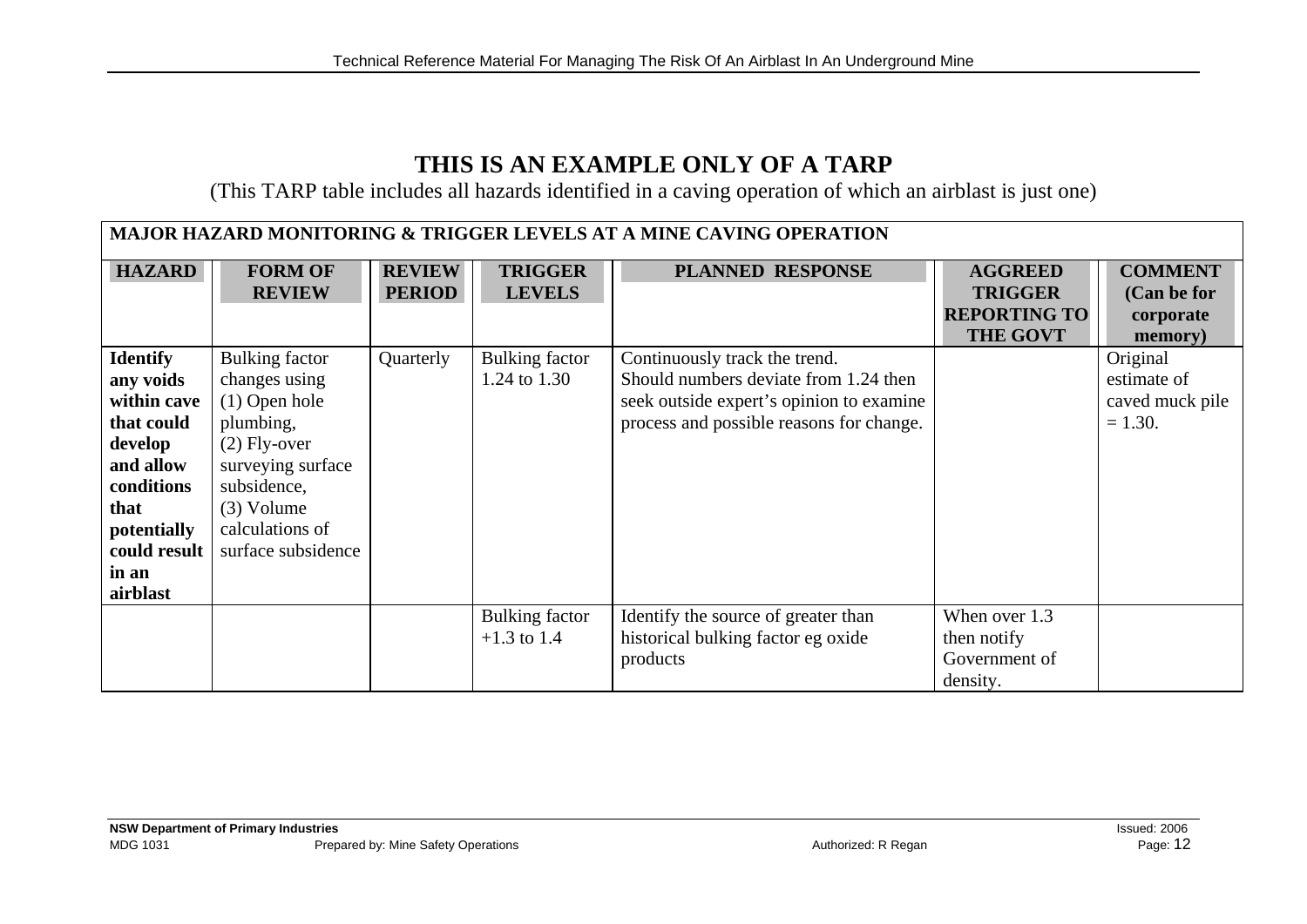# THIS IS AN EXAMPLE ONLY OF A TARP

(This TARP table includes all hazards identified in a caving operation of which an airblast is just one)

| MAJOR HAZARD MONITORING & TRIGGER LEVELS AT A MINE CAVING OPERATION | | | | | | |
|---|---|---|---|---|---|---|
| **HAZARD** | **FORM OF REVIEW** | **REVIEW PERIOD** | **TRIGGER LEVELS** | **PLANNED RESPONSE** | **AGGREED TRIGGER REPORTING TO THE GOVT** | **COMMENT (Can be for corporate memory)** |
| **Identify any voids within cave that could develop and allow conditions that potentially could result in an airblast** | Bulking factor changes using (1) Open hole plumbing, (2) Fly-over surveying surface subsidence, (3) Volume calculations of surface subsidence | Quarterly | Bulking factor 1.24 to 1.30 | Continuously track the trend. Should numbers deviate from 1.24 then seek outside expert's opinion to examine process and possible reasons for change. | | Original estimate of caved muck pile = 1.30. |
| | | | Bulking factor +1.3 to 1.4 | Identify the source of greater than historical bulking factor eg oxide products | When over 1.3 then notify Government of density. | |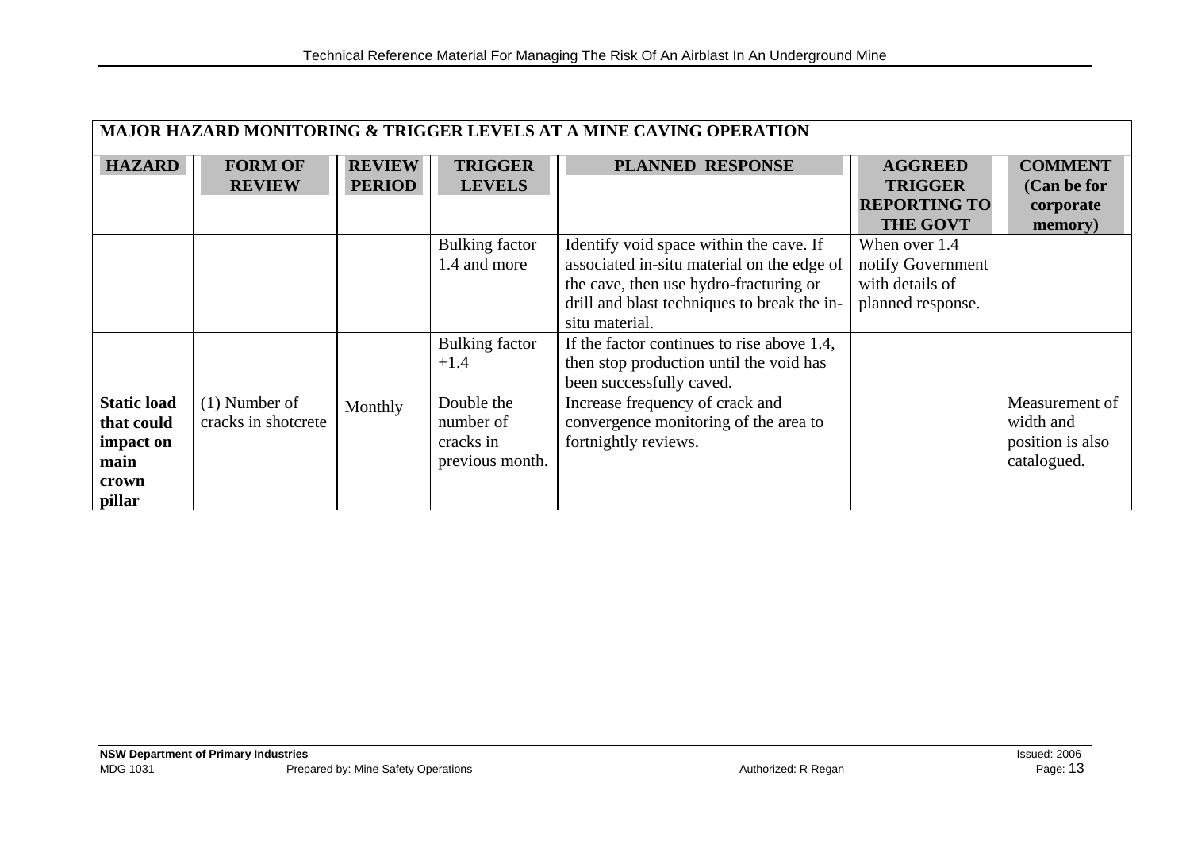| MAJOR HAZARD MONITORING & TRIGGER LEVELS AT A MINE CAVING OPERATION | | | | | | |
|---|---|---|---|---|---|---|
| **HAZARD** | **FORM OF REVIEW** | **REVIEW PERIOD** | **TRIGGER LEVELS** | **PLANNED RESPONSE** | **AGGREED TRIGGER REPORTING TO THE GOVT** | **COMMENT (Can be for corporate memory)** |
| | | | Bulking factor 1.4 and more | Identify void space within the cave. If associated in-situ material on the edge of the cave, then use hydro-fracturing or drill and blast techniques to break the in-situ material. | When over 1.4 notify Government with details of planned response. | |
| | | | Bulking factor +1.4 | If the factor continues to rise above 1.4, then stop production until the void has been successfully caved. | | |
| **Static load that could impact on main crown pillar** | (1) Number of cracks in shotcrete | Monthly | Double the number of cracks in previous month. | Increase frequency of crack and convergence monitoring of the area to fortnightly reviews. | | Measurement of width and position is also catalogued. |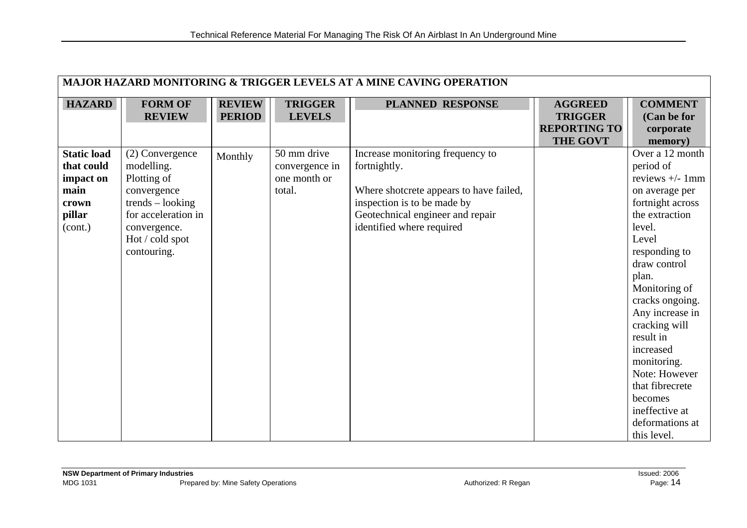| **MAJOR HAZARD MONITORING & TRIGGER LEVELS AT A MINE CAVING OPERATION** | | | | | | |
|---|---|---|---|---|---|---|
| **HAZARD** | **FORM OF REVIEW** | **REVIEW PERIOD** | **TRIGGER LEVELS** | **PLANNED RESPONSE** | **AGGREED TRIGGER REPORTING TO THE GOVT** | **COMMENT (Can be for corporate memory)** |
| **Static load that could impact on main crown pillar** (cont.) | (2) Convergence modelling. Plotting of convergence trends – looking for acceleration in convergence. Hot / cold spot contouring. | Monthly | 50 mm drive convergence in one month or total. | Increase monitoring frequency to fortnightly.<br><br>Where shotcrete appears to have failed, inspection is to be made by Geotechnical engineer and repair identified where required | | Over a 12 month period of reviews +/- 1mm on average per fortnight across the extraction level. Level responding to draw control plan. Monitoring of cracks ongoing. Any increase in cracking will result in increased monitoring. Note: However that fibrecrete becomes ineffective at deformations at this level. |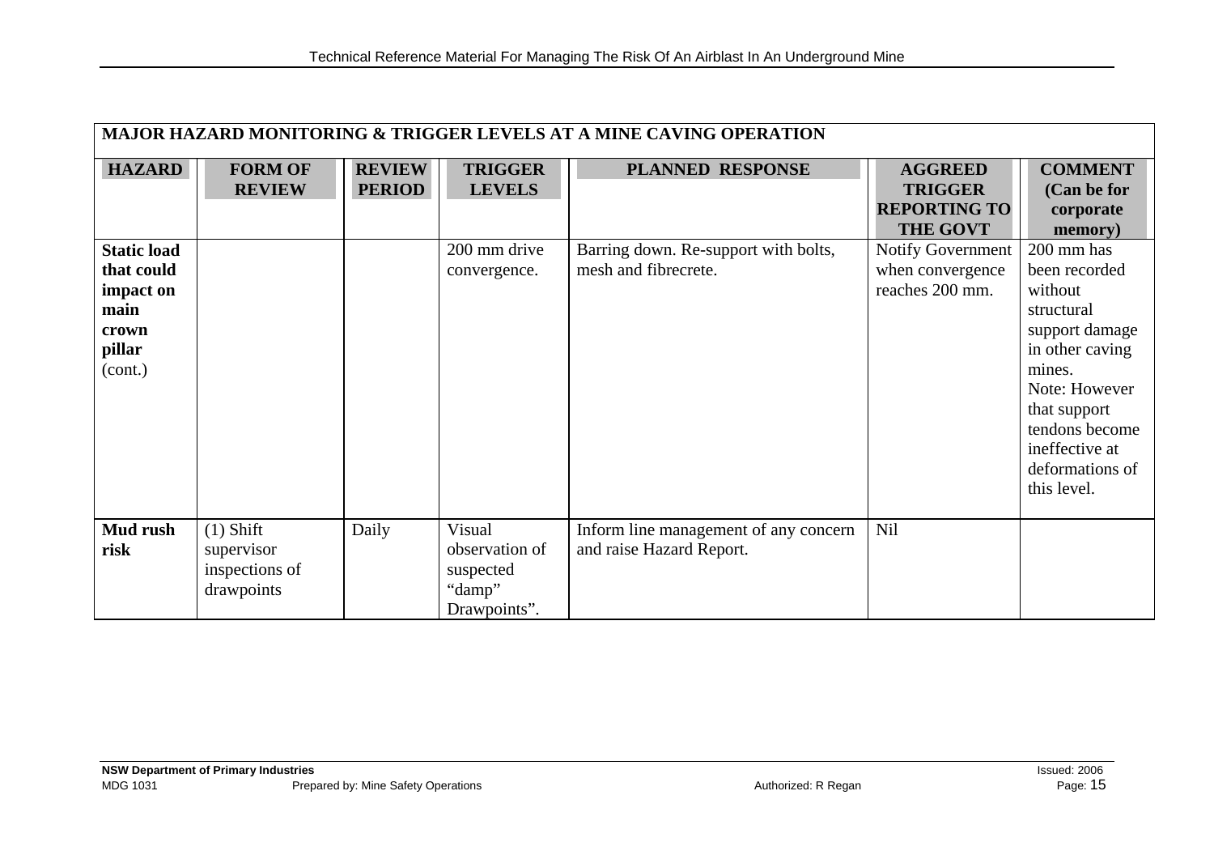| MAJOR HAZARD MONITORING & TRIGGER LEVELS AT A MINE CAVING OPERATION | | | | | | |
|---|---|---|---|---|---|---|
| **HAZARD** | **FORM OF REVIEW** | **REVIEW PERIOD** | **TRIGGER LEVELS** | **PLANNED RESPONSE** | **AGGREED TRIGGER REPORTING TO THE GOVT** | **COMMENT (Can be for corporate memory)** |
| **Static load that could impact on main crown pillar** (cont.) | | | 200 mm drive convergence. | Barring down. Re-support with bolts, mesh and fibrecrete. | Notify Government when convergence reaches 200 mm. | 200 mm has been recorded without structural support damage in other caving mines. Note: However that support tendons become ineffective at deformations of this level. |
| **Mud rush risk** | (1) Shift supervisor inspections of drawpoints | Daily | Visual observation of suspected "damp" Drawpoints". | Inform line management of any concern and raise Hazard Report. | Nil | |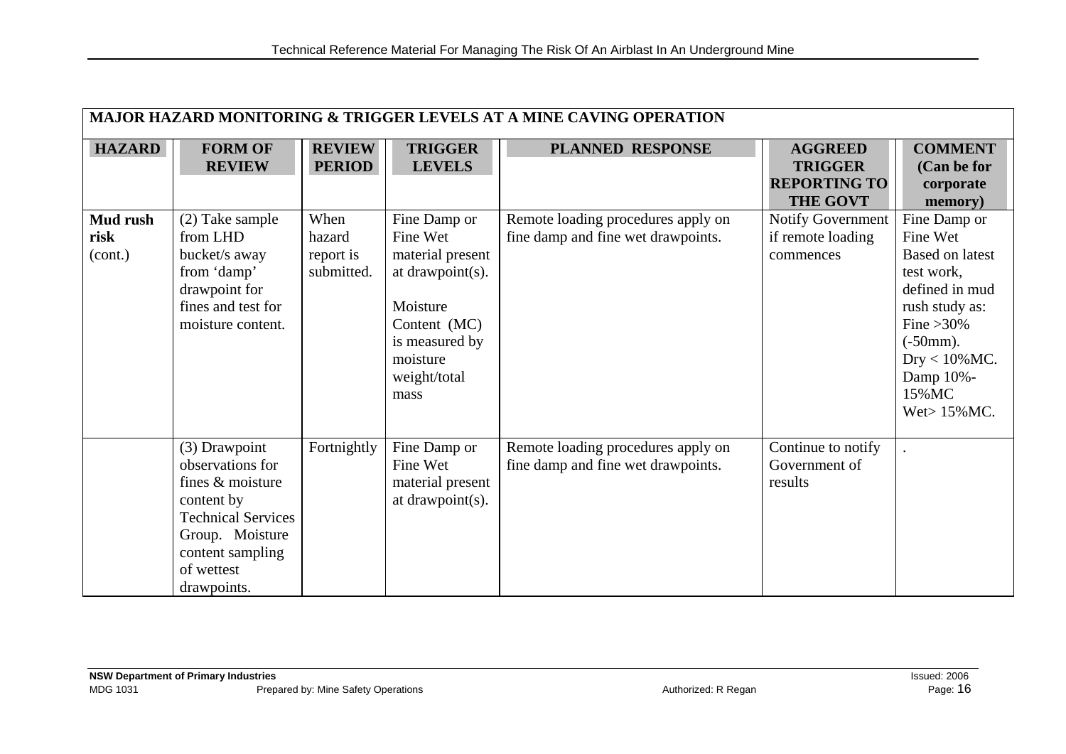| MAJOR HAZARD MONITORING & TRIGGER LEVELS AT A MINE CAVING OPERATION | | | | | | |
|---|---|---|---|---|---|---|
| **HAZARD** | **FORM OF REVIEW** | **REVIEW PERIOD** | **TRIGGER LEVELS** | **PLANNED RESPONSE** | **AGGREED TRIGGER REPORTING TO THE GOVT** | **COMMENT (Can be for corporate memory)** |
| **Mud rush risk** (cont.) | (2) Take sample from LHD bucket/s away from 'damp' drawpoint for fines and test for moisture content. | When hazard report is submitted. | Fine Damp or Fine Wet material present at drawpoint(s). Moisture Content (MC) is measured by moisture weight/total mass | Remote loading procedures apply on fine damp and fine wet drawpoints. | Notify Government if remote loading commences | Fine Damp or Fine Wet Based on latest test work, defined in mud rush study as: Fine >30% (-50mm). Dry < 10%MC. Damp 10%-15%MC Wet> 15%MC. |
| | (3) Drawpoint observations for fines & moisture content by Technical Services Group. Moisture content sampling of wettest drawpoints. | Fortnightly | Fine Damp or Fine Wet material present at drawpoint(s). | Remote loading procedures apply on fine damp and fine wet drawpoints. | Continue to notify Government of results | . |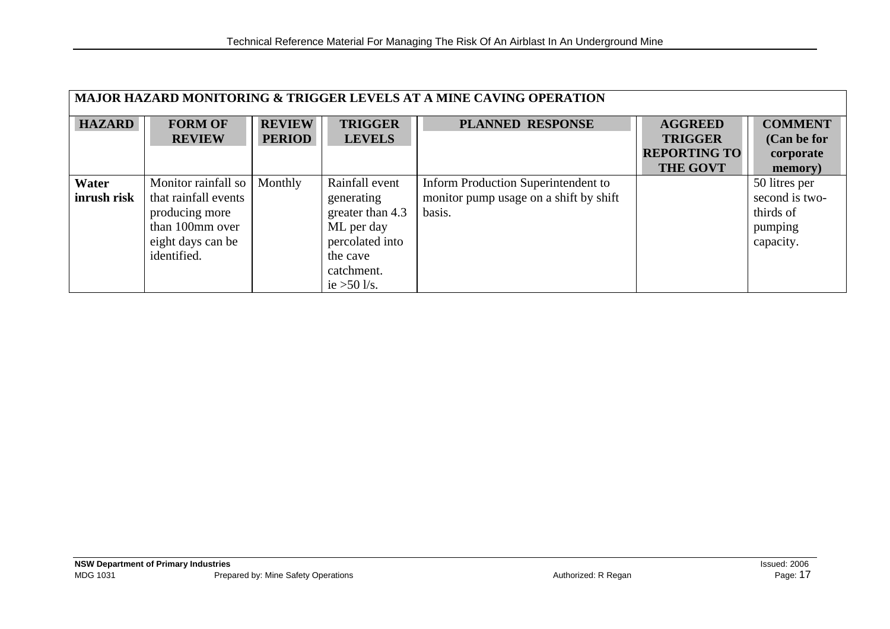| MAJOR HAZARD MONITORING & TRIGGER LEVELS AT A MINE CAVING OPERATION | | | | | | |
|---|---|---|---|---|---|---|
| **HAZARD** | **FORM OF REVIEW** | **REVIEW PERIOD** | **TRIGGER LEVELS** | **PLANNED RESPONSE** | **AGGREED TRIGGER REPORTING TO THE GOVT** | **COMMENT (Can be for corporate memory)** |
| **Water inrush risk** | Monitor rainfall so that rainfall events producing more than 100mm over eight days can be identified. | Monthly | Rainfall event generating greater than 4.3 ML per day percolated into the cave catchment. ie >50 l/s. | Inform Production Superintendent to monitor pump usage on a shift by shift basis. | | 50 litres per second is two-thirds of pumping capacity. |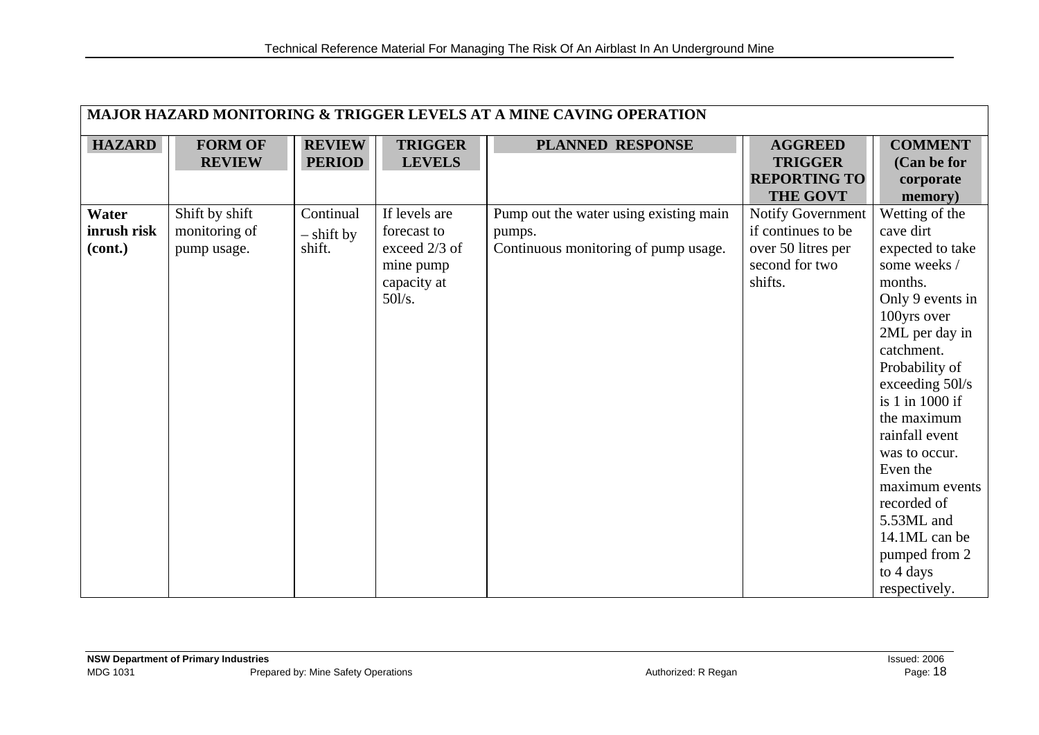| MAJOR HAZARD MONITORING & TRIGGER LEVELS AT A MINE CAVING OPERATION | | | | | | |
|---|---|---|---|---|---|---|
| **HAZARD** | **FORM OF REVIEW** | **REVIEW PERIOD** | **TRIGGER LEVELS** | **PLANNED RESPONSE** | **AGGREED TRIGGER REPORTING TO THE GOVT** | **COMMENT (Can be for corporate memory)** |
| **Water inrush risk (cont.)** | Shift by shift monitoring of pump usage. | Continual – shift by shift. | If levels are forecast to exceed 2/3 of mine pump capacity at 50l/s. | Pump out the water using existing main pumps.<br>Continuous monitoring of pump usage. | Notify Government if continues to be over 50 litres per second for two shifts. | Wetting of the cave dirt expected to take some weeks / months.<br>Only 9 events in 100yrs over 2ML per day in catchment.<br>Probability of exceeding 50l/s is 1 in 1000 if the maximum rainfall event was to occur.<br>Even the maximum events recorded of 5.53ML and 14.1ML can be pumped from 2 to 4 days respectively. |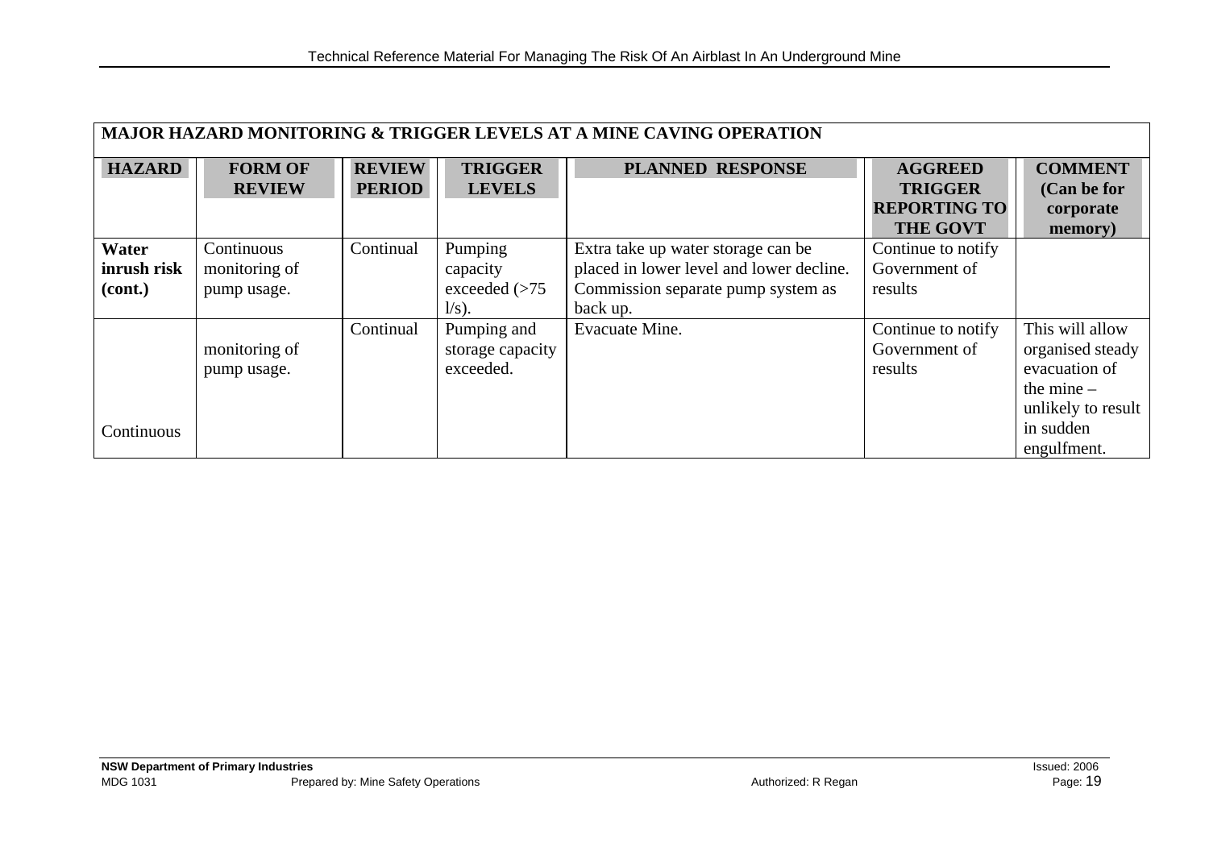| MAJOR HAZARD MONITORING & TRIGGER LEVELS AT A MINE CAVING OPERATION | | | | | | |
|---|---|---|---|---|---|---|
| **HAZARD** | **FORM OF REVIEW** | **REVIEW PERIOD** | **TRIGGER LEVELS** | **PLANNED RESPONSE** | **AGGREED TRIGGER REPORTING TO THE GOVT** | **COMMENT (Can be for corporate memory)** |
| **Water inrush risk (cont.)** | Continuous monitoring of pump usage. | Continual | Pumping capacity exceeded (>75 l/s). | Extra take up water storage can be placed in lower level and lower decline. Commission separate pump system as back up. | Continue to notify Government of results | |
| Continuous | monitoring of pump usage. | Continual | Pumping and storage capacity exceeded. | Evacuate Mine. | Continue to notify Government of results | This will allow organised steady evacuation of the mine – unlikely to result in sudden engulfment. |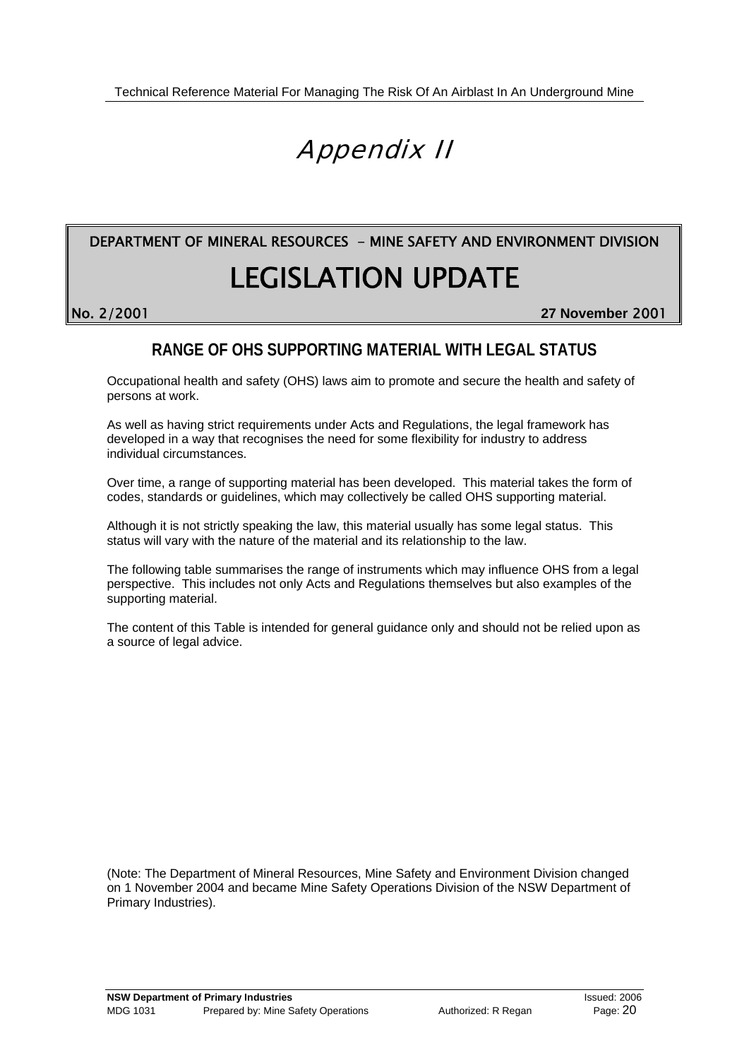# Appendix II

DEPARTMENT OF MINERAL RESOURCES - MINE SAFETY AND ENVIRONMENT DIVISION

## LEGISLATION UPDATE

**No. 2/2001** **27 November 2001**

### RANGE OF OHS SUPPORTING MATERIAL WITH LEGAL STATUS

Occupational health and safety (OHS) laws aim to promote and secure the health and safety of persons at work.

As well as having strict requirements under Acts and Regulations, the legal framework has developed in a way that recognises the need for some flexibility for industry to address individual circumstances.

Over time, a range of supporting material has been developed. This material takes the form of codes, standards or guidelines, which may collectively be called OHS supporting material.

Although it is not strictly speaking the law, this material usually has some legal status. This status will vary with the nature of the material and its relationship to the law.

The following table summarises the range of instruments which may influence OHS from a legal perspective. This includes not only Acts and Regulations themselves but also examples of the supporting material.

The content of this Table is intended for general guidance only and should not be relied upon as a source of legal advice.

(Note: The Department of Mineral Resources, Mine Safety and Environment Division changed on 1 November 2004 and became Mine Safety Operations Division of the NSW Department of Primary Industries).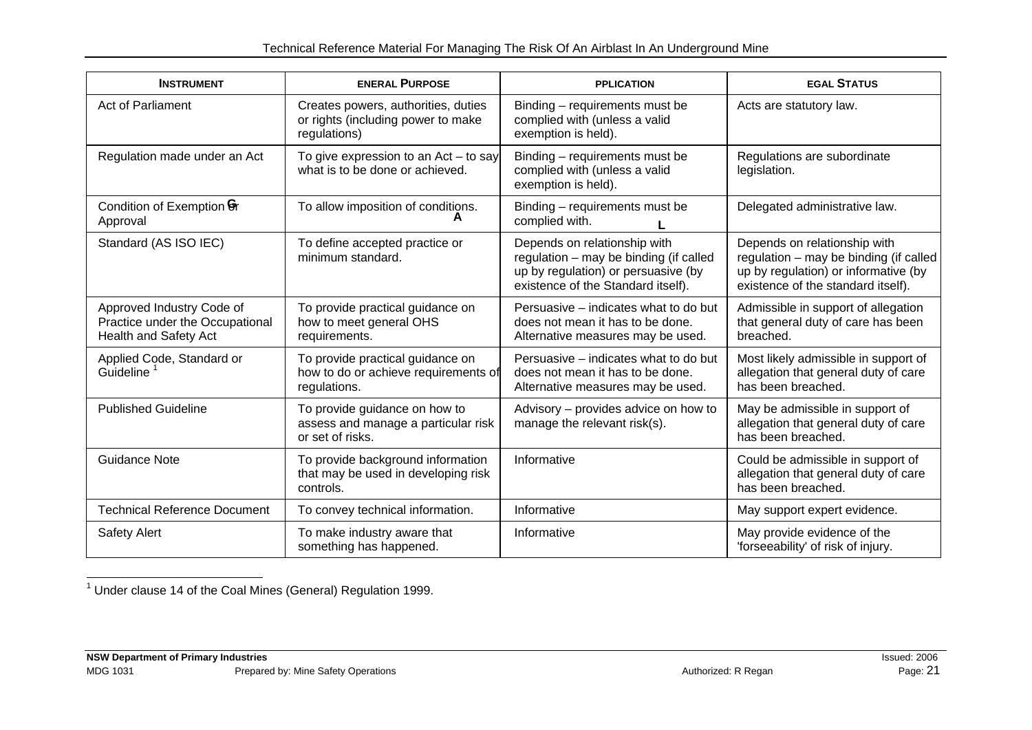| INSTRUMENT | GENERAL PURPOSE | APPLICATION | LEGAL STATUS |
|---|---|---|---|
| Act of Parliament | Creates powers, authorities, duties or rights (including power to make regulations) | Binding – requirements must be complied with (unless a valid exemption is held). | Acts are statutory law. |
| Regulation made under an Act | To give expression to an Act – to say what is to be done or achieved. | Binding – requirements must be complied with (unless a valid exemption is held). | Regulations are subordinate legislation. |
| Condition of Exemption or Approval | To allow imposition of conditions. | Binding – requirements must be complied with. | Delegated administrative law. |
| Standard (AS ISO IEC) | To define accepted practice or minimum standard. | Depends on relationship with regulation – may be binding (if called up by regulation) or persuasive (by existence of the Standard itself). | Depends on relationship with regulation – may be binding (if called up by regulation) or informative (by existence of the standard itself). |
| Approved Industry Code of Practice under the Occupational Health and Safety Act | To provide practical guidance on how to meet general OHS requirements. | Persuasive – indicates what to do but does not mean it has to be done. Alternative measures may be used. | Admissible in support of allegation that general duty of care has been breached. |
| Applied Code, Standard or Guideline [1] | To provide practical guidance on how to do or achieve requirements of regulations. | Persuasive – indicates what to do but does not mean it has to be done. Alternative measures may be used. | Most likely admissible in support of allegation that general duty of care has been breached. |
| Published Guideline | To provide guidance on how to assess and manage a particular risk or set of risks. | Advisory – provides advice on how to manage the relevant risk(s). | May be admissible in support of allegation that general duty of care has been breached. |
| Guidance Note | To provide background information that may be used in developing risk controls. | Informative | Could be admissible in support of allegation that general duty of care has been breached. |
| Technical Reference Document | To convey technical information. | Informative | May support expert evidence. |
| Safety Alert | To make industry aware that something has happened. | Informative | May provide evidence of the 'forseeability' of risk of injury. |

[1] Under clause 14 of the Coal Mines (General) Regulation 1999.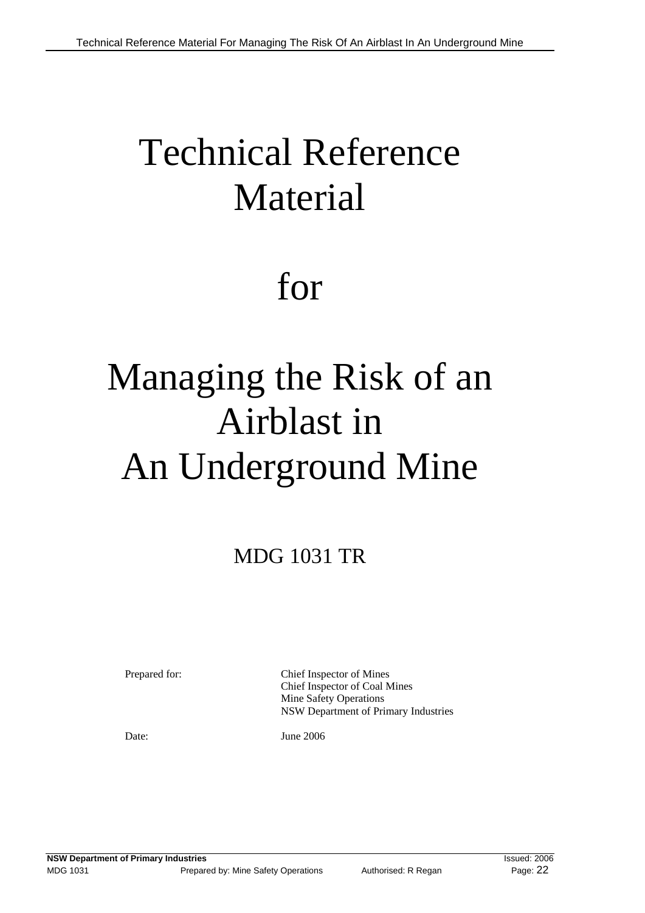# Technical Reference Material

# for

# Managing the Risk of an Airblast in An Underground Mine

MDG 1031 TR

| | |
|---|---|
| Prepared for: | Chief Inspector of Mines<br>Chief Inspector of Coal Mines<br>Mine Safety Operations<br>NSW Department of Primary Industries |
| Date: | June 2006 |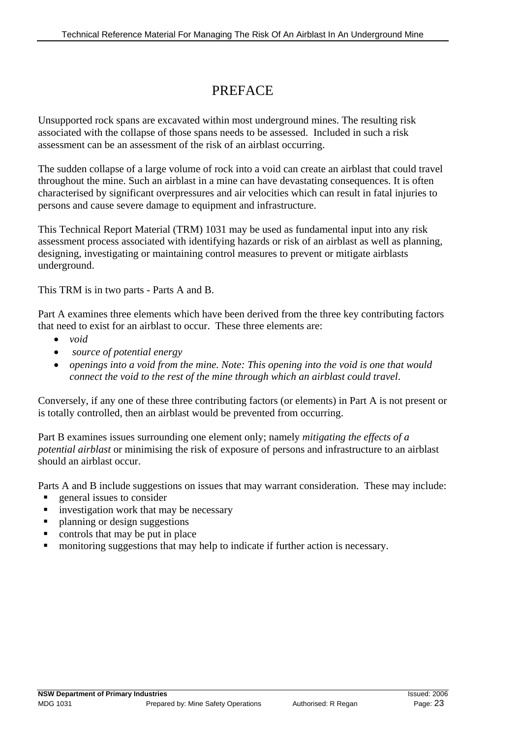# PREFACE

Unsupported rock spans are excavated within most underground mines. The resulting risk associated with the collapse of those spans needs to be assessed. Included in such a risk assessment can be an assessment of the risk of an airblast occurring.

The sudden collapse of a large volume of rock into a void can create an airblast that could travel throughout the mine. Such an airblast in a mine can have devastating consequences. It is often characterised by significant overpressures and air velocities which can result in fatal injuries to persons and cause severe damage to equipment and infrastructure.

This Technical Report Material (TRM) 1031 may be used as fundamental input into any risk assessment process associated with identifying hazards or risk of an airblast as well as planning, designing, investigating or maintaining control measures to prevent or mitigate airblasts underground.

This TRM is in two parts - Parts A and B.

Part A examines three elements which have been derived from the three key contributing factors that need to exist for an airblast to occur. These three elements are:

- *void*
- *source of potential energy*
- *openings into a void from the mine. Note: This opening into the void is one that would connect the void to the rest of the mine through which an airblast could travel*.

Conversely, if any one of these three contributing factors (or elements) in Part A is not present or is totally controlled, then an airblast would be prevented from occurring.

Part B examines issues surrounding one element only; namely *mitigating the effects of a potential airblast* or minimising the risk of exposure of persons and infrastructure to an airblast should an airblast occur.

Parts A and B include suggestions on issues that may warrant consideration. These may include:

- general issues to consider
- investigation work that may be necessary
- planning or design suggestions
- controls that may be put in place
- monitoring suggestions that may help to indicate if further action is necessary.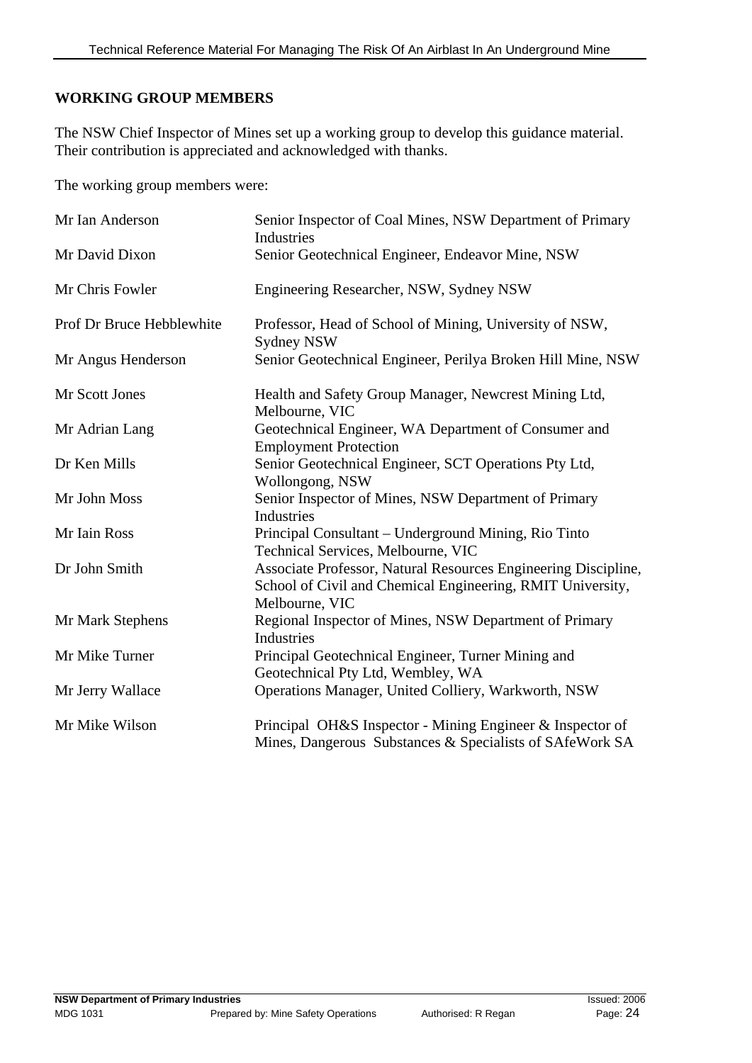## WORKING GROUP MEMBERS

The NSW Chief Inspector of Mines set up a working group to develop this guidance material. Their contribution is appreciated and acknowledged with thanks.

The working group members were:

| | |
|---|---|
| Mr Ian Anderson | Senior Inspector of Coal Mines, NSW Department of Primary Industries |
| Mr David Dixon | Senior Geotechnical Engineer, Endeavor Mine, NSW |
| Mr Chris Fowler | Engineering Researcher, NSW, Sydney NSW |
| Prof Dr Bruce Hebblewhite | Professor, Head of School of Mining, University of NSW, Sydney NSW |
| Mr Angus Henderson | Senior Geotechnical Engineer, Perilya Broken Hill Mine, NSW |
| Mr Scott Jones | Health and Safety Group Manager, Newcrest Mining Ltd, Melbourne, VIC |
| Mr Adrian Lang | Geotechnical Engineer, WA Department of Consumer and Employment Protection |
| Dr Ken Mills | Senior Geotechnical Engineer, SCT Operations Pty Ltd, Wollongong, NSW |
| Mr John Moss | Senior Inspector of Mines, NSW Department of Primary Industries |
| Mr Iain Ross | Principal Consultant – Underground Mining, Rio Tinto Technical Services, Melbourne, VIC |
| Dr John Smith | Associate Professor, Natural Resources Engineering Discipline, School of Civil and Chemical Engineering, RMIT University, Melbourne, VIC |
| Mr Mark Stephens | Regional Inspector of Mines, NSW Department of Primary Industries |
| Mr Mike Turner | Principal Geotechnical Engineer, Turner Mining and Geotechnical Pty Ltd, Wembley, WA |
| Mr Jerry Wallace | Operations Manager, United Colliery, Warkworth, NSW |
| Mr Mike Wilson | Principal OH&S Inspector - Mining Engineer & Inspector of Mines, Dangerous Substances & Specialists of SAfeWork SA |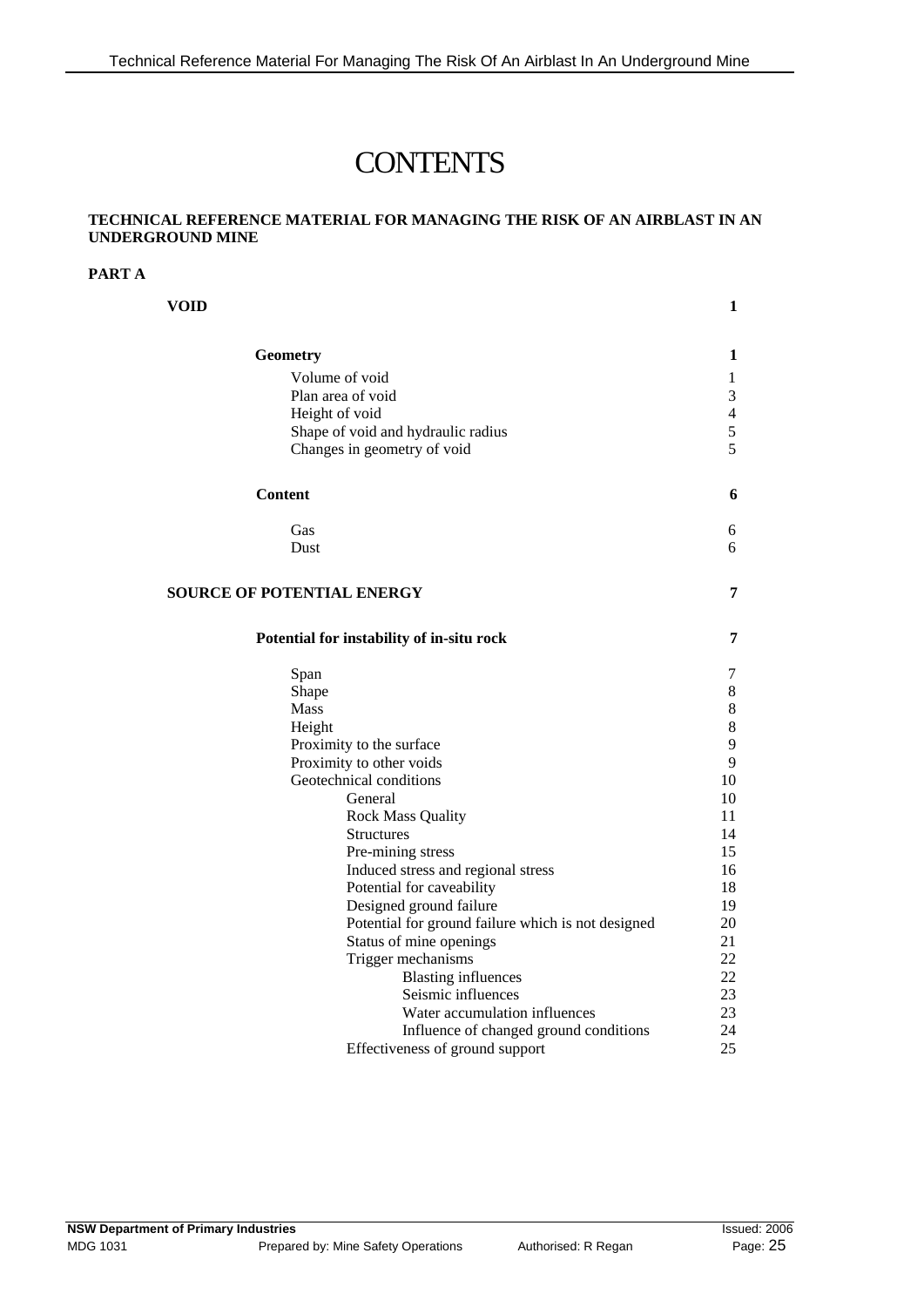# CONTENTS

**TECHNICAL REFERENCE MATERIAL FOR MANAGING THE RISK OF AN AIRBLAST IN AN UNDERGROUND MINE**

**PART A**

| | |
|---|---|
| **VOID** | **1** |
| **Geometry** | **1** |
| Volume of void | 1 |
| Plan area of void | 3 |
| Height of void | 4 |
| Shape of void and hydraulic radius | 5 |
| Changes in geometry of void | 5 |
| **Content** | **6** |
| Gas | 6 |
| Dust | 6 |
| **SOURCE OF POTENTIAL ENERGY** | **7** |
| **Potential for instability of in-situ rock** | **7** |
| Span | 7 |
| Shape | 8 |
| Mass | 8 |
| Height | 8 |
| Proximity to the surface | 9 |
| Proximity to other voids | 9 |
| Geotechnical conditions | 10 |
| General | 10 |
| Rock Mass Quality | 11 |
| Structures | 14 |
| Pre-mining stress | 15 |
| Induced stress and regional stress | 16 |
| Potential for caveability | 18 |
| Designed ground failure | 19 |
| Potential for ground failure which is not designed | 20 |
| Status of mine openings | 21 |
| Trigger mechanisms | 22 |
| Blasting influences | 22 |
| Seismic influences | 23 |
| Water accumulation influences | 23 |
| Influence of changed ground conditions | 24 |
| Effectiveness of ground support | 25 |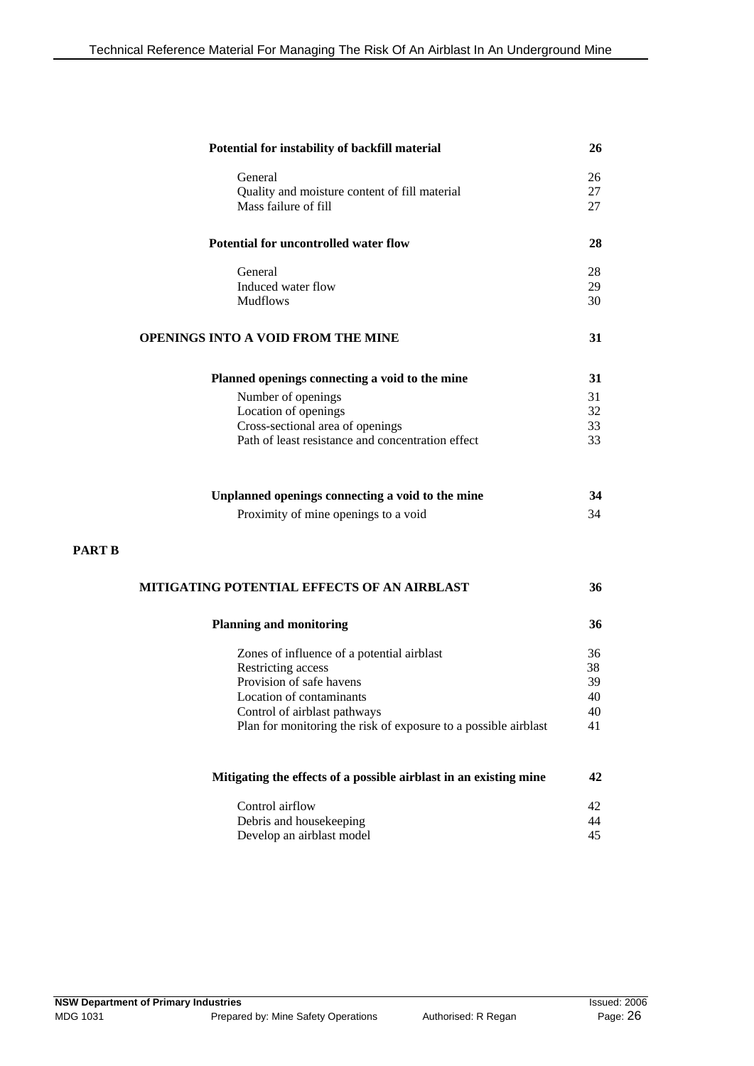| | |
|---|---|
| **Potential for instability of backfill material** | **26** |
| General | 26 |
| Quality and moisture content of fill material | 27 |
| Mass failure of fill | 27 |
| **Potential for uncontrolled water flow** | **28** |
| General | 28 |
| Induced water flow | 29 |
| Mudflows | 30 |
| **OPENINGS INTO A VOID FROM THE MINE** | **31** |
| **Planned openings connecting a void to the mine** | **31** |
| Number of openings | 31 |
| Location of openings | 32 |
| Cross-sectional area of openings | 33 |
| Path of least resistance and concentration effect | 33 |
| **Unplanned openings connecting a void to the mine** | **34** |
| Proximity of mine openings to a void | 34 |

**PART B**

| | |
|---|---|
| **MITIGATING POTENTIAL EFFECTS OF AN AIRBLAST** | **36** |
| **Planning and monitoring** | **36** |
| Zones of influence of a potential airblast | 36 |
| Restricting access | 38 |
| Provision of safe havens | 39 |
| Location of contaminants | 40 |
| Control of airblast pathways | 40 |
| Plan for monitoring the risk of exposure to a possible airblast | 41 |
| **Mitigating the effects of a possible airblast in an existing mine** | **42** |
| Control airflow | 42 |
| Debris and housekeeping | 44 |
| Develop an airblast model | 45 |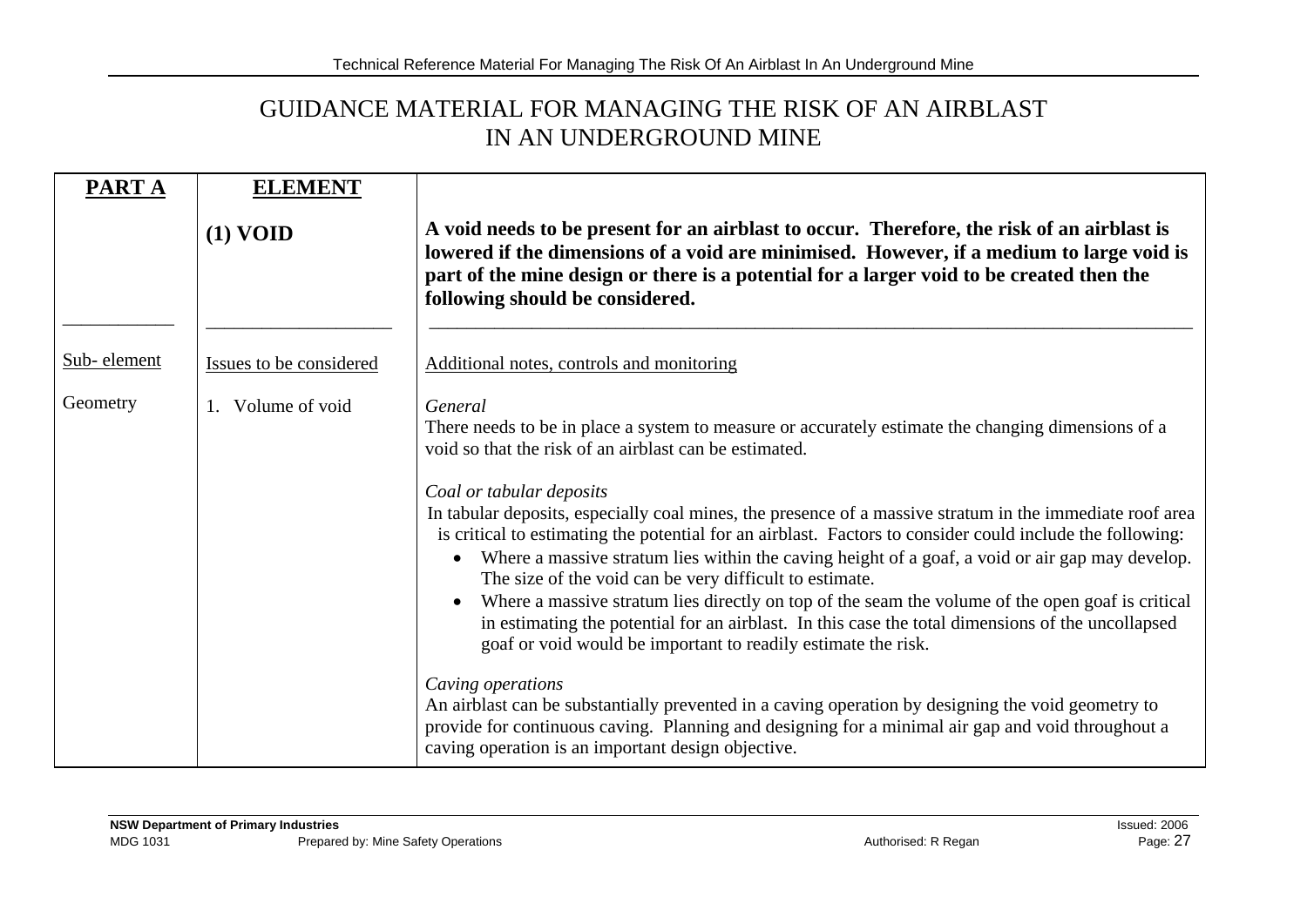# GUIDANCE MATERIAL FOR MANAGING THE RISK OF AN AIRBLAST IN AN UNDERGROUND MINE

| **PART A** | **ELEMENT** | |
|---|---|---|
| | **(1) VOID** | **A void needs to be present for an airblast to occur. Therefore, the risk of an airblast is lowered if the dimensions of a void are minimised. However, if a medium to large void is part of the mine design or there is a potential for a larger void to be created then the following should be considered.** |
| Sub- element | Issues to be considered | Additional notes, controls and monitoring |
| Geometry | 1. Volume of void | *General*<br>There needs to be in place a system to measure or accurately estimate the changing dimensions of a void so that the risk of an airblast can be estimated.<br><br>*Coal or tabular deposits*<br>In tabular deposits, especially coal mines, the presence of a massive stratum in the immediate roof area is critical to estimating the potential for an airblast. Factors to consider could include the following:<br>• Where a massive stratum lies within the caving height of a goaf, a void or air gap may develop. The size of the void can be very difficult to estimate.<br>• Where a massive stratum lies directly on top of the seam the volume of the open goaf is critical in estimating the potential for an airblast. In this case the total dimensions of the uncollapsed goaf or void would be important to readily estimate the risk.<br><br>*Caving operations*<br>An airblast can be substantially prevented in a caving operation by designing the void geometry to provide for continuous caving. Planning and designing for a minimal air gap and void throughout a caving operation is an important design objective. |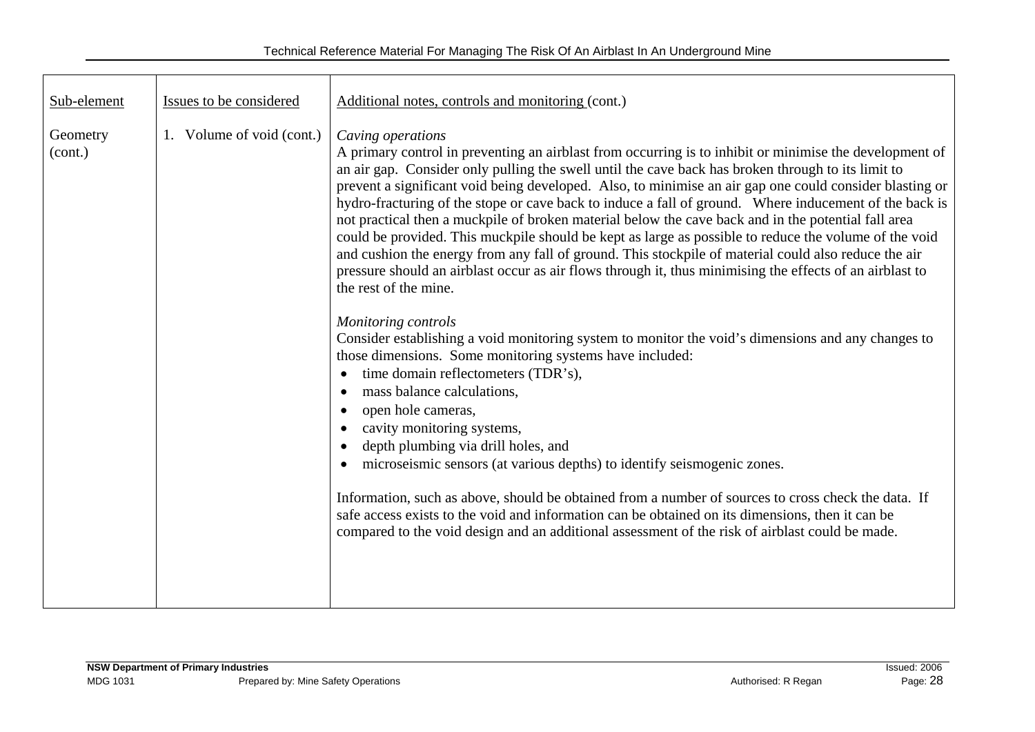| Sub-element | Issues to be considered | Additional notes, controls and monitoring (cont.) |
|---|---|---|
| Geometry (cont.) | 1. Volume of void (cont.) | *Caving operations*<br>A primary control in preventing an airblast from occurring is to inhibit or minimise the development of an air gap. Consider only pulling the swell until the cave back has broken through to its limit to prevent a significant void being developed. Also, to minimise an air gap one could consider blasting or hydro-fracturing of the stope or cave back to induce a fall of ground. Where inducement of the back is not practical then a muckpile of broken material below the cave back and in the potential fall area could be provided. This muckpile should be kept as large as possible to reduce the volume of the void and cushion the energy from any fall of ground. This stockpile of material could also reduce the air pressure should an airblast occur as air flows through it, thus minimising the effects of an airblast to the rest of the mine.<br><br>*Monitoring controls*<br>Consider establishing a void monitoring system to monitor the void's dimensions and any changes to those dimensions. Some monitoring systems have included:<br>• time domain reflectometers (TDR's),<br>• mass balance calculations,<br>• open hole cameras,<br>• cavity monitoring systems,<br>• depth plumbing via drill holes, and<br>• microseismic sensors (at various depths) to identify seismogenic zones.<br><br>Information, such as above, should be obtained from a number of sources to cross check the data. If safe access exists to the void and information can be obtained on its dimensions, then it can be compared to the void design and an additional assessment of the risk of airblast could be made. |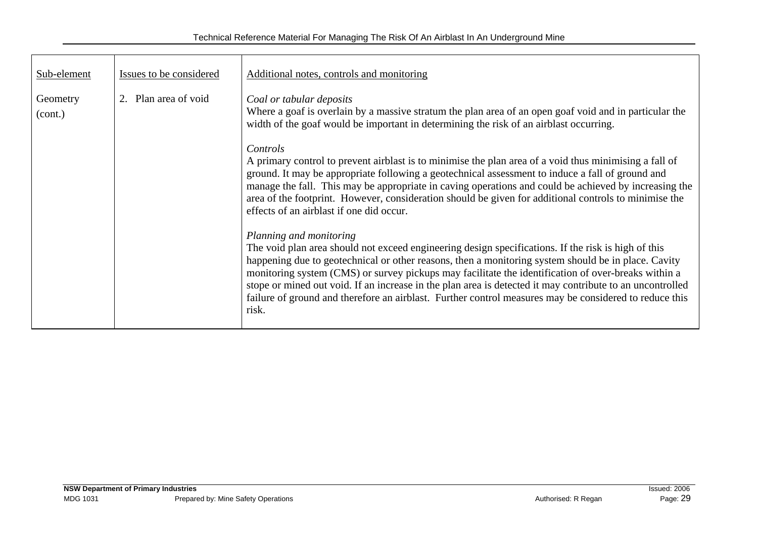| Sub-element | Issues to be considered | Additional notes, controls and monitoring |
|---|---|---|
| Geometry (cont.) | 2. Plan area of void | *Coal or tabular deposits*<br>Where a goaf is overlain by a massive stratum the plan area of an open goaf void and in particular the width of the goaf would be important in determining the risk of an airblast occurring.<br><br>*Controls*<br>A primary control to prevent airblast is to minimise the plan area of a void thus minimising a fall of ground. It may be appropriate following a geotechnical assessment to induce a fall of ground and manage the fall. This may be appropriate in caving operations and could be achieved by increasing the area of the footprint. However, consideration should be given for additional controls to minimise the effects of an airblast if one did occur.<br><br>*Planning and monitoring*<br>The void plan area should not exceed engineering design specifications. If the risk is high of this happening due to geotechnical or other reasons, then a monitoring system should be in place. Cavity monitoring system (CMS) or survey pickups may facilitate the identification of over-breaks within a stope or mined out void. If an increase in the plan area is detected it may contribute to an uncontrolled failure of ground and therefore an airblast. Further control measures may be considered to reduce this risk. |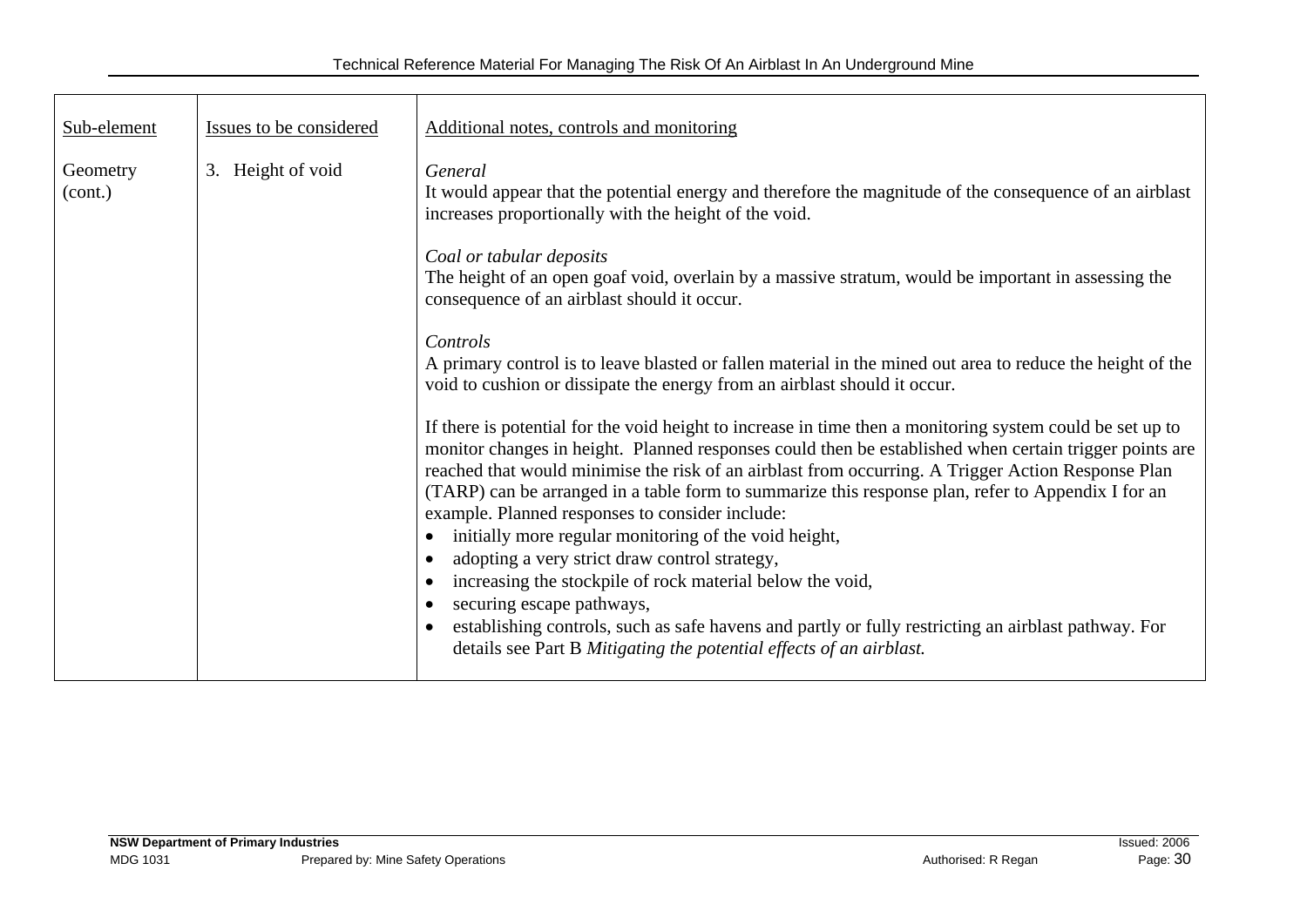| Sub-element | Issues to be considered | Additional notes, controls and monitoring |
| --- | --- | --- |
| Geometry (cont.) | 3. Height of void | *General*<br>It would appear that the potential energy and therefore the magnitude of the consequence of an airblast increases proportionally with the height of the void.<br><br>*Coal or tabular deposits*<br>The height of an open goaf void, overlain by a massive stratum, would be important in assessing the consequence of an airblast should it occur.<br><br>*Controls*<br>A primary control is to leave blasted or fallen material in the mined out area to reduce the height of the void to cushion or dissipate the energy from an airblast should it occur.<br><br>If there is potential for the void height to increase in time then a monitoring system could be set up to monitor changes in height. Planned responses could then be established when certain trigger points are reached that would minimise the risk of an airblast from occurring. A Trigger Action Response Plan (TARP) can be arranged in a table form to summarize this response plan, refer to Appendix I for an example. Planned responses to consider include:<br>• initially more regular monitoring of the void height,<br>• adopting a very strict draw control strategy,<br>• increasing the stockpile of rock material below the void,<br>• securing escape pathways,<br>• establishing controls, such as safe havens and partly or fully restricting an airblast pathway. For details see Part B *Mitigating the potential effects of an airblast.* |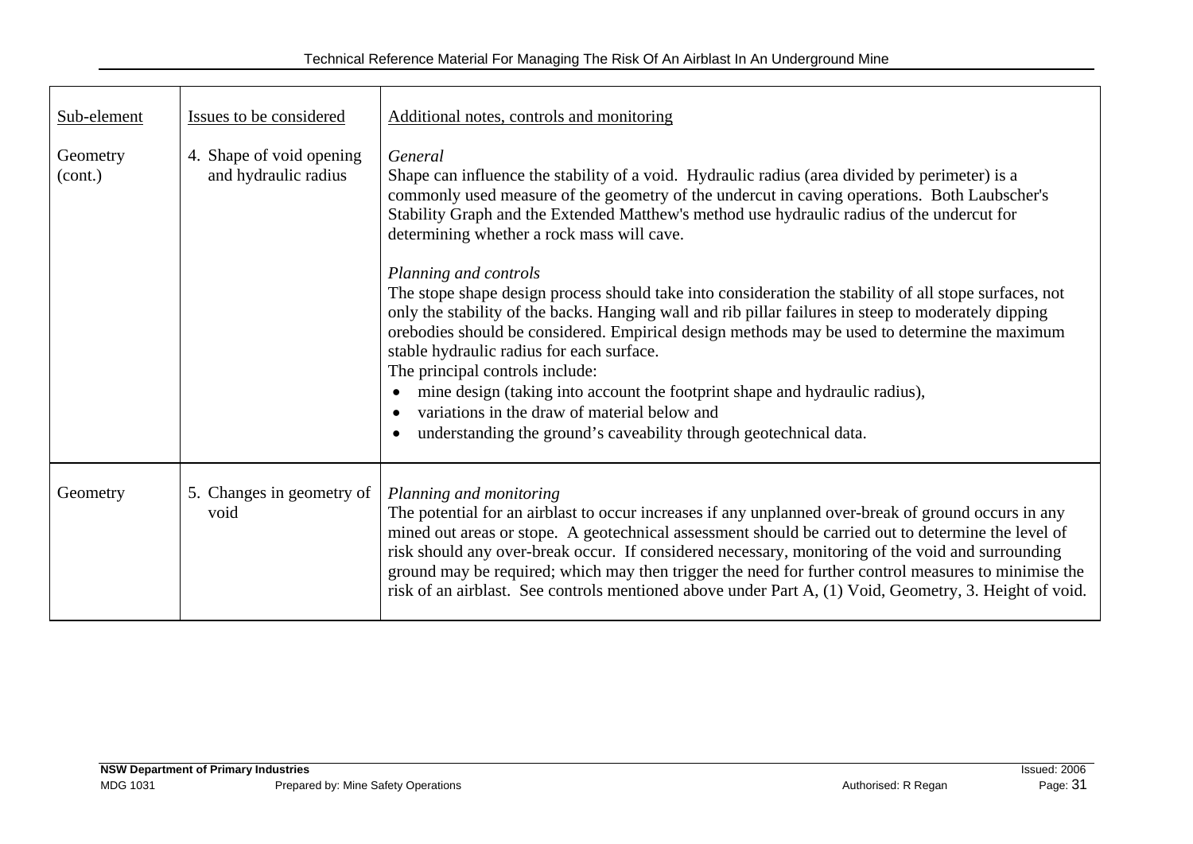| Sub-element | Issues to be considered | Additional notes, controls and monitoring |
|---|---|---|
| Geometry (cont.) | 4. Shape of void opening and hydraulic radius | *General*<br>Shape can influence the stability of a void. Hydraulic radius (area divided by perimeter) is a commonly used measure of the geometry of the undercut in caving operations. Both Laubscher's Stability Graph and the Extended Matthew's method use hydraulic radius of the undercut for determining whether a rock mass will cave.<br><br>*Planning and controls*<br>The stope shape design process should take into consideration the stability of all stope surfaces, not only the stability of the backs. Hanging wall and rib pillar failures in steep to moderately dipping orebodies should be considered. Empirical design methods may be used to determine the maximum stable hydraulic radius for each surface.<br>The principal controls include:<br>• mine design (taking into account the footprint shape and hydraulic radius),<br>• variations in the draw of material below and<br>• understanding the ground's caveability through geotechnical data. |
| Geometry | 5. Changes in geometry of void | *Planning and monitoring*<br>The potential for an airblast to occur increases if any unplanned over-break of ground occurs in any mined out areas or stope. A geotechnical assessment should be carried out to determine the level of risk should any over-break occur. If considered necessary, monitoring of the void and surrounding ground may be required; which may then trigger the need for further control measures to minimise the risk of an airblast. See controls mentioned above under Part A, (1) Void, Geometry, 3. Height of void. |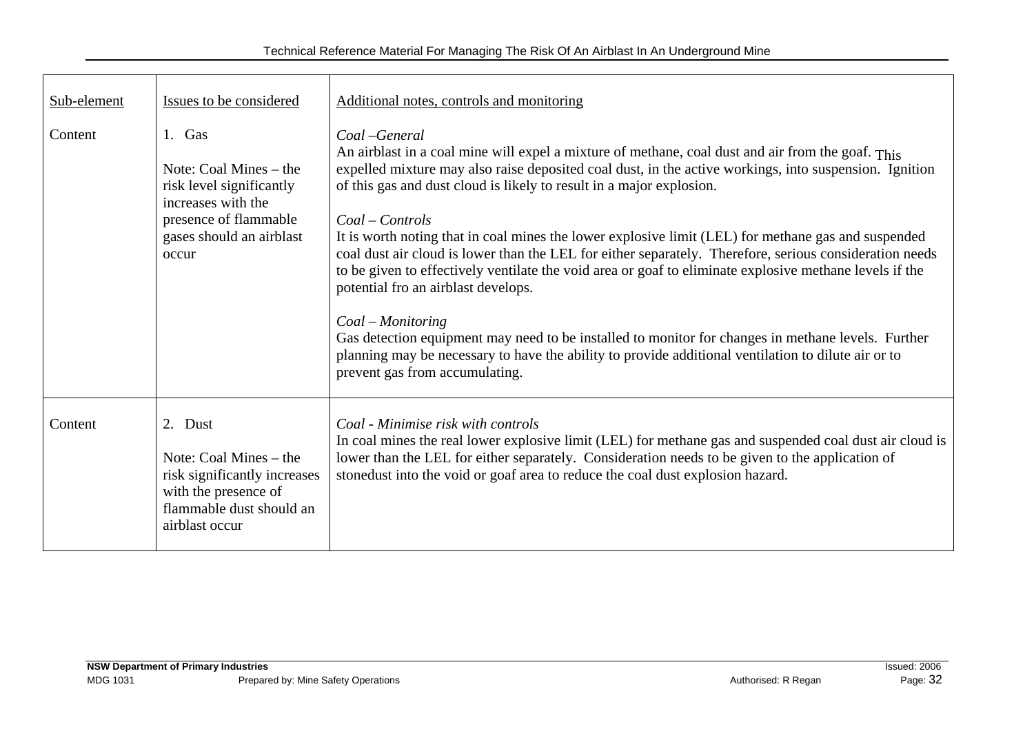| Sub-element | Issues to be considered | Additional notes, controls and monitoring |
|---|---|---|
| Content | 1. Gas<br><br>Note: Coal Mines – the risk level significantly increases with the presence of flammable gases should an airblast occur | *Coal –General*<br>An airblast in a coal mine will expel a mixture of methane, coal dust and air from the goaf. This expelled mixture may also raise deposited coal dust, in the active workings, into suspension. Ignition of this gas and dust cloud is likely to result in a major explosion.<br><br>*Coal – Controls*<br>It is worth noting that in coal mines the lower explosive limit (LEL) for methane gas and suspended coal dust air cloud is lower than the LEL for either separately. Therefore, serious consideration needs to be given to effectively ventilate the void area or goaf to eliminate explosive methane levels if the potential fro an airblast develops.<br><br>*Coal – Monitoring*<br>Gas detection equipment may need to be installed to monitor for changes in methane levels. Further planning may be necessary to have the ability to provide additional ventilation to dilute air or to prevent gas from accumulating. |
| Content | 2. Dust<br><br>Note: Coal Mines – the risk significantly increases with the presence of flammable dust should an airblast occur | *Coal - Minimise risk with controls*<br>In coal mines the real lower explosive limit (LEL) for methane gas and suspended coal dust air cloud is lower than the LEL for either separately. Consideration needs to be given to the application of stonedust into the void or goaf area to reduce the coal dust explosion hazard. |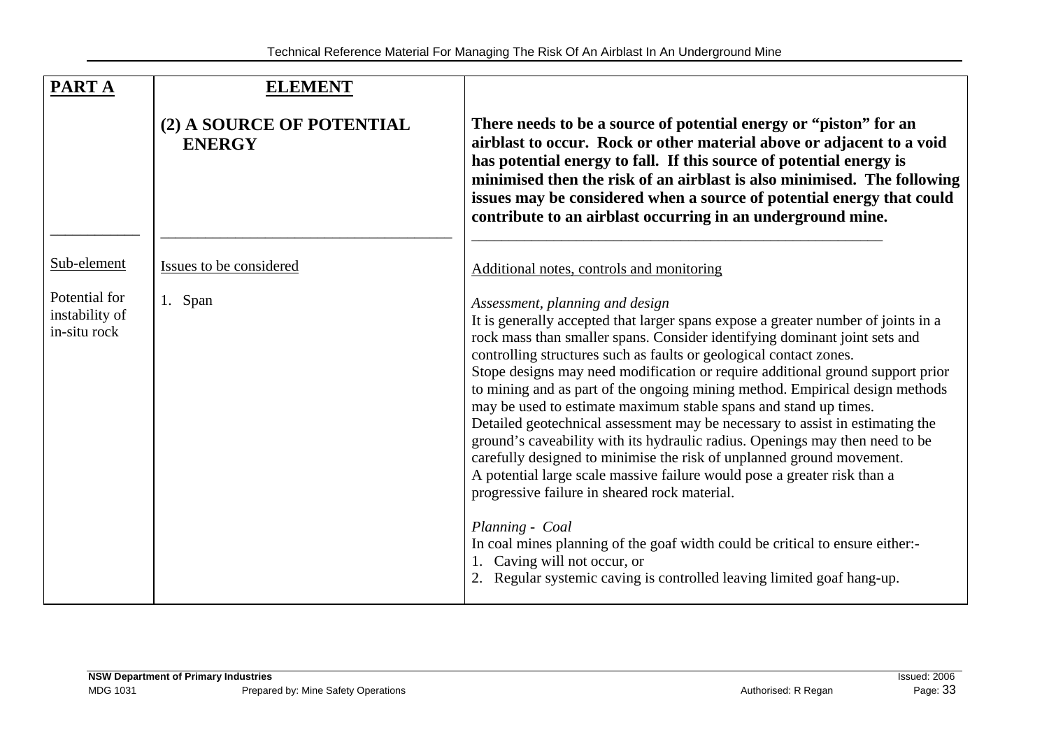| **PART A** | **ELEMENT** | |
|---|---|---|
| | **(2) A SOURCE OF POTENTIAL ENERGY** | **There needs to be a source of potential energy or "piston" for an airblast to occur. Rock or other material above or adjacent to a void has potential energy to fall. If this source of potential energy is minimised then the risk of an airblast is also minimised. The following issues may be considered when a source of potential energy that could contribute to an airblast occurring in an underground mine.** |
| Sub-element | Issues to be considered | Additional notes, controls and monitoring |
| Potential for instability of in-situ rock | 1. Span | *Assessment, planning and design*<br>It is generally accepted that larger spans expose a greater number of joints in a rock mass than smaller spans. Consider identifying dominant joint sets and controlling structures such as faults or geological contact zones.<br>Stope designs may need modification or require additional ground support prior to mining and as part of the ongoing mining method. Empirical design methods may be used to estimate maximum stable spans and stand up times.<br>Detailed geotechnical assessment may be necessary to assist in estimating the ground's caveability with its hydraulic radius. Openings may then need to be carefully designed to minimise the risk of unplanned ground movement.<br>A potential large scale massive failure would pose a greater risk than a progressive failure in sheared rock material.<br><br>*Planning - Coal*<br>In coal mines planning of the goaf width could be critical to ensure either:-<br>1. Caving will not occur, or<br>2. Regular systemic caving is controlled leaving limited goaf hang-up. |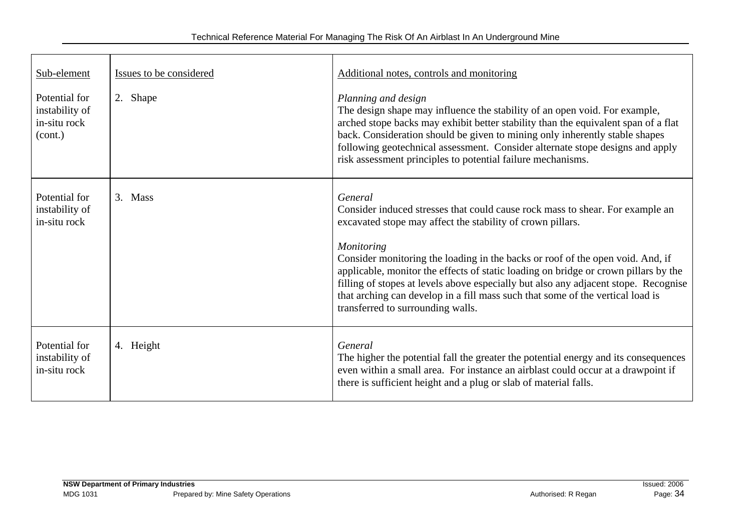| Sub-element | Issues to be considered | Additional notes, controls and monitoring |
|---|---|---|
| Potential for instability of in-situ rock (cont.) | 2. Shape | *Planning and design*<br>The design shape may influence the stability of an open void. For example, arched stope backs may exhibit better stability than the equivalent span of a flat back. Consideration should be given to mining only inherently stable shapes following geotechnical assessment. Consider alternate stope designs and apply risk assessment principles to potential failure mechanisms. |
| Potential for instability of in-situ rock | 3. Mass | *General*<br>Consider induced stresses that could cause rock mass to shear. For example an excavated stope may affect the stability of crown pillars.<br><br>*Monitoring*<br>Consider monitoring the loading in the backs or roof of the open void. And, if applicable, monitor the effects of static loading on bridge or crown pillars by the filling of stopes at levels above especially but also any adjacent stope. Recognise that arching can develop in a fill mass such that some of the vertical load is transferred to surrounding walls. |
| Potential for instability of in-situ rock | 4. Height | *General*<br>The higher the potential fall the greater the potential energy and its consequences even within a small area. For instance an airblast could occur at a drawpoint if there is sufficient height and a plug or slab of material falls. |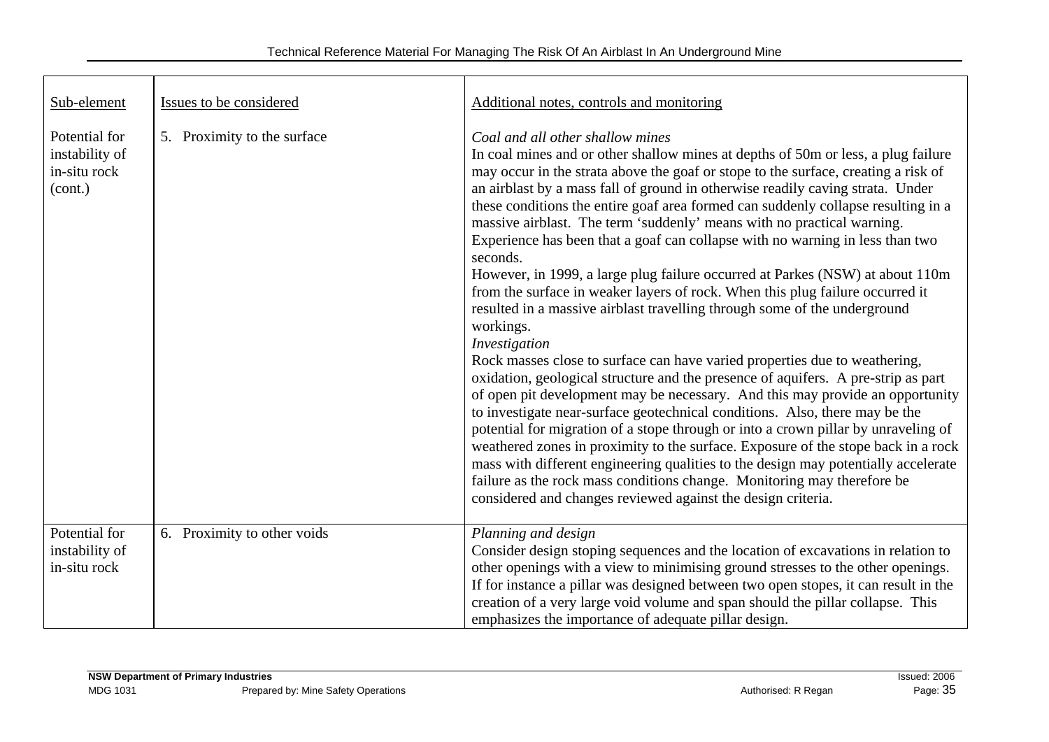| Sub-element | Issues to be considered | Additional notes, controls and monitoring |
|---|---|---|
| Potential for instability of in-situ rock (cont.) | 5. Proximity to the surface | *Coal and all other shallow mines*<br>In coal mines and or other shallow mines at depths of 50m or less, a plug failure may occur in the strata above the goaf or stope to the surface, creating a risk of an airblast by a mass fall of ground in otherwise readily caving strata. Under these conditions the entire goaf area formed can suddenly collapse resulting in a massive airblast. The term 'suddenly' means with no practical warning. Experience has been that a goaf can collapse with no warning in less than two seconds.<br>However, in 1999, a large plug failure occurred at Parkes (NSW) at about 110m from the surface in weaker layers of rock. When this plug failure occurred it resulted in a massive airblast travelling through some of the underground workings.<br>*Investigation*<br>Rock masses close to surface can have varied properties due to weathering, oxidation, geological structure and the presence of aquifers. A pre-strip as part of open pit development may be necessary. And this may provide an opportunity to investigate near-surface geotechnical conditions. Also, there may be the potential for migration of a stope through or into a crown pillar by unraveling of weathered zones in proximity to the surface. Exposure of the stope back in a rock mass with different engineering qualities to the design may potentially accelerate failure as the rock mass conditions change. Monitoring may therefore be considered and changes reviewed against the design criteria. |
| Potential for instability of in-situ rock | 6. Proximity to other voids | *Planning and design*<br>Consider design stoping sequences and the location of excavations in relation to other openings with a view to minimising ground stresses to the other openings. If for instance a pillar was designed between two open stopes, it can result in the creation of a very large void volume and span should the pillar collapse. This emphasizes the importance of adequate pillar design. |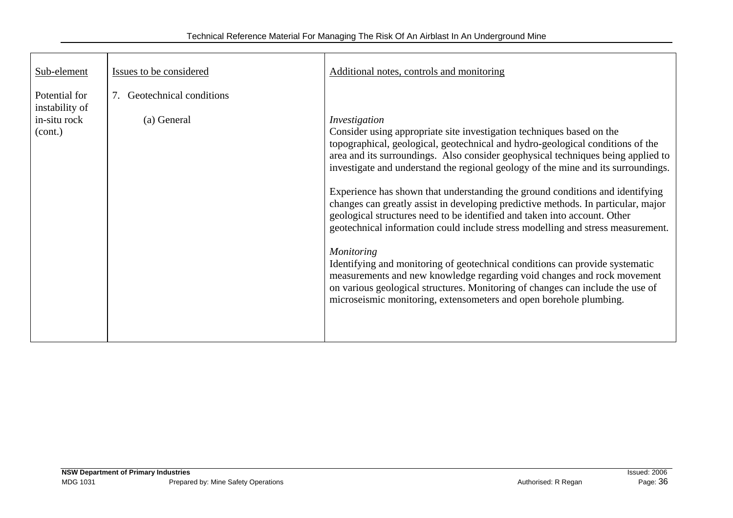| Sub-element | Issues to be considered | Additional notes, controls and monitoring |
|---|---|---|
| Potential for instability of in-situ rock (cont.) | 7. Geotechnical conditions<br><br>(a) General | *Investigation*<br>Consider using appropriate site investigation techniques based on the topographical, geological, geotechnical and hydro-geological conditions of the area and its surroundings. Also consider geophysical techniques being applied to investigate and understand the regional geology of the mine and its surroundings.<br><br>Experience has shown that understanding the ground conditions and identifying changes can greatly assist in developing predictive methods. In particular, major geological structures need to be identified and taken into account. Other geotechnical information could include stress modelling and stress measurement.<br><br>*Monitoring*<br>Identifying and monitoring of geotechnical conditions can provide systematic measurements and new knowledge regarding void changes and rock movement on various geological structures. Monitoring of changes can include the use of microseismic monitoring, extensometers and open borehole plumbing. |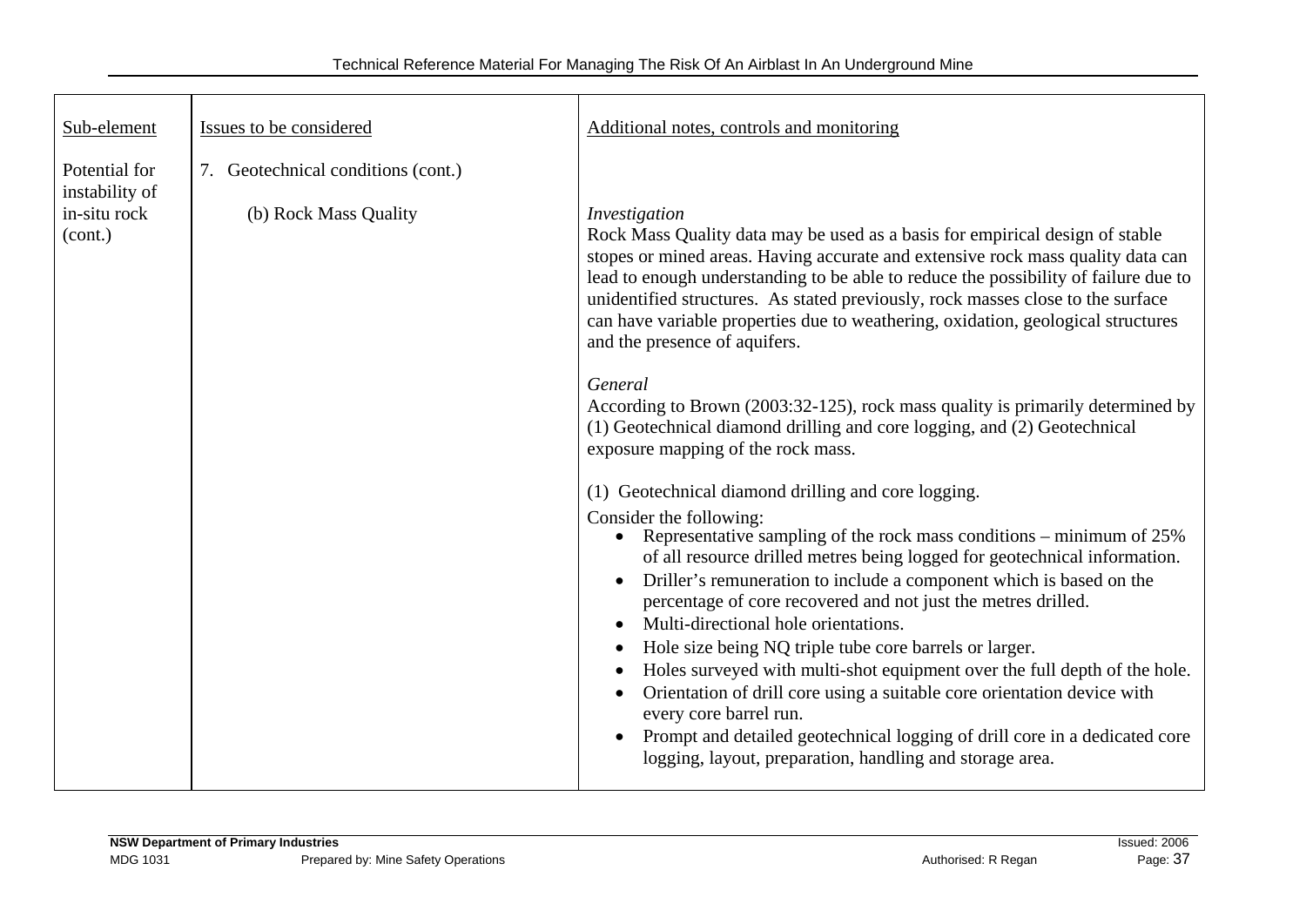| Sub-element | Issues to be considered | Additional notes, controls and monitoring |
|---|---|---|
| Potential for instability of in-situ rock (cont.) | 7. Geotechnical conditions (cont.)<br><br>(b) Rock Mass Quality | *Investigation*<br>Rock Mass Quality data may be used as a basis for empirical design of stable stopes or mined areas. Having accurate and extensive rock mass quality data can lead to enough understanding to be able to reduce the possibility of failure due to unidentified structures. As stated previously, rock masses close to the surface can have variable properties due to weathering, oxidation, geological structures and the presence of aquifers.<br><br>*General*<br>According to Brown (2003:32-125), rock mass quality is primarily determined by (1) Geotechnical diamond drilling and core logging, and (2) Geotechnical exposure mapping of the rock mass.<br><br>(1) Geotechnical diamond drilling and core logging.<br>Consider the following:<br>• Representative sampling of the rock mass conditions – minimum of 25% of all resource drilled metres being logged for geotechnical information.<br>• Driller's remuneration to include a component which is based on the percentage of core recovered and not just the metres drilled.<br>• Multi-directional hole orientations.<br>• Hole size being NQ triple tube core barrels or larger.<br>• Holes surveyed with multi-shot equipment over the full depth of the hole.<br>• Orientation of drill core using a suitable core orientation device with every core barrel run.<br>• Prompt and detailed geotechnical logging of drill core in a dedicated core logging, layout, preparation, handling and storage area. |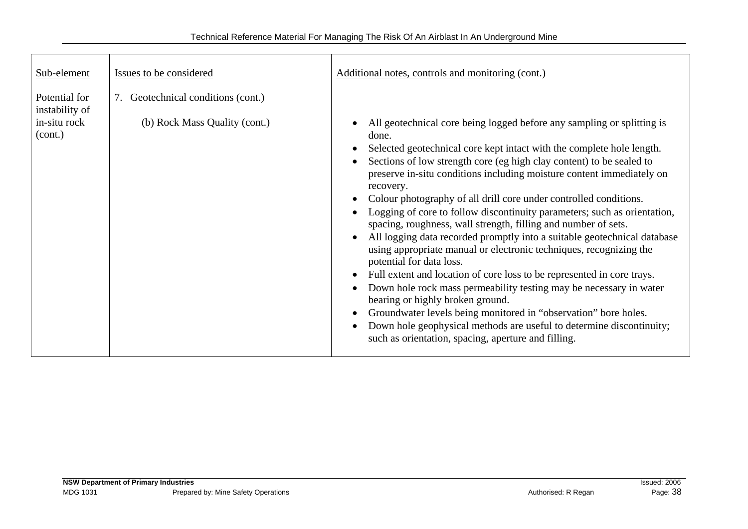| Sub-element | Issues to be considered | Additional notes, controls and monitoring (cont.) |
|---|---|---|
| Potential for instability of in-situ rock (cont.) | 7. Geotechnical conditions (cont.)<br><br>(b) Rock Mass Quality (cont.) | • All geotechnical core being logged before any sampling or splitting is done.<br>• Selected geotechnical core kept intact with the complete hole length.<br>• Sections of low strength core (eg high clay content) to be sealed to preserve in-situ conditions including moisture content immediately on recovery.<br>• Colour photography of all drill core under controlled conditions.<br>• Logging of core to follow discontinuity parameters; such as orientation, spacing, roughness, wall strength, filling and number of sets.<br>• All logging data recorded promptly into a suitable geotechnical database using appropriate manual or electronic techniques, recognizing the potential for data loss.<br>• Full extent and location of core loss to be represented in core trays.<br>• Down hole rock mass permeability testing may be necessary in water bearing or highly broken ground.<br>• Groundwater levels being monitored in "observation" bore holes.<br>• Down hole geophysical methods are useful to determine discontinuity; such as orientation, spacing, aperture and filling. |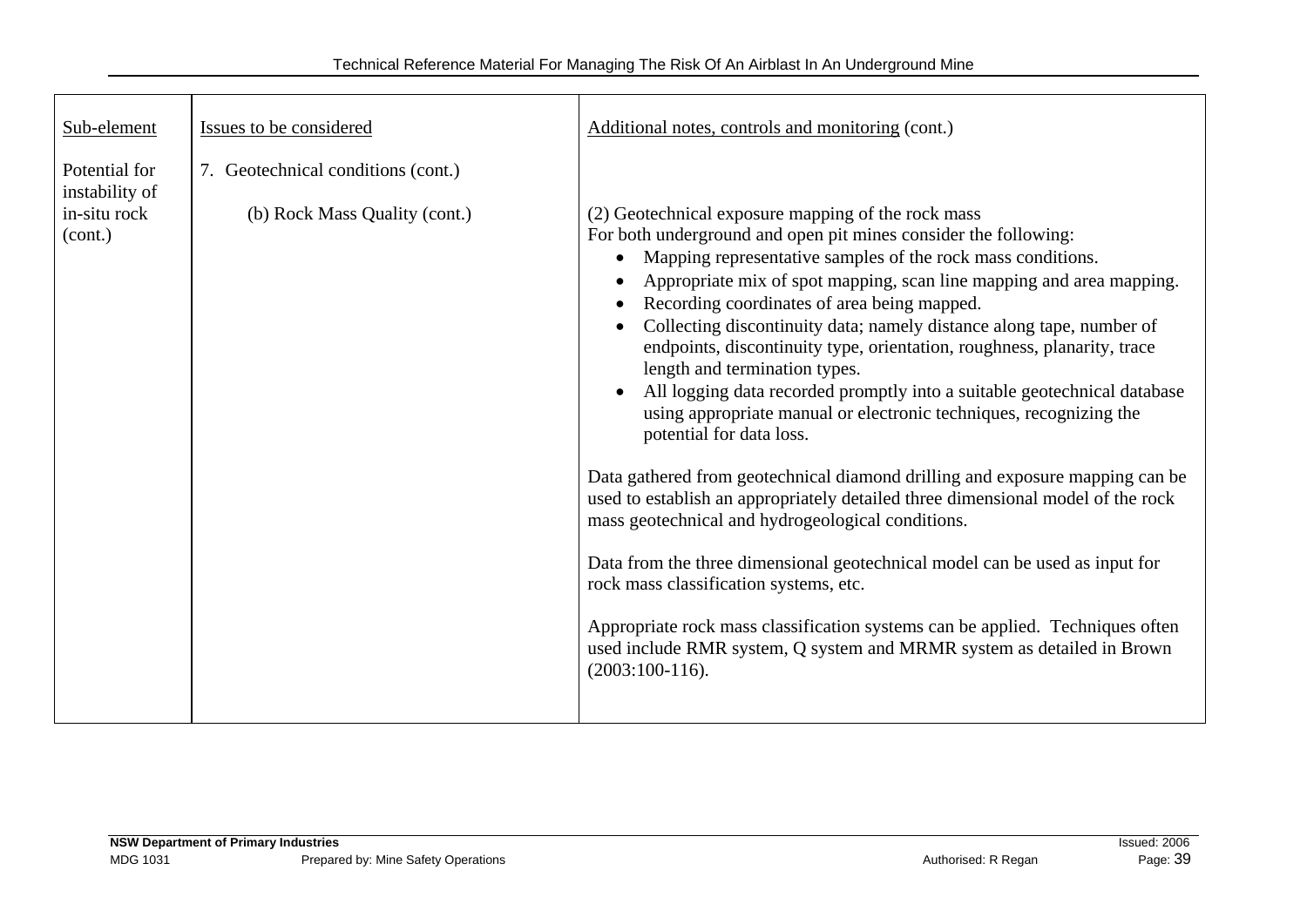| Sub-element | Issues to be considered | Additional notes, controls and monitoring (cont.) |
|---|---|---|
| Potential for instability of in-situ rock (cont.) | 7. Geotechnical conditions (cont.)<br><br>(b) Rock Mass Quality (cont.) | (2) Geotechnical exposure mapping of the rock mass<br>For both underground and open pit mines consider the following:<br>• Mapping representative samples of the rock mass conditions.<br>• Appropriate mix of spot mapping, scan line mapping and area mapping.<br>• Recording coordinates of area being mapped.<br>• Collecting discontinuity data; namely distance along tape, number of endpoints, discontinuity type, orientation, roughness, planarity, trace length and termination types.<br>• All logging data recorded promptly into a suitable geotechnical database using appropriate manual or electronic techniques, recognizing the potential for data loss.<br><br>Data gathered from geotechnical diamond drilling and exposure mapping can be used to establish an appropriately detailed three dimensional model of the rock mass geotechnical and hydrogeological conditions.<br><br>Data from the three dimensional geotechnical model can be used as input for rock mass classification systems, etc.<br><br>Appropriate rock mass classification systems can be applied. Techniques often used include RMR system, Q system and MRMR system as detailed in Brown (2003:100-116). |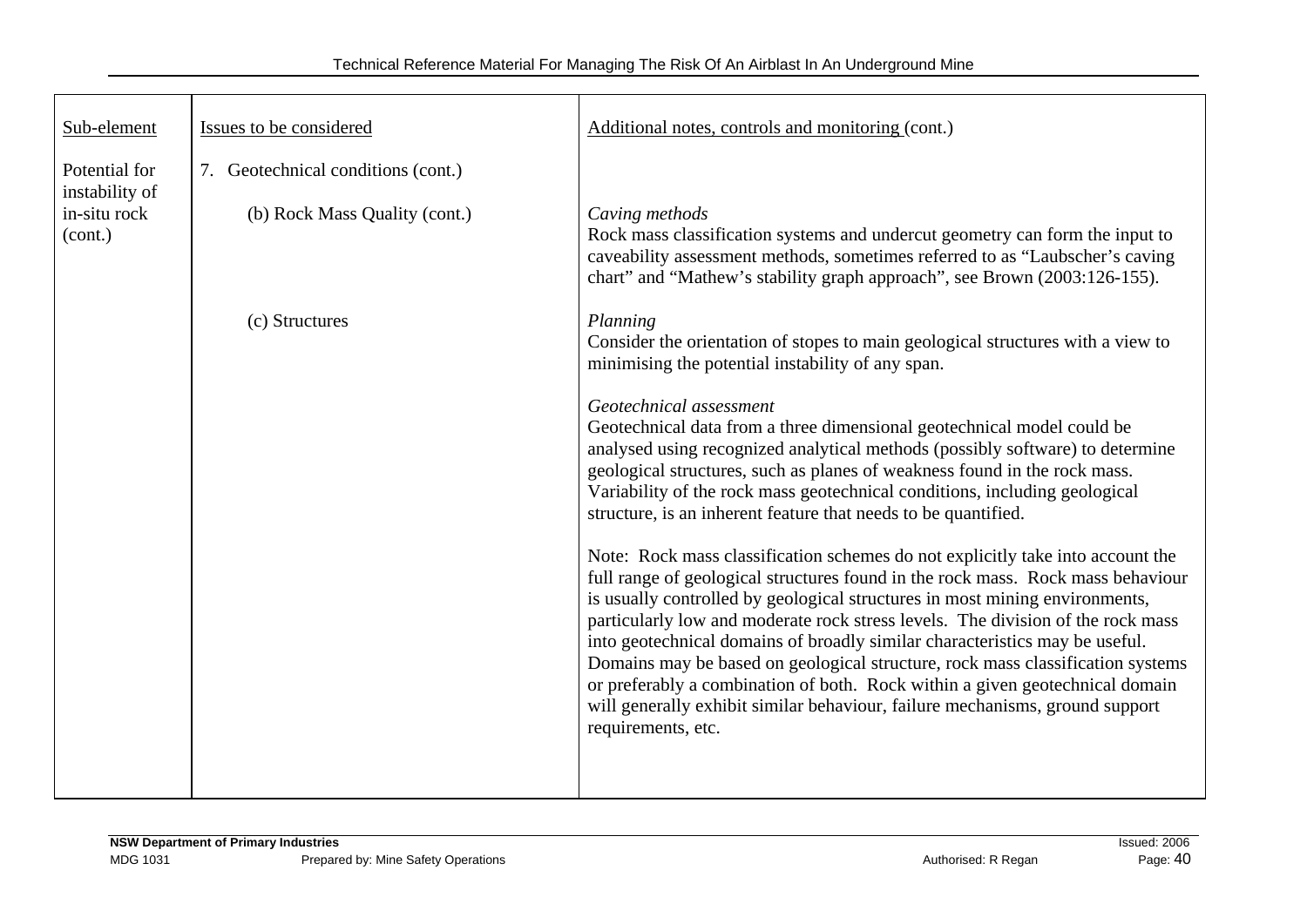| Sub-element | Issues to be considered | Additional notes, controls and monitoring (cont.) |
|---|---|---|
| Potential for instability of in-situ rock (cont.) | 7. Geotechnical conditions (cont.) | |
| | (b) Rock Mass Quality (cont.) | *Caving methods*<br>Rock mass classification systems and undercut geometry can form the input to caveability assessment methods, sometimes referred to as "Laubscher's caving chart" and "Mathew's stability graph approach", see Brown (2003:126-155). |
| | (c) Structures | *Planning*<br>Consider the orientation of stopes to main geological structures with a view to minimising the potential instability of any span.<br><br>*Geotechnical assessment*<br>Geotechnical data from a three dimensional geotechnical model could be analysed using recognized analytical methods (possibly software) to determine geological structures, such as planes of weakness found in the rock mass. Variability of the rock mass geotechnical conditions, including geological structure, is an inherent feature that needs to be quantified.<br><br>Note: Rock mass classification schemes do not explicitly take into account the full range of geological structures found in the rock mass. Rock mass behaviour is usually controlled by geological structures in most mining environments, particularly low and moderate rock stress levels. The division of the rock mass into geotechnical domains of broadly similar characteristics may be useful. Domains may be based on geological structure, rock mass classification systems or preferably a combination of both. Rock within a given geotechnical domain will generally exhibit similar behaviour, failure mechanisms, ground support requirements, etc. |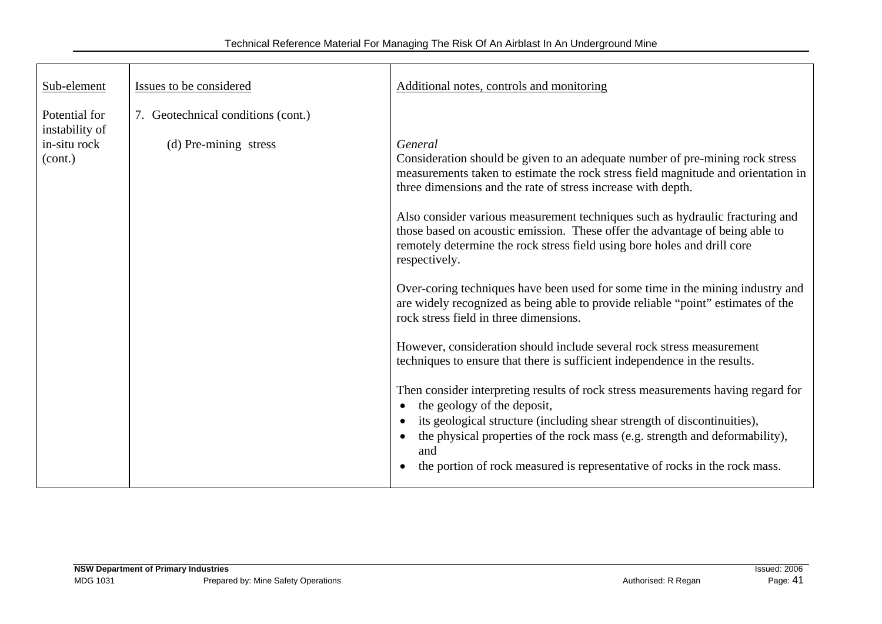| Sub-element | Issues to be considered | Additional notes, controls and monitoring |
|---|---|---|
| Potential for instability of in-situ rock (cont.) | 7. Geotechnical conditions (cont.) | |
| | (d) Pre-mining stress | *General*<br>Consideration should be given to an adequate number of pre-mining rock stress measurements taken to estimate the rock stress field magnitude and orientation in three dimensions and the rate of stress increase with depth.<br><br>Also consider various measurement techniques such as hydraulic fracturing and those based on acoustic emission. These offer the advantage of being able to remotely determine the rock stress field using bore holes and drill core respectively.<br><br>Over-coring techniques have been used for some time in the mining industry and are widely recognized as being able to provide reliable "point" estimates of the rock stress field in three dimensions.<br><br>However, consideration should include several rock stress measurement techniques to ensure that there is sufficient independence in the results.<br><br>Then consider interpreting results of rock stress measurements having regard for<br>• the geology of the deposit,<br>• its geological structure (including shear strength of discontinuities),<br>• the physical properties of the rock mass (e.g. strength and deformability), and<br>• the portion of rock measured is representative of rocks in the rock mass. |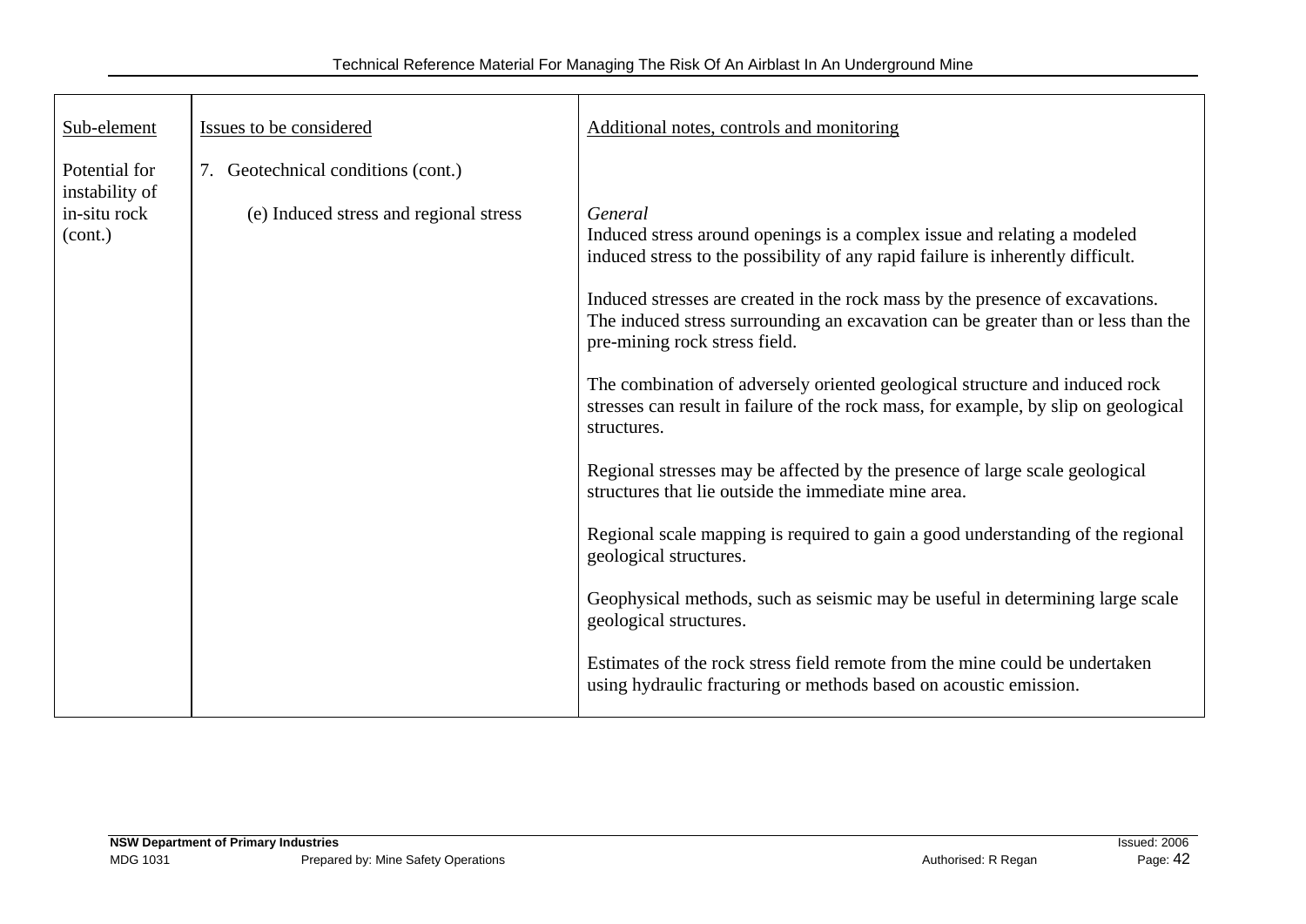| Sub-element | Issues to be considered | Additional notes, controls and monitoring |
|---|---|---|
| Potential for instability of in-situ rock (cont.) | 7. Geotechnical conditions (cont.)<br><br>(e) Induced stress and regional stress | *General*<br>Induced stress around openings is a complex issue and relating a modeled induced stress to the possibility of any rapid failure is inherently difficult.<br><br>Induced stresses are created in the rock mass by the presence of excavations. The induced stress surrounding an excavation can be greater than or less than the pre-mining rock stress field.<br><br>The combination of adversely oriented geological structure and induced rock stresses can result in failure of the rock mass, for example, by slip on geological structures.<br><br>Regional stresses may be affected by the presence of large scale geological structures that lie outside the immediate mine area.<br><br>Regional scale mapping is required to gain a good understanding of the regional geological structures.<br><br>Geophysical methods, such as seismic may be useful in determining large scale geological structures.<br><br>Estimates of the rock stress field remote from the mine could be undertaken using hydraulic fracturing or methods based on acoustic emission. |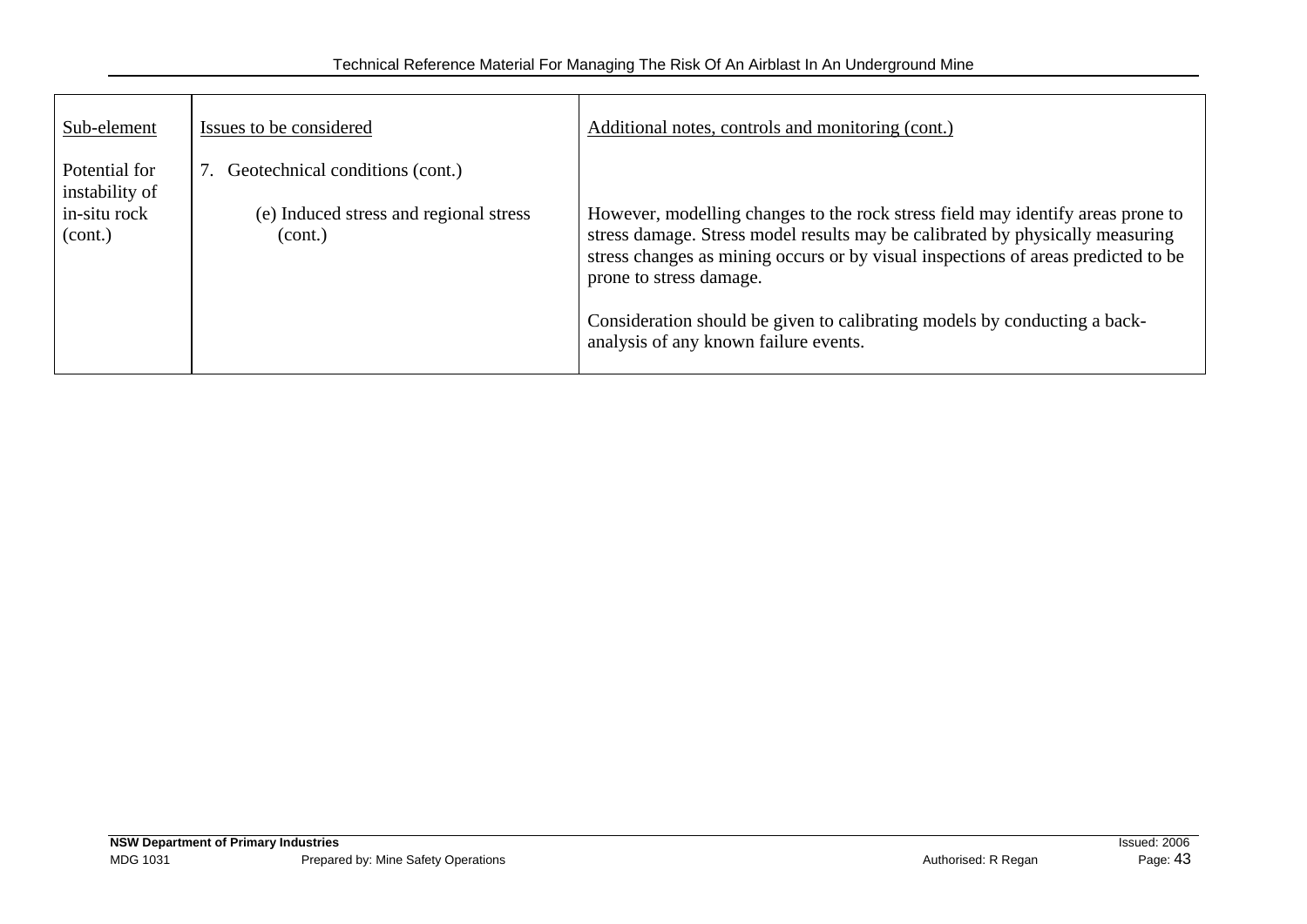| Sub-element | Issues to be considered | Additional notes, controls and monitoring (cont.) |
| --- | --- | --- |
| Potential for instability of in-situ rock (cont.) | 7. Geotechnical conditions (cont.)<br><br>(e) Induced stress and regional stress (cont.) | However, modelling changes to the rock stress field may identify areas prone to stress damage. Stress model results may be calibrated by physically measuring stress changes as mining occurs or by visual inspections of areas predicted to be prone to stress damage.<br><br>Consideration should be given to calibrating models by conducting a back-analysis of any known failure events. |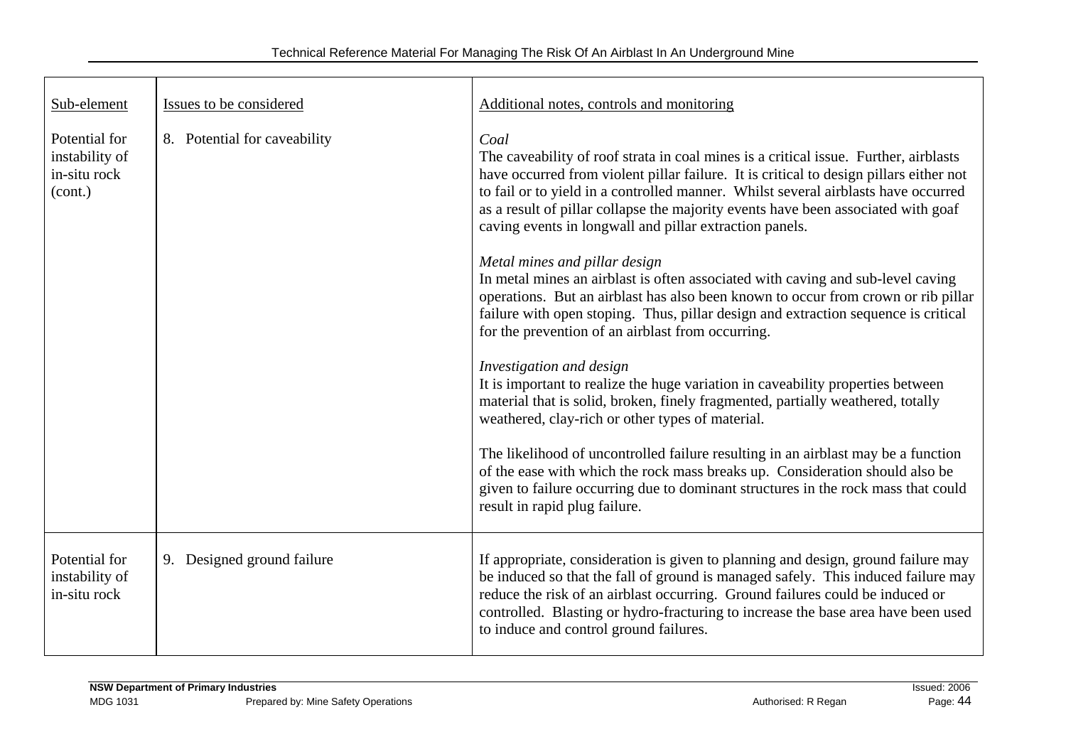| Sub-element | Issues to be considered | Additional notes, controls and monitoring |
|---|---|---|
| Potential for instability of in-situ rock (cont.) | 8. Potential for caveability | *Coal*<br>The caveability of roof strata in coal mines is a critical issue. Further, airblasts have occurred from violent pillar failure. It is critical to design pillars either not to fail or to yield in a controlled manner. Whilst several airblasts have occurred as a result of pillar collapse the majority events have been associated with goaf caving events in longwall and pillar extraction panels.<br><br>*Metal mines and pillar design*<br>In metal mines an airblast is often associated with caving and sub-level caving operations. But an airblast has also been known to occur from crown or rib pillar failure with open stoping. Thus, pillar design and extraction sequence is critical for the prevention of an airblast from occurring.<br><br>*Investigation and design*<br>It is important to realize the huge variation in caveability properties between material that is solid, broken, finely fragmented, partially weathered, totally weathered, clay-rich or other types of material.<br><br>The likelihood of uncontrolled failure resulting in an airblast may be a function of the ease with which the rock mass breaks up. Consideration should also be given to failure occurring due to dominant structures in the rock mass that could result in rapid plug failure. |
| Potential for instability of in-situ rock | 9. Designed ground failure | If appropriate, consideration is given to planning and design, ground failure may be induced so that the fall of ground is managed safely. This induced failure may reduce the risk of an airblast occurring. Ground failures could be induced or controlled. Blasting or hydro-fracturing to increase the base area have been used to induce and control ground failures. |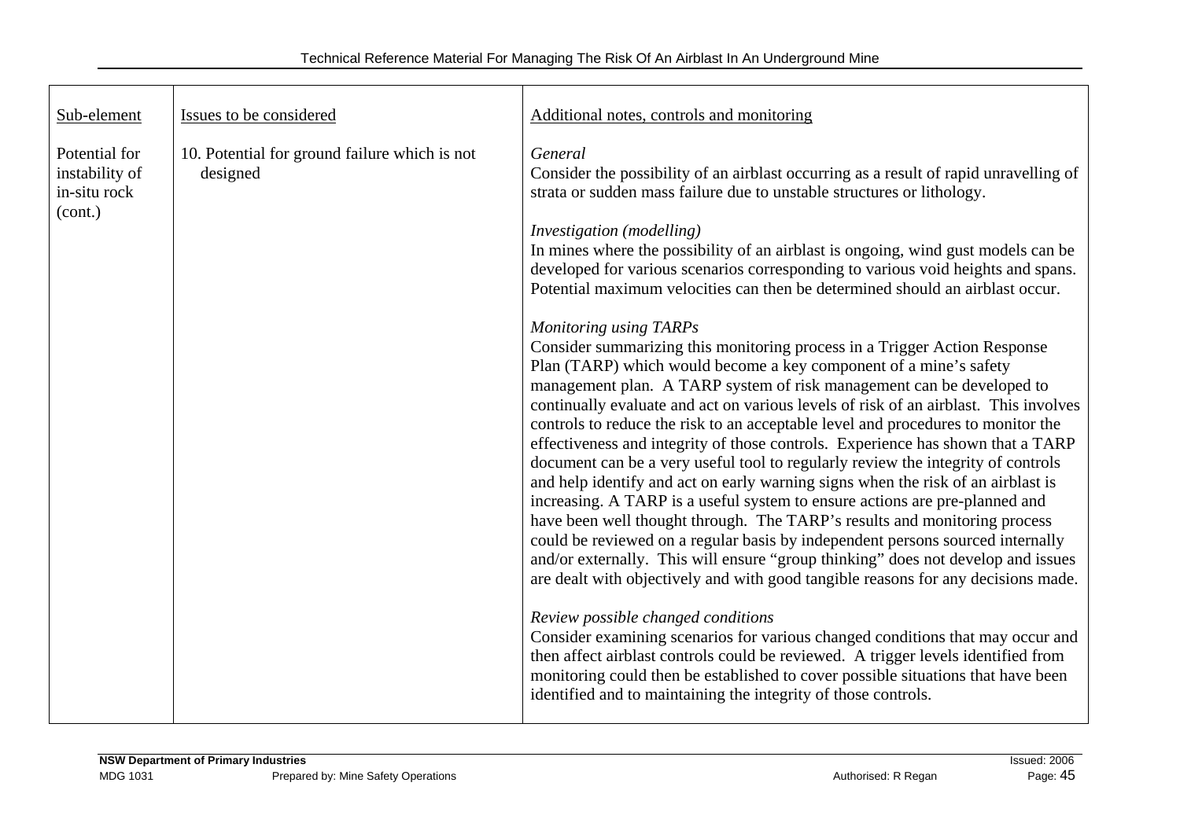| Sub-element | Issues to be considered | Additional notes, controls and monitoring |
|---|---|---|
| Potential for instability of in-situ rock (cont.) | 10. Potential for ground failure which is not designed | *General*<br>Consider the possibility of an airblast occurring as a result of rapid unravelling of strata or sudden mass failure due to unstable structures or lithology.<br><br>*Investigation (modelling)*<br>In mines where the possibility of an airblast is ongoing, wind gust models can be developed for various scenarios corresponding to various void heights and spans. Potential maximum velocities can then be determined should an airblast occur.<br><br>*Monitoring using TARPs*<br>Consider summarizing this monitoring process in a Trigger Action Response Plan (TARP) which would become a key component of a mine's safety management plan. A TARP system of risk management can be developed to continually evaluate and act on various levels of risk of an airblast. This involves controls to reduce the risk to an acceptable level and procedures to monitor the effectiveness and integrity of those controls. Experience has shown that a TARP document can be a very useful tool to regularly review the integrity of controls and help identify and act on early warning signs when the risk of an airblast is increasing. A TARP is a useful system to ensure actions are pre-planned and have been well thought through. The TARP's results and monitoring process could be reviewed on a regular basis by independent persons sourced internally and/or externally. This will ensure "group thinking" does not develop and issues are dealt with objectively and with good tangible reasons for any decisions made.<br><br>*Review possible changed conditions*<br>Consider examining scenarios for various changed conditions that may occur and then affect airblast controls could be reviewed. A trigger levels identified from monitoring could then be established to cover possible situations that have been identified and to maintaining the integrity of those controls. |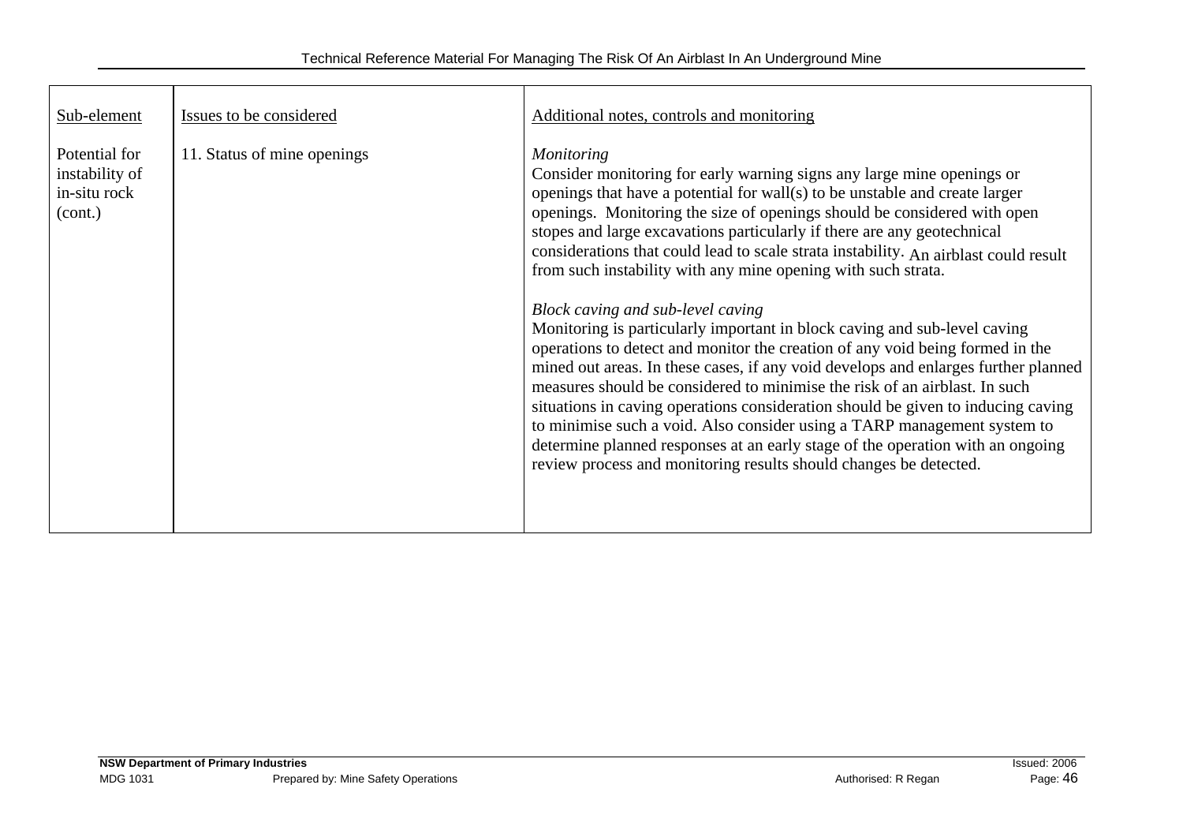| Sub-element | Issues to be considered | Additional notes, controls and monitoring |
| --- | --- | --- |
| Potential for instability of in-situ rock (cont.) | 11. Status of mine openings | *Monitoring*<br>Consider monitoring for early warning signs any large mine openings or openings that have a potential for wall(s) to be unstable and create larger openings. Monitoring the size of openings should be considered with open stopes and large excavations particularly if there are any geotechnical considerations that could lead to scale strata instability. An airblast could result from such instability with any mine opening with such strata.<br><br>*Block caving and sub-level caving*<br>Monitoring is particularly important in block caving and sub-level caving operations to detect and monitor the creation of any void being formed in the mined out areas. In these cases, if any void develops and enlarges further planned measures should be considered to minimise the risk of an airblast. In such situations in caving operations consideration should be given to inducing caving to minimise such a void. Also consider using a TARP management system to determine planned responses at an early stage of the operation with an ongoing review process and monitoring results should changes be detected. |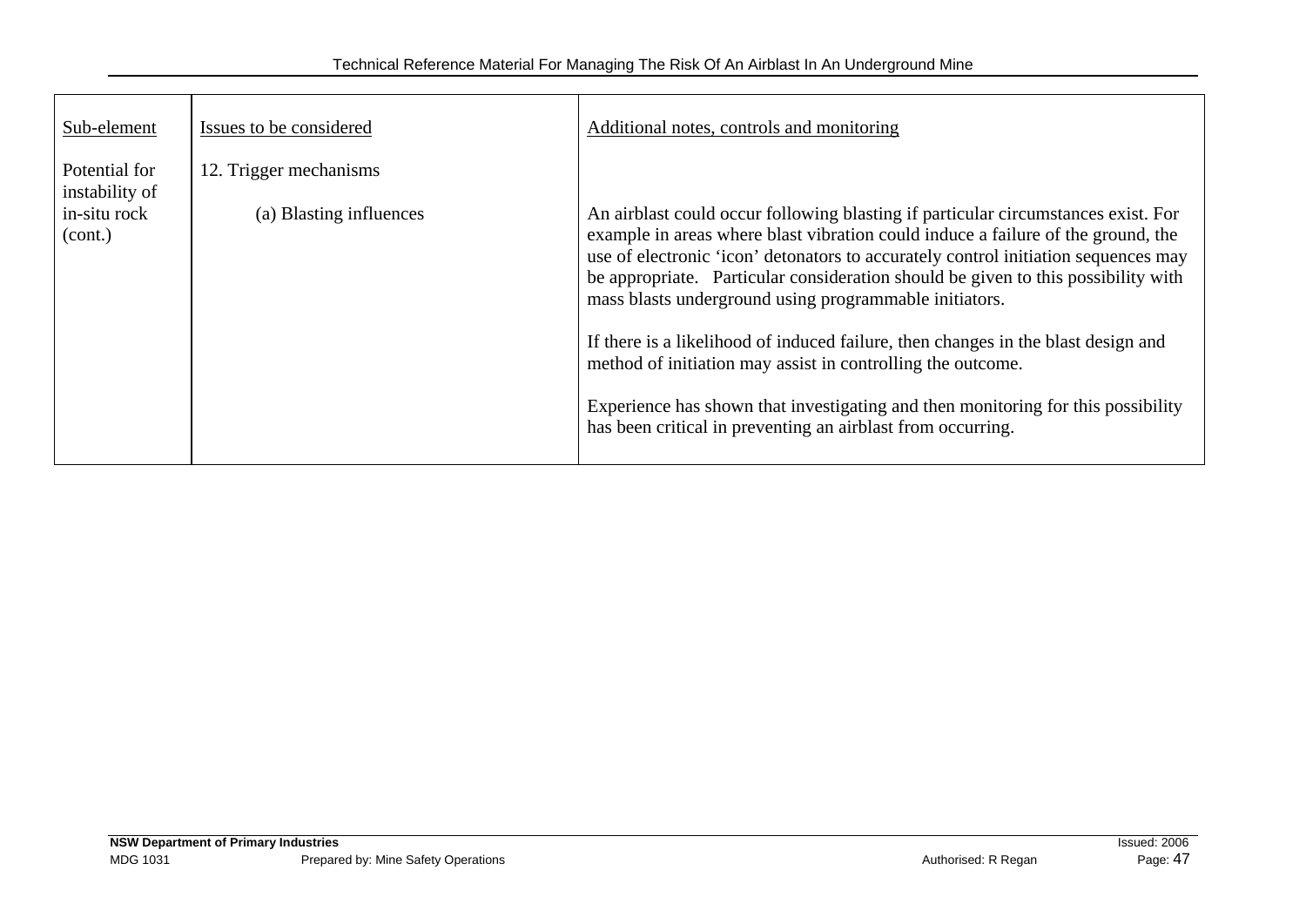| Sub-element | Issues to be considered | Additional notes, controls and monitoring |
|---|---|---|
| Potential for instability of in-situ rock (cont.) | 12. Trigger mechanisms | |
| | (a) Blasting influences | An airblast could occur following blasting if particular circumstances exist. For example in areas where blast vibration could induce a failure of the ground, the use of electronic 'icon' detonators to accurately control initiation sequences may be appropriate. Particular consideration should be given to this possibility with mass blasts underground using programmable initiators.<br><br>If there is a likelihood of induced failure, then changes in the blast design and method of initiation may assist in controlling the outcome.<br><br>Experience has shown that investigating and then monitoring for this possibility has been critical in preventing an airblast from occurring. |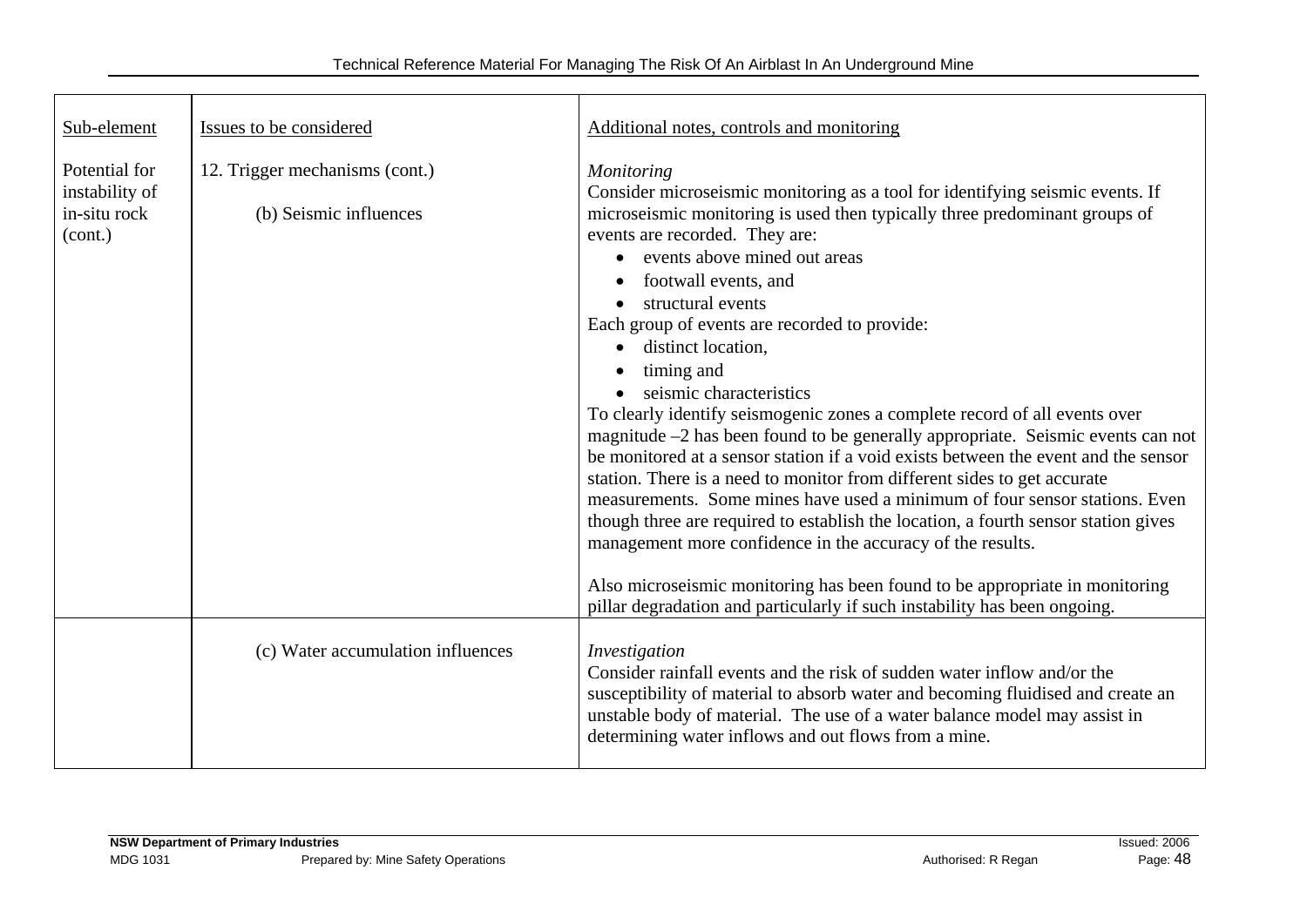| Sub-element | Issues to be considered | Additional notes, controls and monitoring |
|---|---|---|
| Potential for instability of in-situ rock (cont.) | 12. Trigger mechanisms (cont.)<br><br>(b) Seismic influences | *Monitoring*<br>Consider microseismic monitoring as a tool for identifying seismic events. If microseismic monitoring is used then typically three predominant groups of events are recorded. They are:<br>• events above mined out areas<br>• footwall events, and<br>• structural events<br>Each group of events are recorded to provide:<br>• distinct location,<br>• timing and<br>• seismic characteristics<br>To clearly identify seismogenic zones a complete record of all events over magnitude –2 has been found to be generally appropriate. Seismic events can not be monitored at a sensor station if a void exists between the event and the sensor station. There is a need to monitor from different sides to get accurate measurements. Some mines have used a minimum of four sensor stations. Even though three are required to establish the location, a fourth sensor station gives management more confidence in the accuracy of the results.<br><br>Also microseismic monitoring has been found to be appropriate in monitoring pillar degradation and particularly if such instability has been ongoing. |
| | (c) Water accumulation influences | *Investigation*<br>Consider rainfall events and the risk of sudden water inflow and/or the susceptibility of material to absorb water and becoming fluidised and create an unstable body of material. The use of a water balance model may assist in determining water inflows and out flows from a mine. |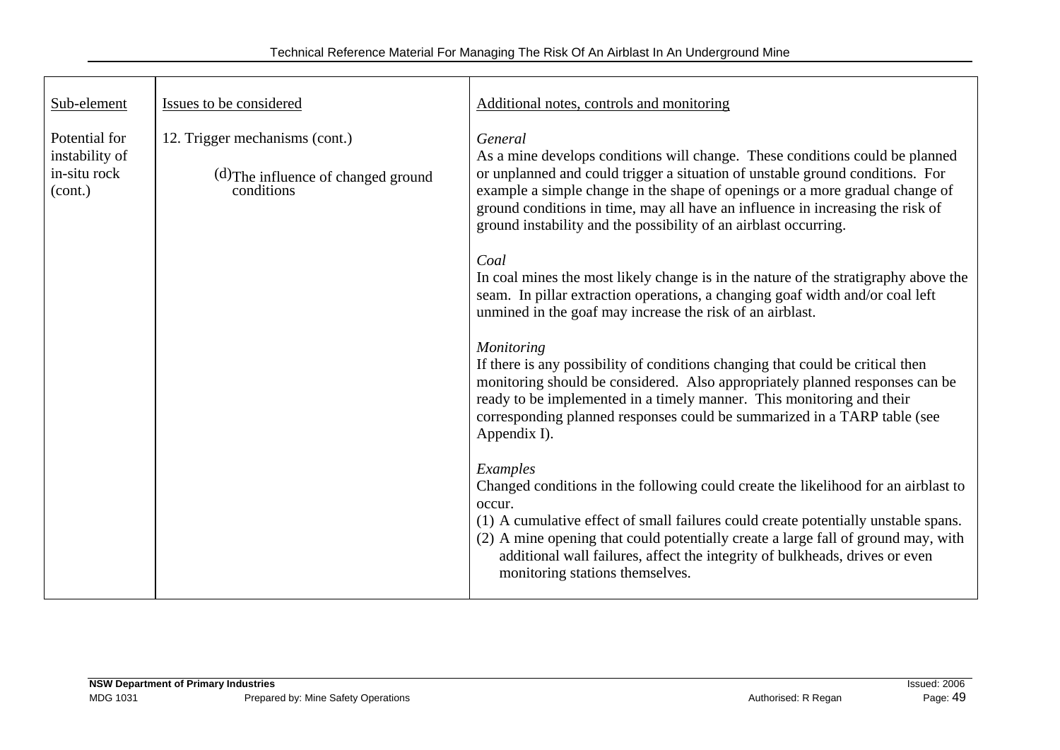| Sub-element | Issues to be considered | Additional notes, controls and monitoring |
| --- | --- | --- |
| Potential for instability of in-situ rock (cont.) | 12. Trigger mechanisms (cont.)<br><br>(d) The influence of changed ground conditions | *General*<br>As a mine develops conditions will change. These conditions could be planned or unplanned and could trigger a situation of unstable ground conditions. For example a simple change in the shape of openings or a more gradual change of ground conditions in time, may all have an influence in increasing the risk of ground instability and the possibility of an airblast occurring.<br><br>*Coal*<br>In coal mines the most likely change is in the nature of the stratigraphy above the seam. In pillar extraction operations, a changing goaf width and/or coal left unmined in the goaf may increase the risk of an airblast.<br><br>*Monitoring*<br>If there is any possibility of conditions changing that could be critical then monitoring should be considered. Also appropriately planned responses can be ready to be implemented in a timely manner. This monitoring and their corresponding planned responses could be summarized in a TARP table (see Appendix I).<br><br>*Examples*<br>Changed conditions in the following could create the likelihood for an airblast to occur.<br>(1) A cumulative effect of small failures could create potentially unstable spans.<br>(2) A mine opening that could potentially create a large fall of ground may, with additional wall failures, affect the integrity of bulkheads, drives or even monitoring stations themselves. |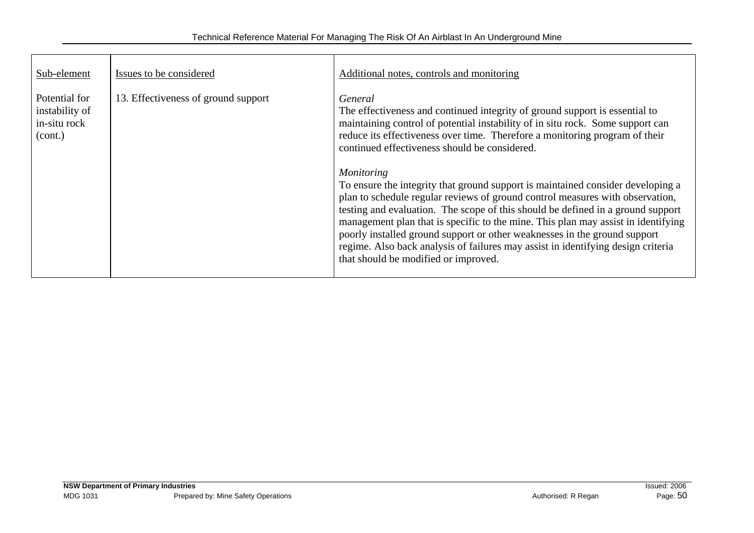| Sub-element | Issues to be considered | Additional notes, controls and monitoring |
| --- | --- | --- |
| Potential for instability of in-situ rock (cont.) | 13. Effectiveness of ground support | *General*<br>The effectiveness and continued integrity of ground support is essential to maintaining control of potential instability of in situ rock. Some support can reduce its effectiveness over time. Therefore a monitoring program of their continued effectiveness should be considered.<br><br>*Monitoring*<br>To ensure the integrity that ground support is maintained consider developing a plan to schedule regular reviews of ground control measures with observation, testing and evaluation. The scope of this should be defined in a ground support management plan that is specific to the mine. This plan may assist in identifying poorly installed ground support or other weaknesses in the ground support regime. Also back analysis of failures may assist in identifying design criteria that should be modified or improved. |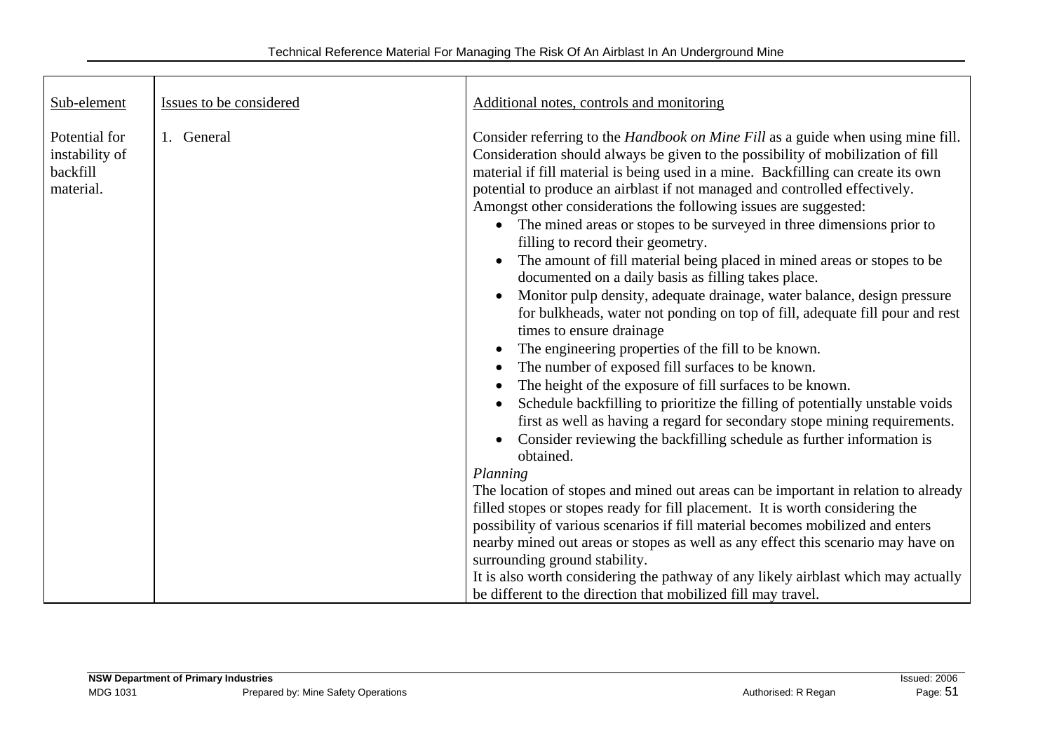| Sub-element | Issues to be considered | Additional notes, controls and monitoring |
|---|---|---|
| Potential for instability of backfill material. | 1. General | Consider referring to the *Handbook on Mine Fill* as a guide when using mine fill. Consideration should always be given to the possibility of mobilization of fill material if fill material is being used in a mine. Backfilling can create its own potential to produce an airblast if not managed and controlled effectively. Amongst other considerations the following issues are suggested:<br>• The mined areas or stopes to be surveyed in three dimensions prior to filling to record their geometry.<br>• The amount of fill material being placed in mined areas or stopes to be documented on a daily basis as filling takes place.<br>• Monitor pulp density, adequate drainage, water balance, design pressure for bulkheads, water not ponding on top of fill, adequate fill pour and rest times to ensure drainage<br>• The engineering properties of the fill to be known.<br>• The number of exposed fill surfaces to be known.<br>• The height of the exposure of fill surfaces to be known.<br>• Schedule backfilling to prioritize the filling of potentially unstable voids first as well as having a regard for secondary stope mining requirements.<br>• Consider reviewing the backfilling schedule as further information is obtained.<br>*Planning*<br>The location of stopes and mined out areas can be important in relation to already filled stopes or stopes ready for fill placement. It is worth considering the possibility of various scenarios if fill material becomes mobilized and enters nearby mined out areas or stopes as well as any effect this scenario may have on surrounding ground stability.<br>It is also worth considering the pathway of any likely airblast which may actually be different to the direction that mobilized fill may travel. |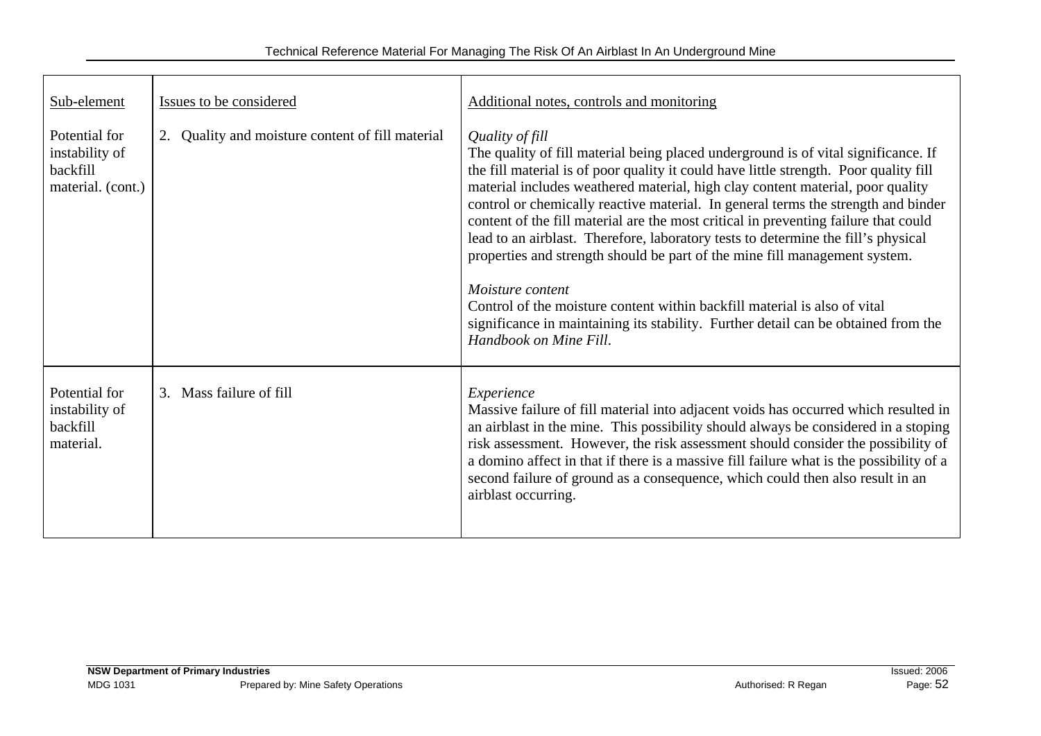| Sub-element | Issues to be considered | Additional notes, controls and monitoring |
| --- | --- | --- |
| Potential for instability of backfill material. (cont.) | 2. Quality and moisture content of fill material | *Quality of fill*<br>The quality of fill material being placed underground is of vital significance. If the fill material is of poor quality it could have little strength. Poor quality fill material includes weathered material, high clay content material, poor quality control or chemically reactive material. In general terms the strength and binder content of the fill material are the most critical in preventing failure that could lead to an airblast. Therefore, laboratory tests to determine the fill's physical properties and strength should be part of the mine fill management system.<br><br>*Moisture content*<br>Control of the moisture content within backfill material is also of vital significance in maintaining its stability. Further detail can be obtained from the *Handbook on Mine Fill*. |
| Potential for instability of backfill material. | 3. Mass failure of fill | *Experience*<br>Massive failure of fill material into adjacent voids has occurred which resulted in an airblast in the mine. This possibility should always be considered in a stoping risk assessment. However, the risk assessment should consider the possibility of a domino affect in that if there is a massive fill failure what is the possibility of a second failure of ground as a consequence, which could then also result in an airblast occurring. |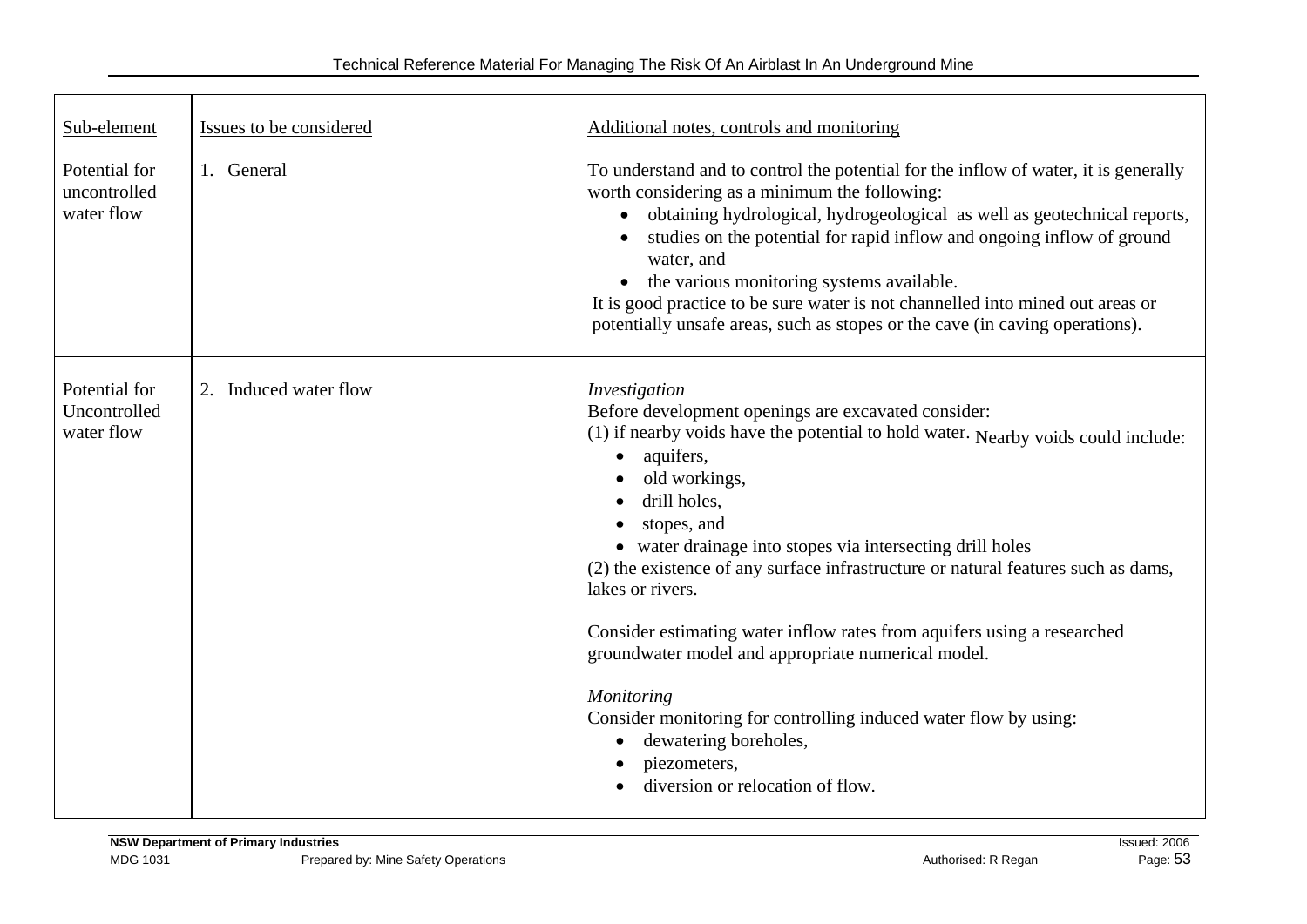| Sub-element | Issues to be considered | Additional notes, controls and monitoring |
|---|---|---|
| Potential for uncontrolled water flow | 1. General | To understand and to control the potential for the inflow of water, it is generally worth considering as a minimum the following:<br>• obtaining hydrological, hydrogeological as well as geotechnical reports,<br>• studies on the potential for rapid inflow and ongoing inflow of ground water, and<br>• the various monitoring systems available.<br>It is good practice to be sure water is not channelled into mined out areas or potentially unsafe areas, such as stopes or the cave (in caving operations). |
| Potential for Uncontrolled water flow | 2. Induced water flow | *Investigation*<br>Before development openings are excavated consider:<br>(1) if nearby voids have the potential to hold water. Nearby voids could include:<br>• aquifers,<br>• old workings,<br>• drill holes,<br>• stopes, and<br>• water drainage into stopes via intersecting drill holes<br>(2) the existence of any surface infrastructure or natural features such as dams, lakes or rivers.<br><br>Consider estimating water inflow rates from aquifers using a researched groundwater model and appropriate numerical model.<br><br>*Monitoring*<br>Consider monitoring for controlling induced water flow by using:<br>• dewatering boreholes,<br>• piezometers,<br>• diversion or relocation of flow. |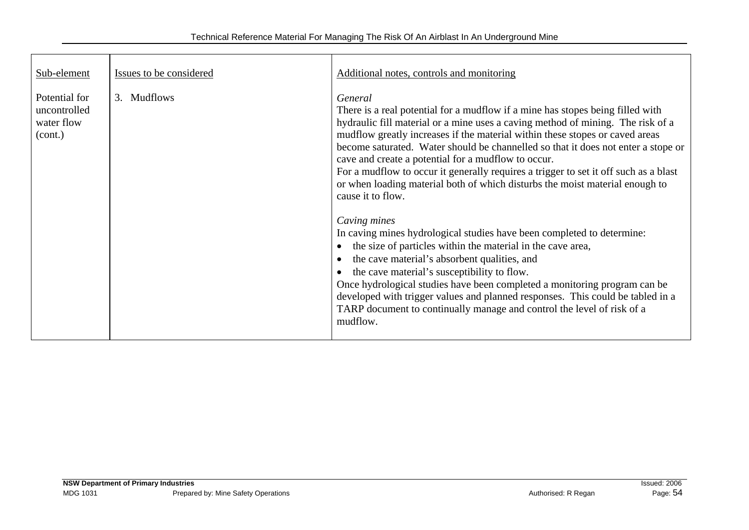| Sub-element | Issues to be considered | Additional notes, controls and monitoring |
| --- | --- | --- |
| Potential for uncontrolled water flow (cont.) | 3. Mudflows | *General*<br>There is a real potential for a mudflow if a mine has stopes being filled with hydraulic fill material or a mine uses a caving method of mining. The risk of a mudflow greatly increases if the material within these stopes or caved areas become saturated. Water should be channelled so that it does not enter a stope or cave and create a potential for a mudflow to occur.<br>For a mudflow to occur it generally requires a trigger to set it off such as a blast or when loading material both of which disturbs the moist material enough to cause it to flow.<br><br>*Caving mines*<br>In caving mines hydrological studies have been completed to determine:<br>• the size of particles within the material in the cave area,<br>• the cave material's absorbent qualities, and<br>• the cave material's susceptibility to flow.<br>Once hydrological studies have been completed a monitoring program can be developed with trigger values and planned responses. This could be tabled in a TARP document to continually manage and control the level of risk of a mudflow. |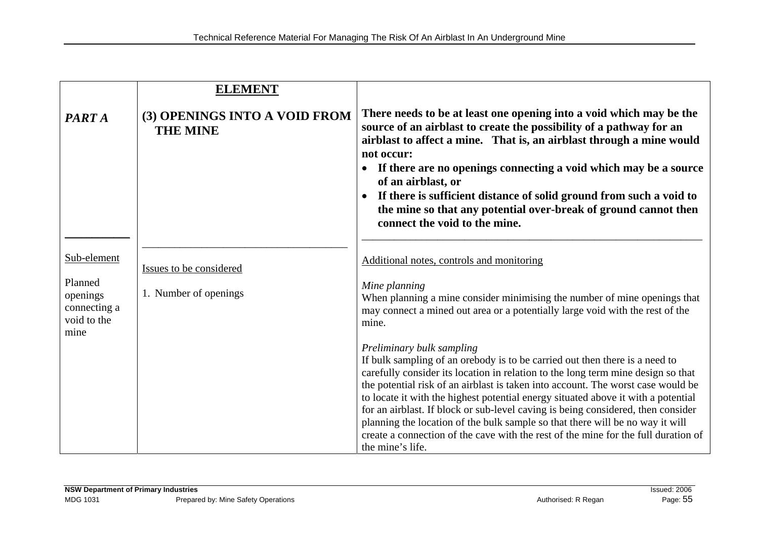| | **ELEMENT** | |
|---|---|---|
| ***PART A*** | **(3) OPENINGS INTO A VOID FROM THE MINE** | **There needs to be at least one opening into a void which may be the source of an airblast to create the possibility of a pathway for an airblast to affect a mine. That is, an airblast through a mine would not occur:**<br>• **If there are no openings connecting a void which may be a source of an airblast, or**<br>• **If there is sufficient distance of solid ground from such a void to the mine so that any potential over-break of ground cannot then connect the void to the mine.** |
| Sub-element<br><br>Planned openings connecting a void to the mine | Issues to be considered<br><br>1. Number of openings | Additional notes, controls and monitoring<br><br>*Mine planning*<br>When planning a mine consider minimising the number of mine openings that may connect a mined out area or a potentially large void with the rest of the mine.<br><br>*Preliminary bulk sampling*<br>If bulk sampling of an orebody is to be carried out then there is a need to carefully consider its location in relation to the long term mine design so that the potential risk of an airblast is taken into account. The worst case would be to locate it with the highest potential energy situated above it with a potential for an airblast. If block or sub-level caving is being considered, then consider planning the location of the bulk sample so that there will be no way it will create a connection of the cave with the rest of the mine for the full duration of the mine's life. |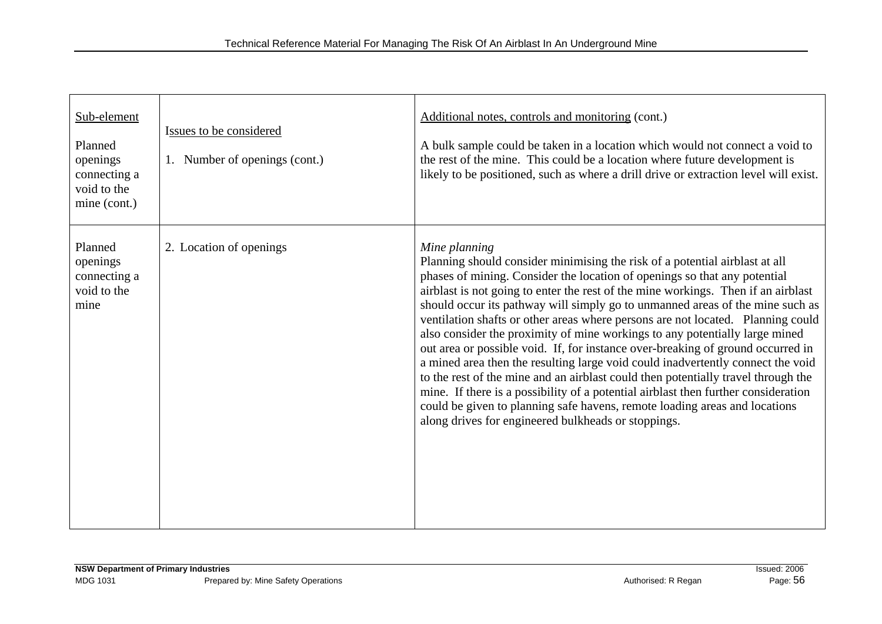| Sub-element | Issues to be considered | Additional notes, controls and monitoring (cont.) |
|---|---|---|
| Planned openings connecting a void to the mine (cont.) | 1. Number of openings (cont.) | A bulk sample could be taken in a location which would not connect a void to the rest of the mine. This could be a location where future development is likely to be positioned, such as where a drill drive or extraction level will exist. |
| Planned openings connecting a void to the mine | 2. Location of openings | *Mine planning* Planning should consider minimising the risk of a potential airblast at all phases of mining. Consider the location of openings so that any potential airblast is not going to enter the rest of the mine workings. Then if an airblast should occur its pathway will simply go to unmanned areas of the mine such as ventilation shafts or other areas where persons are not located. Planning could also consider the proximity of mine workings to any potentially large mined out area or possible void. If, for instance over-breaking of ground occurred in a mined area then the resulting large void could inadvertently connect the void to the rest of the mine and an airblast could then potentially travel through the mine. If there is a possibility of a potential airblast then further consideration could be given to planning safe havens, remote loading areas and locations along drives for engineered bulkheads or stoppings. |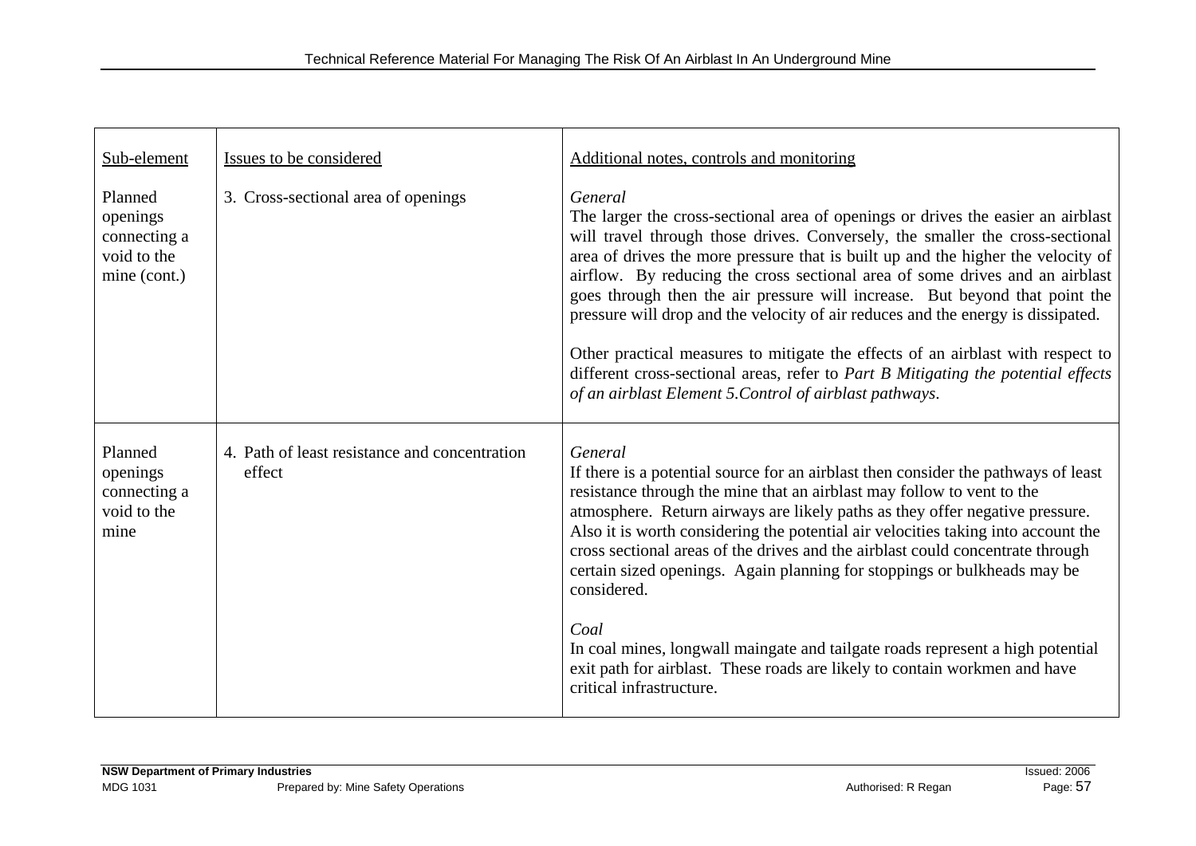| Sub-element | Issues to be considered | Additional notes, controls and monitoring |
|---|---|---|
| Planned openings connecting a void to the mine (cont.) | 3. Cross-sectional area of openings | *General*<br>The larger the cross-sectional area of openings or drives the easier an airblast will travel through those drives. Conversely, the smaller the cross-sectional area of drives the more pressure that is built up and the higher the velocity of airflow. By reducing the cross sectional area of some drives and an airblast goes through then the air pressure will increase. But beyond that point the pressure will drop and the velocity of air reduces and the energy is dissipated.<br><br>Other practical measures to mitigate the effects of an airblast with respect to different cross-sectional areas, refer to *Part B Mitigating the potential effects of an airblast Element 5.Control of airblast pathways*. |
| Planned openings connecting a void to the mine | 4. Path of least resistance and concentration effect | *General*<br>If there is a potential source for an airblast then consider the pathways of least resistance through the mine that an airblast may follow to vent to the atmosphere. Return airways are likely paths as they offer negative pressure. Also it is worth considering the potential air velocities taking into account the cross sectional areas of the drives and the airblast could concentrate through certain sized openings. Again planning for stoppings or bulkheads may be considered.<br><br>*Coal*<br>In coal mines, longwall maingate and tailgate roads represent a high potential exit path for airblast. These roads are likely to contain workmen and have critical infrastructure. |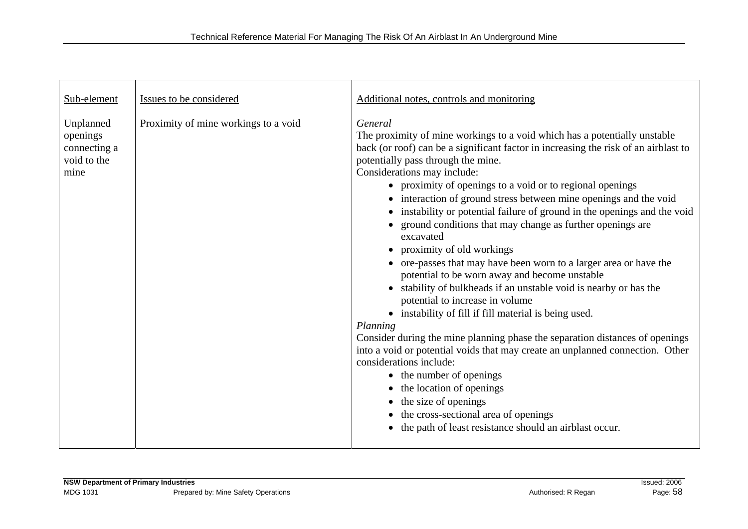| Sub-element | Issues to be considered | Additional notes, controls and monitoring |
| --- | --- | --- |
| Unplanned openings connecting a void to the mine | Proximity of mine workings to a void | *General*<br>The proximity of mine workings to a void which has a potentially unstable back (or roof) can be a significant factor in increasing the risk of an airblast to potentially pass through the mine.<br>Considerations may include:<br>• proximity of openings to a void or to regional openings<br>• interaction of ground stress between mine openings and the void<br>• instability or potential failure of ground in the openings and the void<br>• ground conditions that may change as further openings are excavated<br>• proximity of old workings<br>• ore-passes that may have been worn to a larger area or have the potential to be worn away and become unstable<br>• stability of bulkheads if an unstable void is nearby or has the potential to increase in volume<br>• instability of fill if fill material is being used.<br>*Planning*<br>Consider during the mine planning phase the separation distances of openings into a void or potential voids that may create an unplanned connection. Other considerations include:<br>• the number of openings<br>• the location of openings<br>• the size of openings<br>• the cross-sectional area of openings<br>• the path of least resistance should an airblast occur. |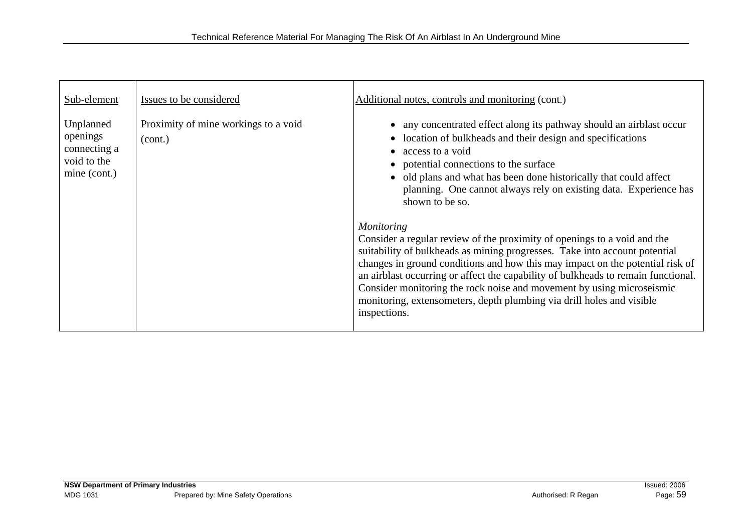| Sub-element | Issues to be considered | Additional notes, controls and monitoring (cont.) |
|---|---|---|
| Unplanned openings connecting a void to the mine (cont.) | Proximity of mine workings to a void (cont.) | • any concentrated effect along its pathway should an airblast occur<br>• location of bulkheads and their design and specifications<br>• access to a void<br>• potential connections to the surface<br>• old plans and what has been done historically that could affect planning. One cannot always rely on existing data. Experience has shown to be so.<br><br>*Monitoring*<br>Consider a regular review of the proximity of openings to a void and the suitability of bulkheads as mining progresses. Take into account potential changes in ground conditions and how this may impact on the potential risk of an airblast occurring or affect the capability of bulkheads to remain functional. Consider monitoring the rock noise and movement by using microseismic monitoring, extensometers, depth plumbing via drill holes and visible inspections. |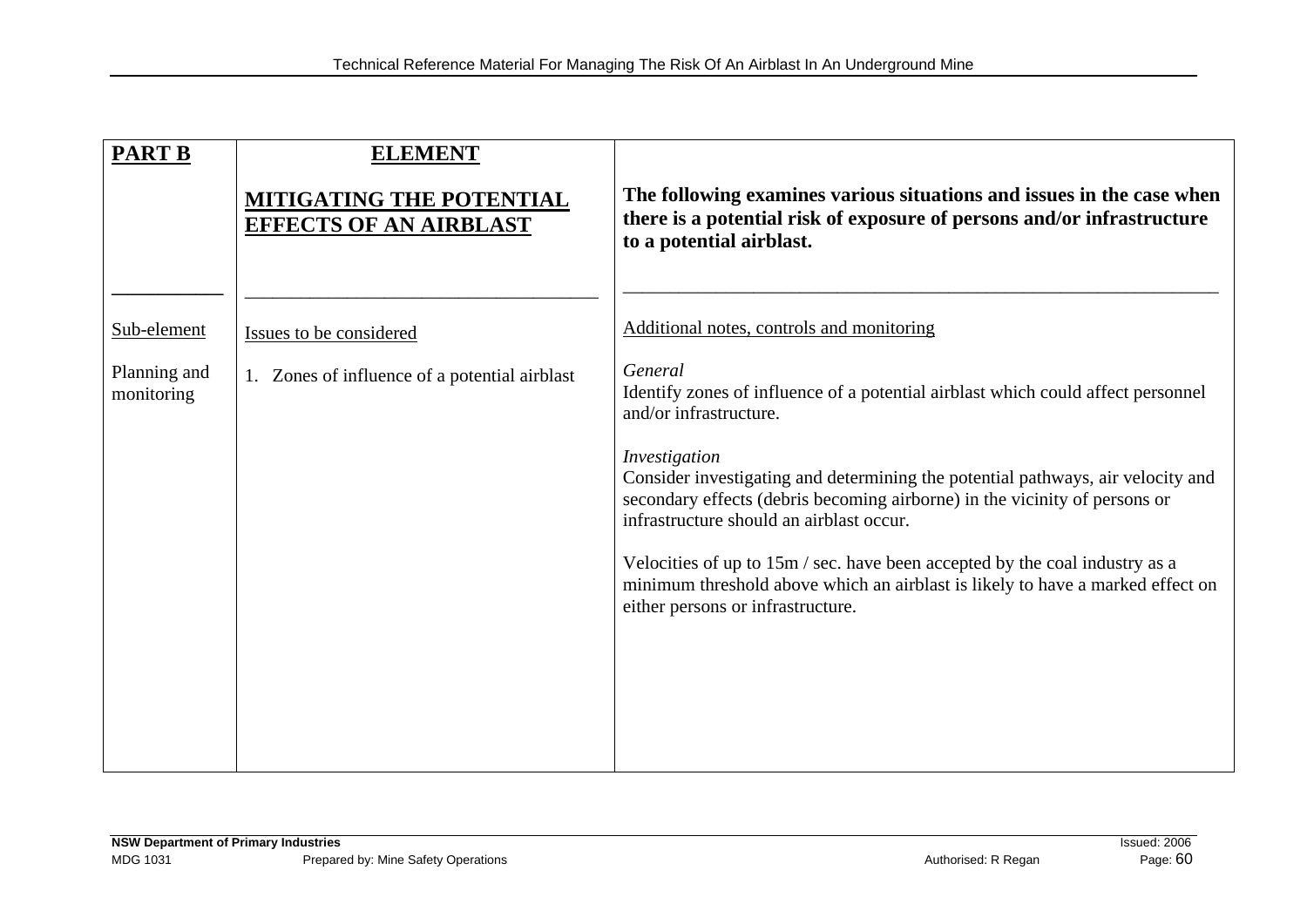| **PART B** | **ELEMENT**<br><br>**MITIGATING THE POTENTIAL EFFECTS OF AN AIRBLAST** | **The following examines various situations and issues in the case when there is a potential risk of exposure of persons and/or infrastructure to a potential airblast.** |
|---|---|---|
| Sub-element | Issues to be considered | Additional notes, controls and monitoring |
| Planning and monitoring | 1. Zones of influence of a potential airblast | *General*<br>Identify zones of influence of a potential airblast which could affect personnel and/or infrastructure.<br><br>*Investigation*<br>Consider investigating and determining the potential pathways, air velocity and secondary effects (debris becoming airborne) in the vicinity of persons or infrastructure should an airblast occur.<br><br>Velocities of up to 15m / sec. have been accepted by the coal industry as a minimum threshold above which an airblast is likely to have a marked effect on either persons or infrastructure. |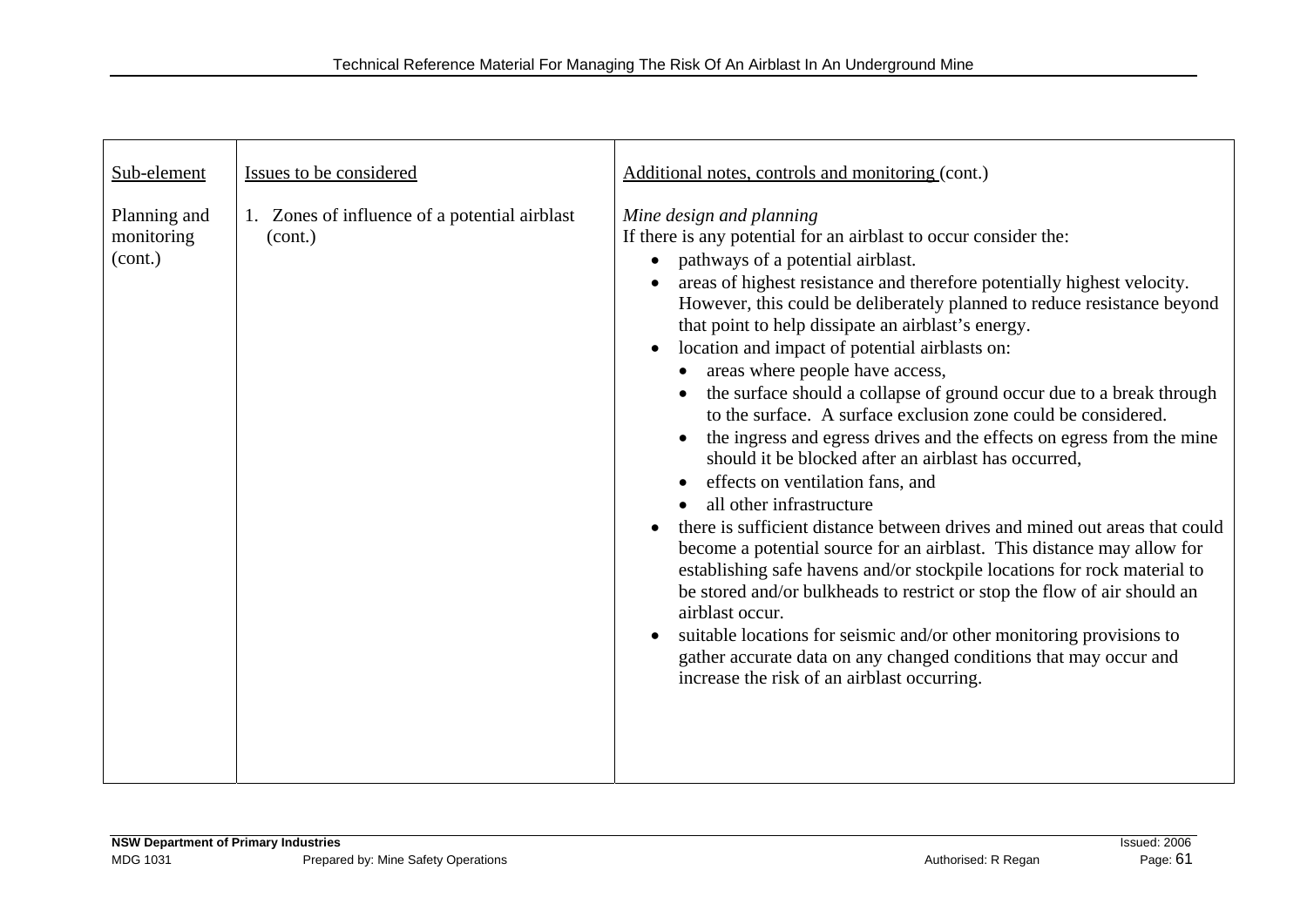| Sub-element | Issues to be considered | Additional notes, controls and monitoring (cont.) |
|---|---|---|
| Planning and monitoring (cont.) | 1. Zones of influence of a potential airblast (cont.) | *Mine design and planning*<br>If there is any potential for an airblast to occur consider the:<br>• pathways of a potential airblast.<br>• areas of highest resistance and therefore potentially highest velocity. However, this could be deliberately planned to reduce resistance beyond that point to help dissipate an airblast's energy.<br>• location and impact of potential airblasts on:<br>&nbsp;&nbsp;• areas where people have access,<br>&nbsp;&nbsp;• the surface should a collapse of ground occur due to a break through to the surface. A surface exclusion zone could be considered.<br>&nbsp;&nbsp;• the ingress and egress drives and the effects on egress from the mine should it be blocked after an airblast has occurred,<br>&nbsp;&nbsp;• effects on ventilation fans, and<br>&nbsp;&nbsp;• all other infrastructure<br>• there is sufficient distance between drives and mined out areas that could become a potential source for an airblast. This distance may allow for establishing safe havens and/or stockpile locations for rock material to be stored and/or bulkheads to restrict or stop the flow of air should an airblast occur.<br>• suitable locations for seismic and/or other monitoring provisions to gather accurate data on any changed conditions that may occur and increase the risk of an airblast occurring. |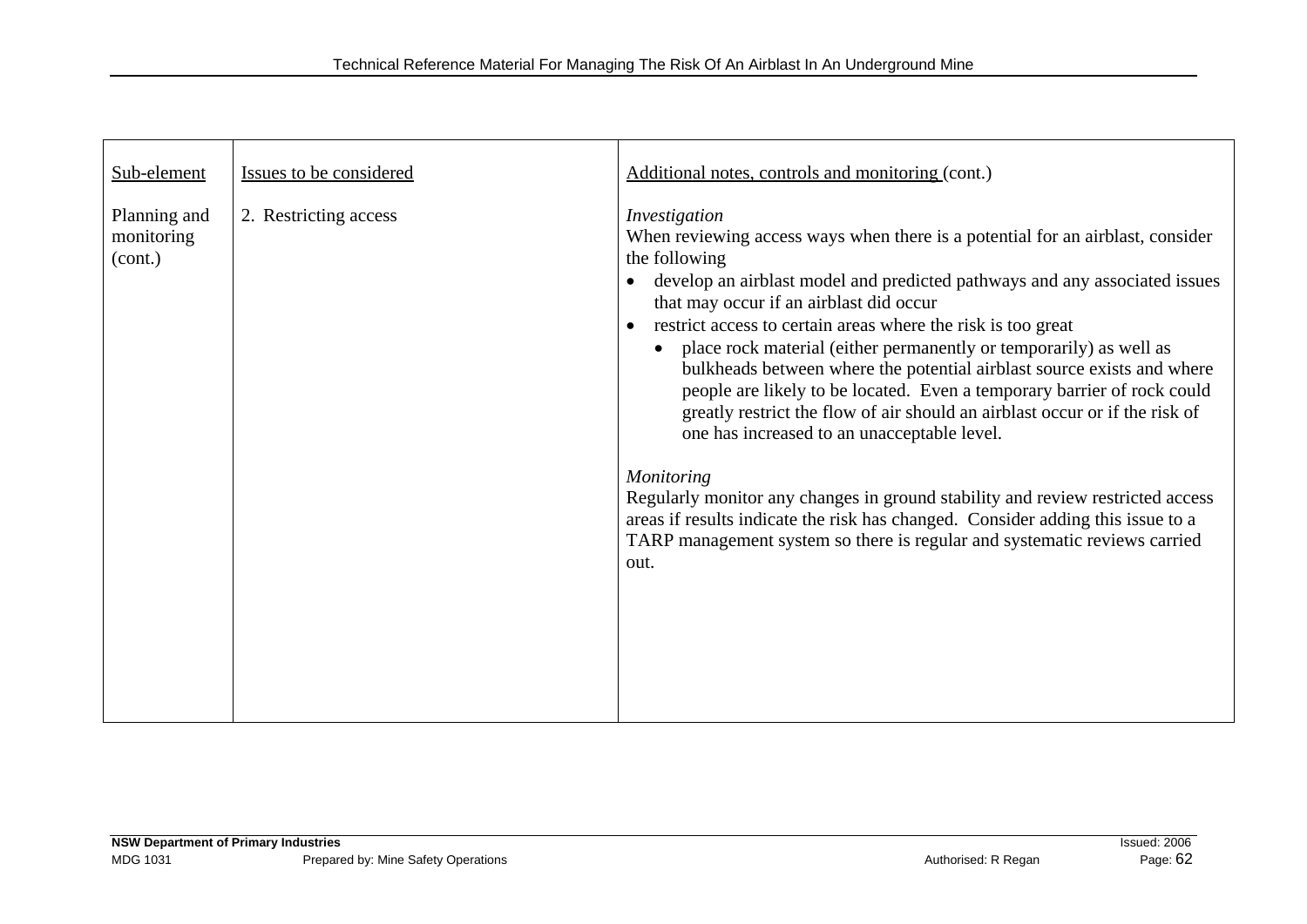| Sub-element | Issues to be considered | Additional notes, controls and monitoring (cont.) |
| --- | --- | --- |
| Planning and monitoring (cont.) | 2. Restricting access | *Investigation*<br>When reviewing access ways when there is a potential for an airblast, consider the following<br>• develop an airblast model and predicted pathways and any associated issues that may occur if an airblast did occur<br>• restrict access to certain areas where the risk is too great<br>  • place rock material (either permanently or temporarily) as well as bulkheads between where the potential airblast source exists and where people are likely to be located. Even a temporary barrier of rock could greatly restrict the flow of air should an airblast occur or if the risk of one has increased to an unacceptable level.<br><br>*Monitoring*<br>Regularly monitor any changes in ground stability and review restricted access areas if results indicate the risk has changed. Consider adding this issue to a TARP management system so there is regular and systematic reviews carried out. |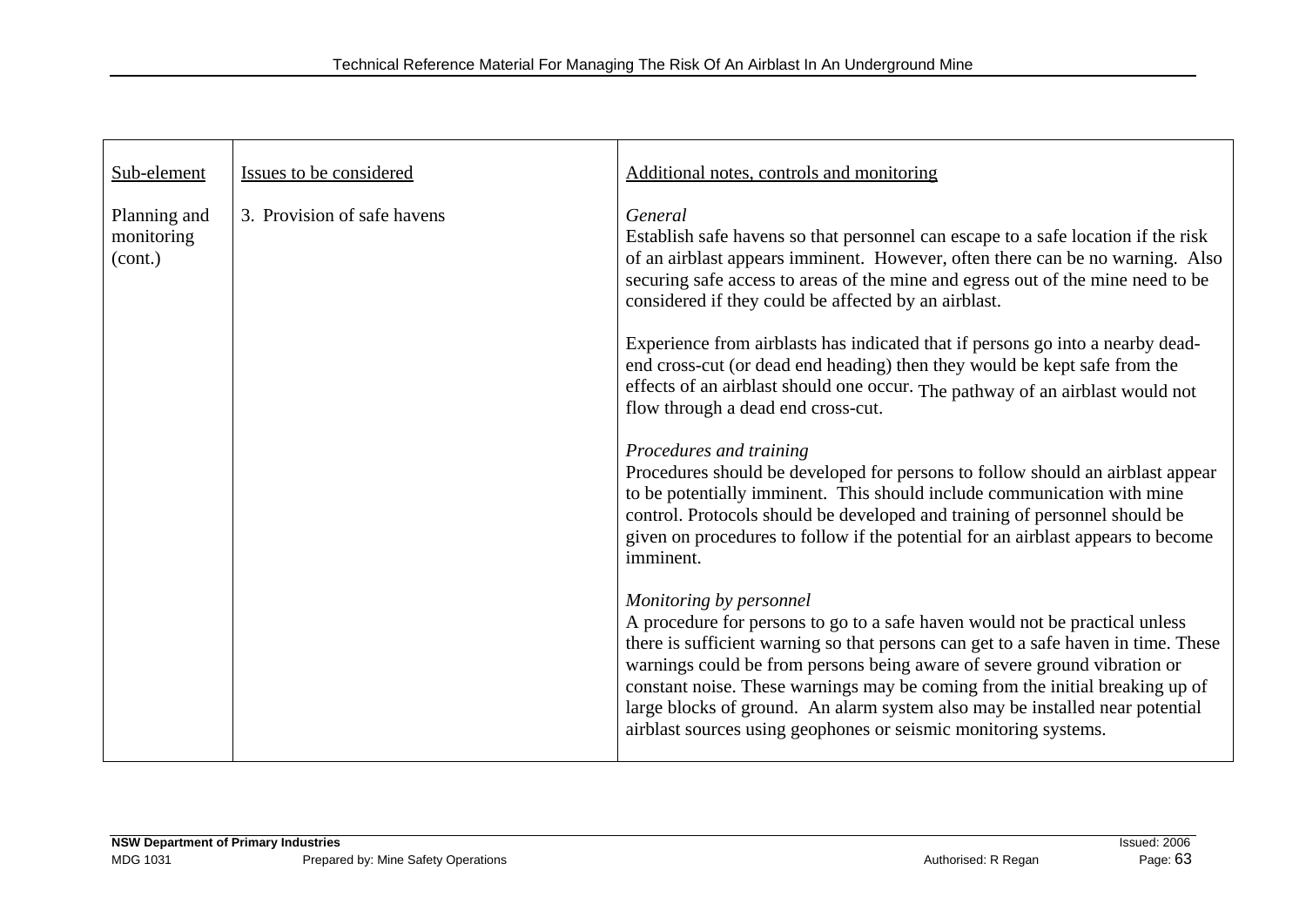| Sub-element | Issues to be considered | Additional notes, controls and monitoring |
|---|---|---|
| Planning and monitoring (cont.) | 3. Provision of safe havens | *General*<br>Establish safe havens so that personnel can escape to a safe location if the risk of an airblast appears imminent. However, often there can be no warning. Also securing safe access to areas of the mine and egress out of the mine need to be considered if they could be affected by an airblast.<br><br>Experience from airblasts has indicated that if persons go into a nearby dead-end cross-cut (or dead end heading) then they would be kept safe from the effects of an airblast should one occur. The pathway of an airblast would not flow through a dead end cross-cut.<br><br>*Procedures and training*<br>Procedures should be developed for persons to follow should an airblast appear to be potentially imminent. This should include communication with mine control. Protocols should be developed and training of personnel should be given on procedures to follow if the potential for an airblast appears to become imminent.<br><br>*Monitoring by personnel*<br>A procedure for persons to go to a safe haven would not be practical unless there is sufficient warning so that persons can get to a safe haven in time. These warnings could be from persons being aware of severe ground vibration or constant noise. These warnings may be coming from the initial breaking up of large blocks of ground. An alarm system also may be installed near potential airblast sources using geophones or seismic monitoring systems. |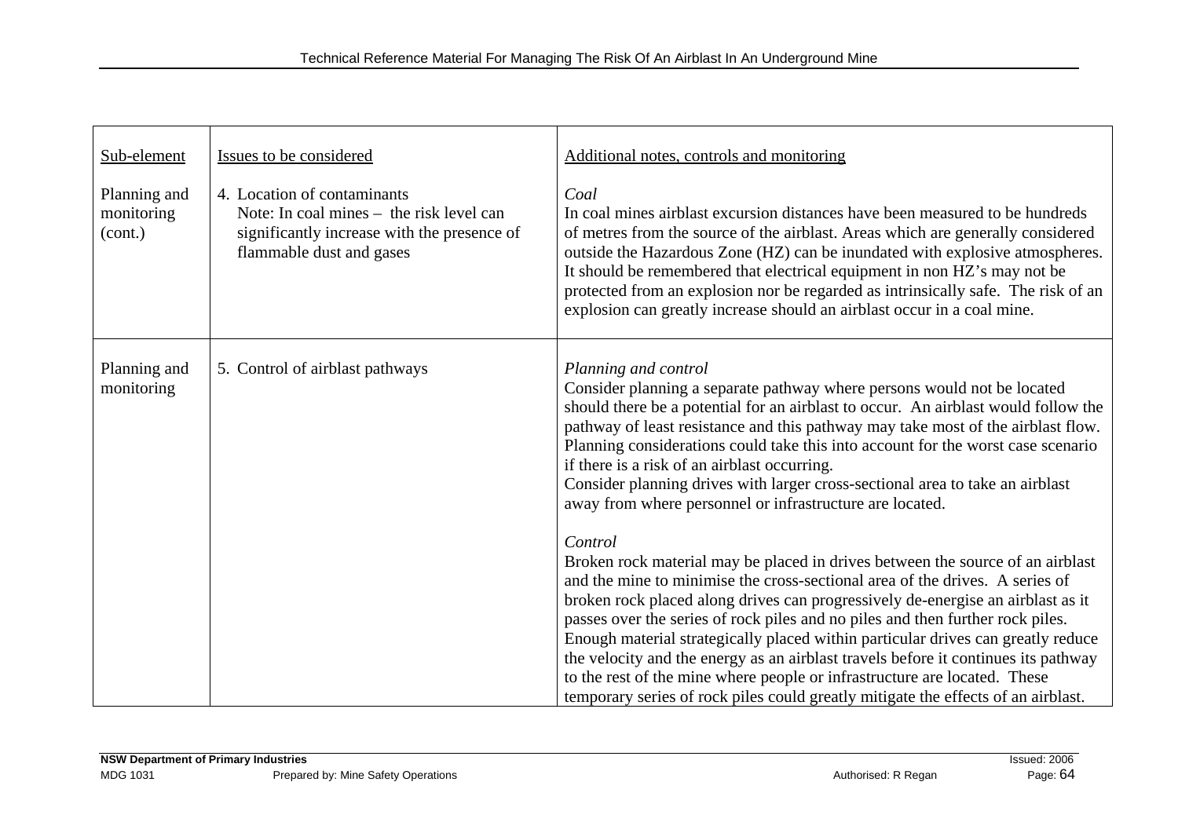| Sub-element | Issues to be considered | Additional notes, controls and monitoring |
|---|---|---|
| Planning and monitoring (cont.) | 4. Location of contaminants<br>Note: In coal mines – the risk level can significantly increase with the presence of flammable dust and gases | *Coal*<br>In coal mines airblast excursion distances have been measured to be hundreds of metres from the source of the airblast. Areas which are generally considered outside the Hazardous Zone (HZ) can be inundated with explosive atmospheres. It should be remembered that electrical equipment in non HZ's may not be protected from an explosion nor be regarded as intrinsically safe. The risk of an explosion can greatly increase should an airblast occur in a coal mine. |
| Planning and monitoring | 5. Control of airblast pathways | *Planning and control*<br>Consider planning a separate pathway where persons would not be located should there be a potential for an airblast to occur. An airblast would follow the pathway of least resistance and this pathway may take most of the airblast flow. Planning considerations could take this into account for the worst case scenario if there is a risk of an airblast occurring.<br>Consider planning drives with larger cross-sectional area to take an airblast away from where personnel or infrastructure are located.<br><br>*Control*<br>Broken rock material may be placed in drives between the source of an airblast and the mine to minimise the cross-sectional area of the drives. A series of broken rock placed along drives can progressively de-energise an airblast as it passes over the series of rock piles and no piles and then further rock piles. Enough material strategically placed within particular drives can greatly reduce the velocity and the energy as an airblast travels before it continues its pathway to the rest of the mine where people or infrastructure are located. These temporary series of rock piles could greatly mitigate the effects of an airblast. |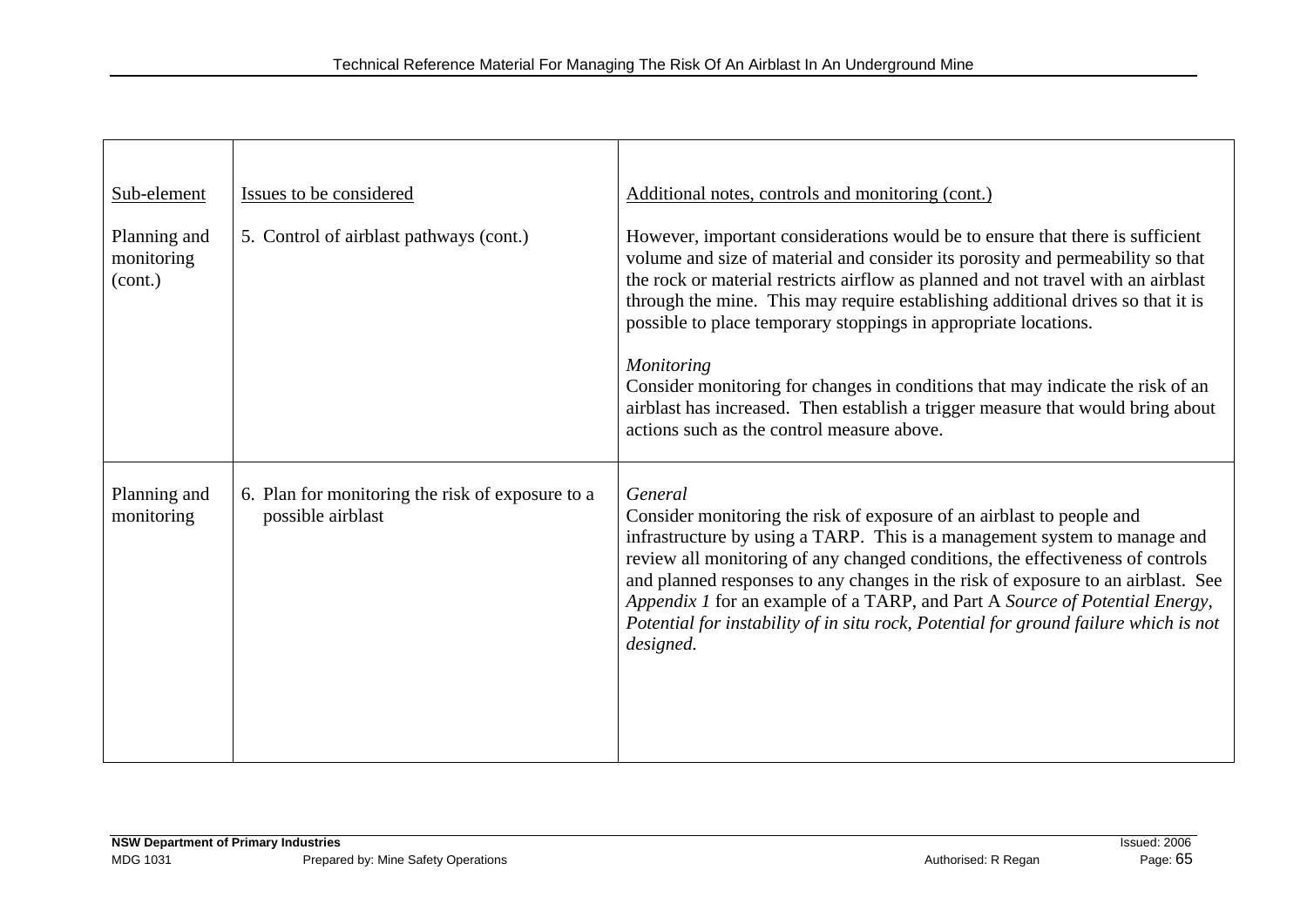| Sub-element | Issues to be considered | Additional notes, controls and monitoring (cont.) |
|---|---|---|
| Planning and monitoring (cont.) | 5. Control of airblast pathways (cont.) | However, important considerations would be to ensure that there is sufficient volume and size of material and consider its porosity and permeability so that the rock or material restricts airflow as planned and not travel with an airblast through the mine. This may require establishing additional drives so that it is possible to place temporary stoppings in appropriate locations.<br><br>*Monitoring*<br>Consider monitoring for changes in conditions that may indicate the risk of an airblast has increased. Then establish a trigger measure that would bring about actions such as the control measure above. |
| Planning and monitoring | 6. Plan for monitoring the risk of exposure to a possible airblast | *General*<br>Consider monitoring the risk of exposure of an airblast to people and infrastructure by using a TARP. This is a management system to manage and review all monitoring of any changed conditions, the effectiveness of controls and planned responses to any changes in the risk of exposure to an airblast. See *Appendix 1* for an example of a TARP, and Part A *Source of Potential Energy, Potential for instability of in situ rock, Potential for ground failure which is not designed.* |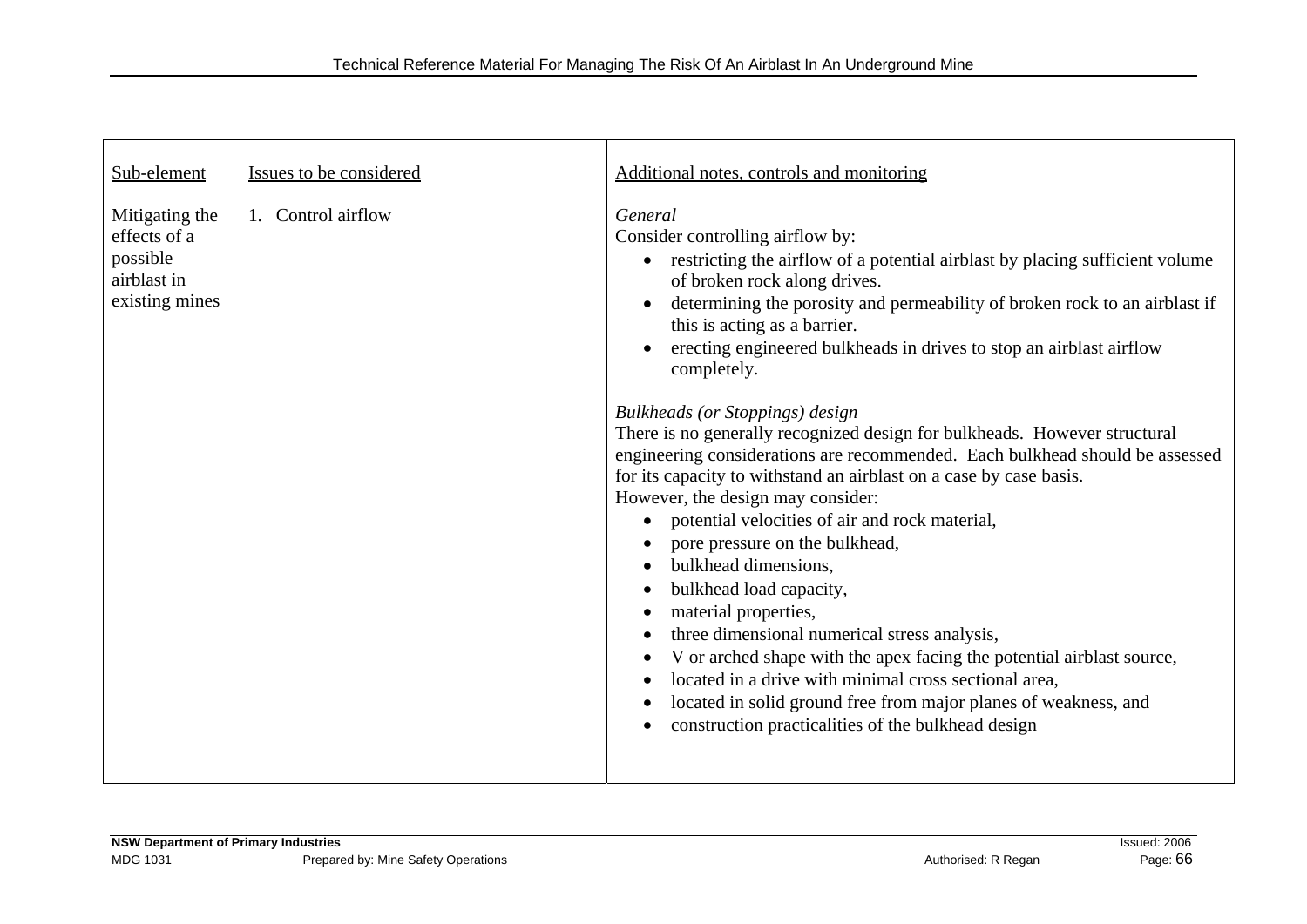| Sub-element | Issues to be considered | Additional notes, controls and monitoring |
| --- | --- | --- |
| Mitigating the effects of a possible airblast in existing mines | 1. Control airflow | *General*<br>Consider controlling airflow by:<br>• restricting the airflow of a potential airblast by placing sufficient volume of broken rock along drives.<br>• determining the porosity and permeability of broken rock to an airblast if this is acting as a barrier.<br>• erecting engineered bulkheads in drives to stop an airblast airflow completely.<br><br>*Bulkheads (or Stoppings) design*<br>There is no generally recognized design for bulkheads. However structural engineering considerations are recommended. Each bulkhead should be assessed for its capacity to withstand an airblast on a case by case basis.<br>However, the design may consider:<br>• potential velocities of air and rock material,<br>• pore pressure on the bulkhead,<br>• bulkhead dimensions,<br>• bulkhead load capacity,<br>• material properties,<br>• three dimensional numerical stress analysis,<br>• V or arched shape with the apex facing the potential airblast source,<br>• located in a drive with minimal cross sectional area,<br>• located in solid ground free from major planes of weakness, and<br>• construction practicalities of the bulkhead design |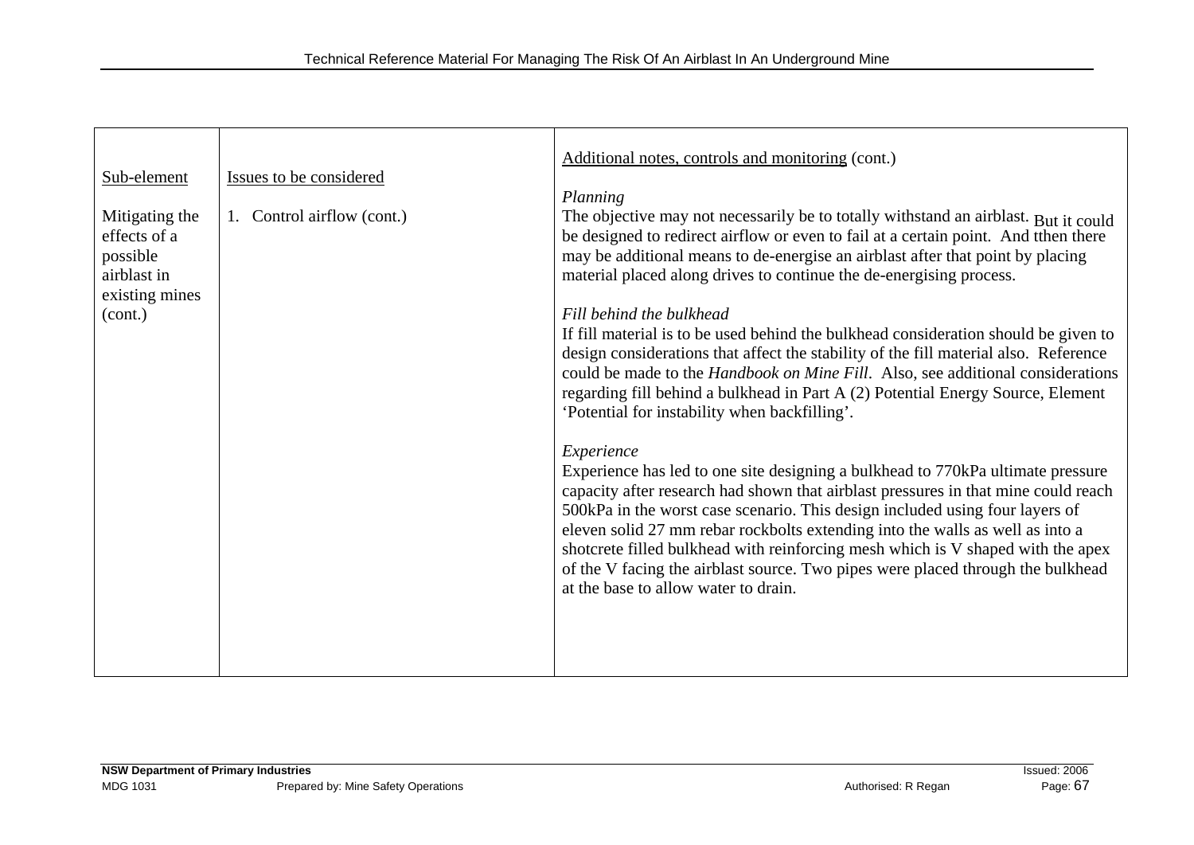| Sub-element | Issues to be considered | Additional notes, controls and monitoring (cont.) |
|---|---|---|
| Mitigating the effects of a possible airblast in existing mines (cont.) | 1. Control airflow (cont.) | *Planning*<br>The objective may not necessarily be to totally withstand an airblast. But it could be designed to redirect airflow or even to fail at a certain point. And tthen there may be additional means to de-energise an airblast after that point by placing material placed along drives to continue the de-energising process.<br><br>*Fill behind the bulkhead*<br>If fill material is to be used behind the bulkhead consideration should be given to design considerations that affect the stability of the fill material also. Reference could be made to the *Handbook on Mine Fill*. Also, see additional considerations regarding fill behind a bulkhead in Part A (2) Potential Energy Source, Element 'Potential for instability when backfilling'.<br><br>*Experience*<br>Experience has led to one site designing a bulkhead to 770kPa ultimate pressure capacity after research had shown that airblast pressures in that mine could reach 500kPa in the worst case scenario. This design included using four layers of eleven solid 27 mm rebar rockbolts extending into the walls as well as into a shotcrete filled bulkhead with reinforcing mesh which is V shaped with the apex of the V facing the airblast source. Two pipes were placed through the bulkhead at the base to allow water to drain. |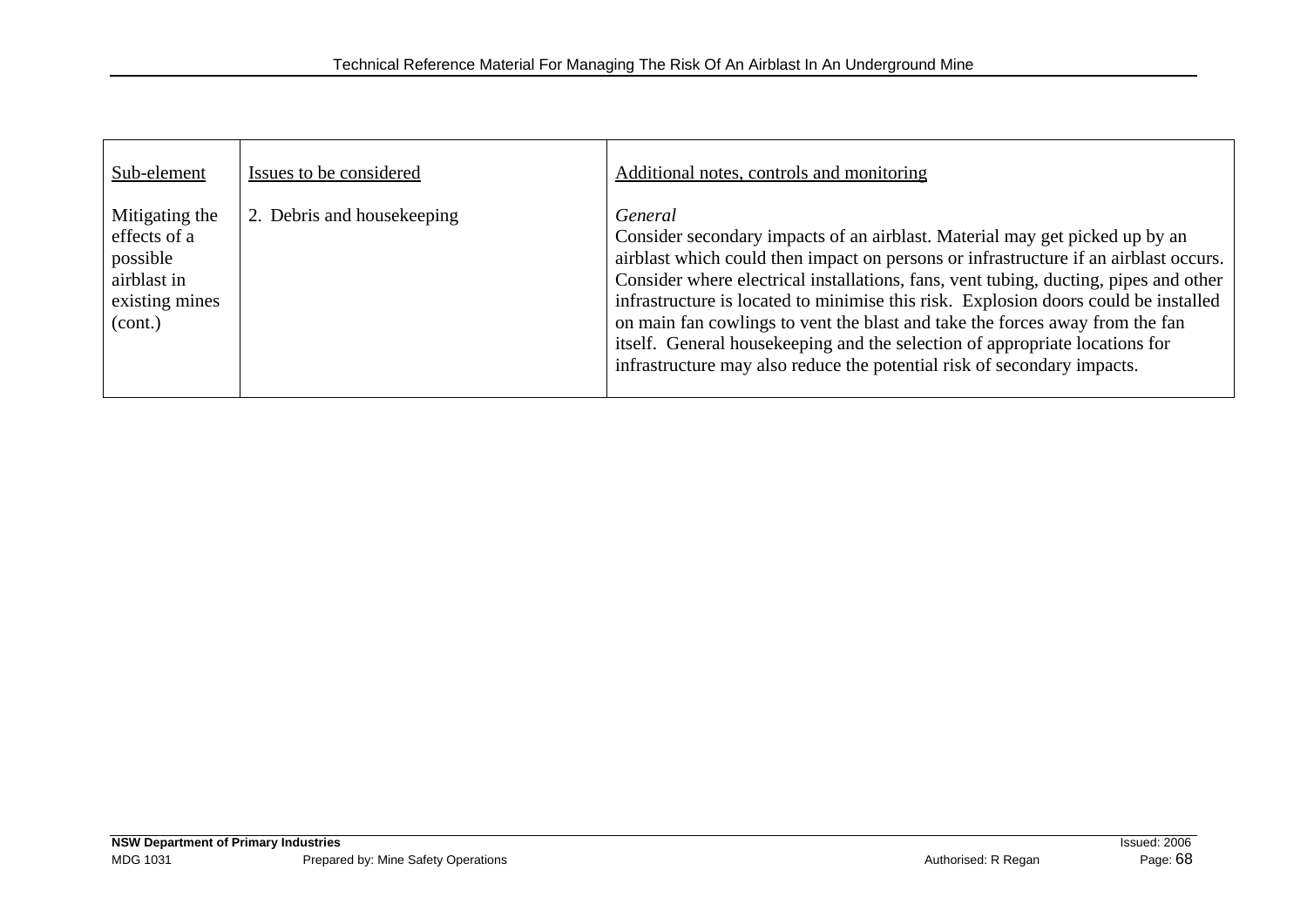| Sub-element | Issues to be considered | Additional notes, controls and monitoring |
| --- | --- | --- |
| Mitigating the effects of a possible airblast in existing mines (cont.) | 2. Debris and housekeeping | *General*<br>Consider secondary impacts of an airblast. Material may get picked up by an airblast which could then impact on persons or infrastructure if an airblast occurs. Consider where electrical installations, fans, vent tubing, ducting, pipes and other infrastructure is located to minimise this risk. Explosion doors could be installed on main fan cowlings to vent the blast and take the forces away from the fan itself. General housekeeping and the selection of appropriate locations for infrastructure may also reduce the potential risk of secondary impacts. |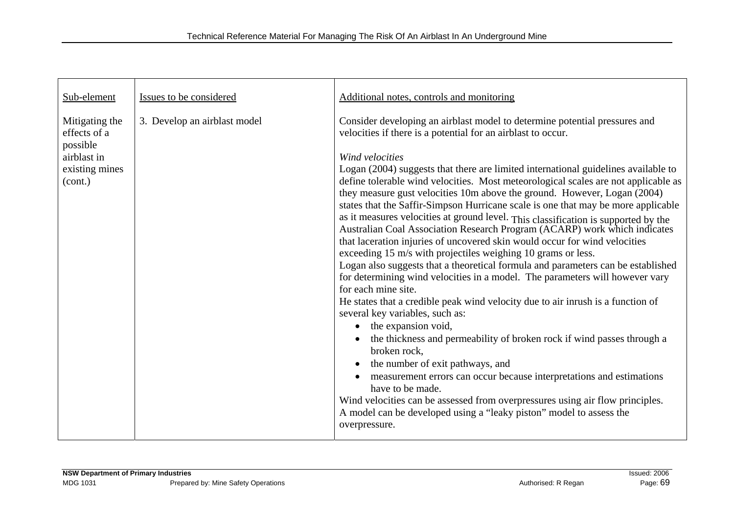| Sub-element | Issues to be considered | Additional notes, controls and monitoring |
| --- | --- | --- |
| Mitigating the effects of a possible airblast in existing mines (cont.) | 3. Develop an airblast model | Consider developing an airblast model to determine potential pressures and velocities if there is a potential for an airblast to occur.<br><br>*Wind velocities*<br>Logan (2004) suggests that there are limited international guidelines available to define tolerable wind velocities. Most meteorological scales are not applicable as they measure gust velocities 10m above the ground. However, Logan (2004) states that the Saffir-Simpson Hurricane scale is one that may be more applicable as it measures velocities at ground level. This classification is supported by the Australian Coal Association Research Program (ACARP) work which indicates that laceration injuries of uncovered skin would occur for wind velocities exceeding 15 m/s with projectiles weighing 10 grams or less.<br>Logan also suggests that a theoretical formula and parameters can be established for determining wind velocities in a model. The parameters will however vary for each mine site.<br>He states that a credible peak wind velocity due to air inrush is a function of several key variables, such as:<br>• the expansion void,<br>• the thickness and permeability of broken rock if wind passes through a broken rock,<br>• the number of exit pathways, and<br>• measurement errors can occur because interpretations and estimations have to be made.<br>Wind velocities can be assessed from overpressures using air flow principles.<br>A model can be developed using a "leaky piston" model to assess the overpressure. |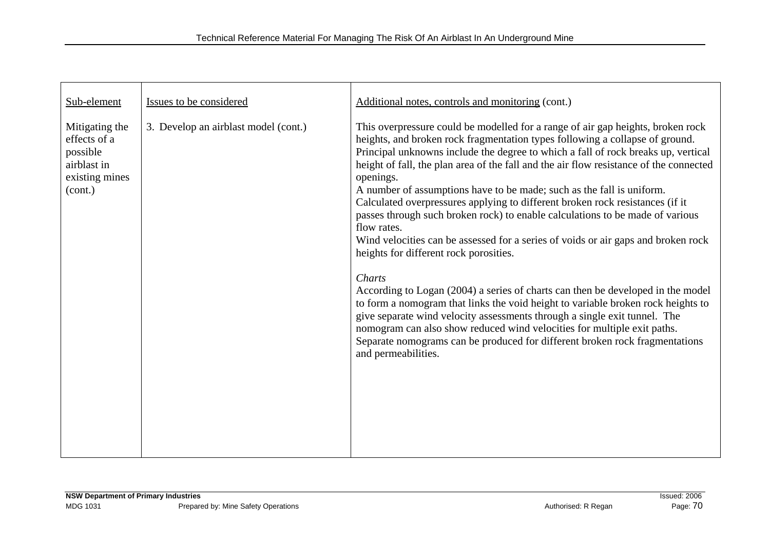| Sub-element | Issues to be considered | Additional notes, controls and monitoring (cont.) |
| --- | --- | --- |
| Mitigating the effects of a possible airblast in existing mines (cont.) | 3. Develop an airblast model (cont.) | This overpressure could be modelled for a range of air gap heights, broken rock heights, and broken rock fragmentation types following a collapse of ground. Principal unknowns include the degree to which a fall of rock breaks up, vertical height of fall, the plan area of the fall and the air flow resistance of the connected openings.<br>A number of assumptions have to be made; such as the fall is uniform.<br>Calculated overpressures applying to different broken rock resistances (if it passes through such broken rock) to enable calculations to be made of various flow rates.<br>Wind velocities can be assessed for a series of voids or air gaps and broken rock heights for different rock porosities.<br><br>*Charts*<br>According to Logan (2004) a series of charts can then be developed in the model to form a nomogram that links the void height to variable broken rock heights to give separate wind velocity assessments through a single exit tunnel. The nomogram can also show reduced wind velocities for multiple exit paths. Separate nomograms can be produced for different broken rock fragmentations and permeabilities. |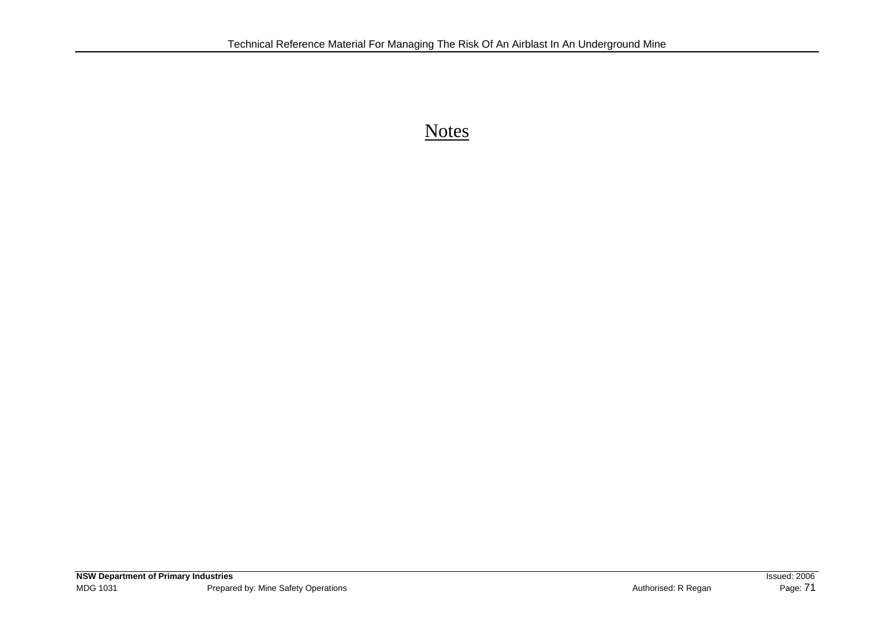# Notes